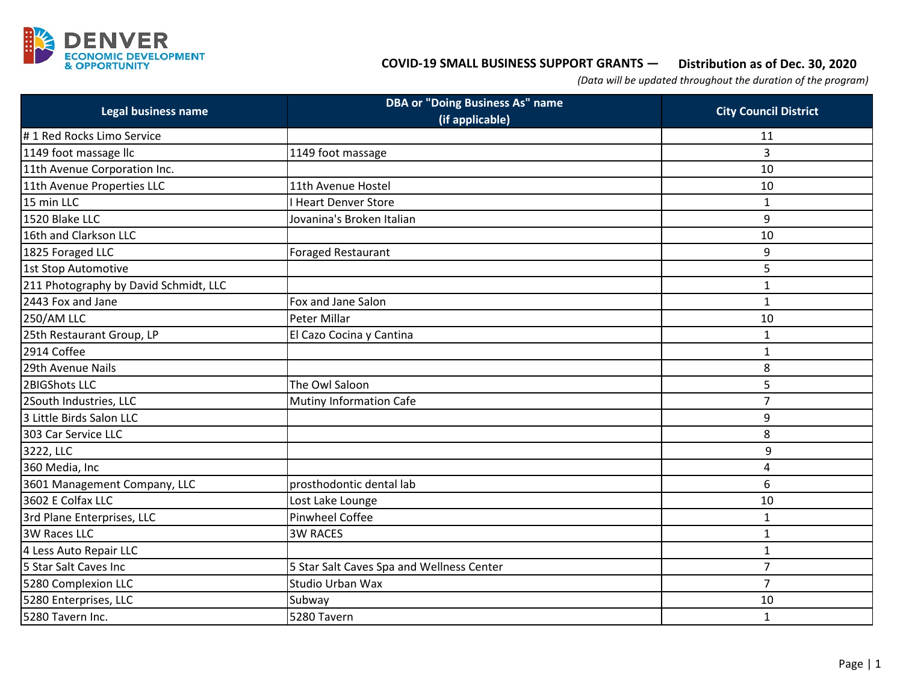DENVER ECONOMIC DEVELOPMENT & OPPORTUNITY

**COVID-19 SMALL BUSINESS SUPPORT GRANTS — Distribution as of Dec. 30, 2020**

*(Data will be updated throughout the duration of the program)*

| Legal business name | DBA or "Doing Business As" name (if applicable) | City Council District |
|---|---|---|
| # 1 Red Rocks Limo Service | | 11 |
| 1149 foot massage llc | 1149 foot massage | 3 |
| 11th Avenue Corporation Inc. | | 10 |
| 11th Avenue Properties LLC | 11th Avenue Hostel | 10 |
| 15 min LLC | I Heart Denver Store | 1 |
| 1520 Blake LLC | Jovanina's Broken Italian | 9 |
| 16th and Clarkson LLC | | 10 |
| 1825 Foraged LLC | Foraged Restaurant | 9 |
| 1st Stop Automotive | | 5 |
| 211 Photography by David Schmidt, LLC | | 1 |
| 2443 Fox and Jane | Fox and Jane Salon | 1 |
| 250/AM LLC | Peter Millar | 10 |
| 25th Restaurant Group, LP | El Cazo Cocina y Cantina | 1 |
| 2914 Coffee | | 1 |
| 29th Avenue Nails | | 8 |
| 2BIGShots LLC | The Owl Saloon | 5 |
| 2South Industries, LLC | Mutiny Information Cafe | 7 |
| 3 Little Birds Salon LLC | | 9 |
| 303 Car Service LLC | | 8 |
| 3222, LLC | | 9 |
| 360 Media, Inc | | 4 |
| 3601 Management Company, LLC | prosthodontic dental lab | 6 |
| 3602 E Colfax LLC | Lost Lake Lounge | 10 |
| 3rd Plane Enterprises, LLC | Pinwheel Coffee | 1 |
| 3W Races LLC | 3W RACES | 1 |
| 4 Less Auto Repair LLC | | 1 |
| 5 Star Salt Caves Inc | 5 Star Salt Caves Spa and Wellness Center | 7 |
| 5280 Complexion LLC | Studio Urban Wax | 7 |
| 5280 Enterprises, LLC | Subway | 10 |
| 5280 Tavern Inc. | 5280 Tavern | 1 |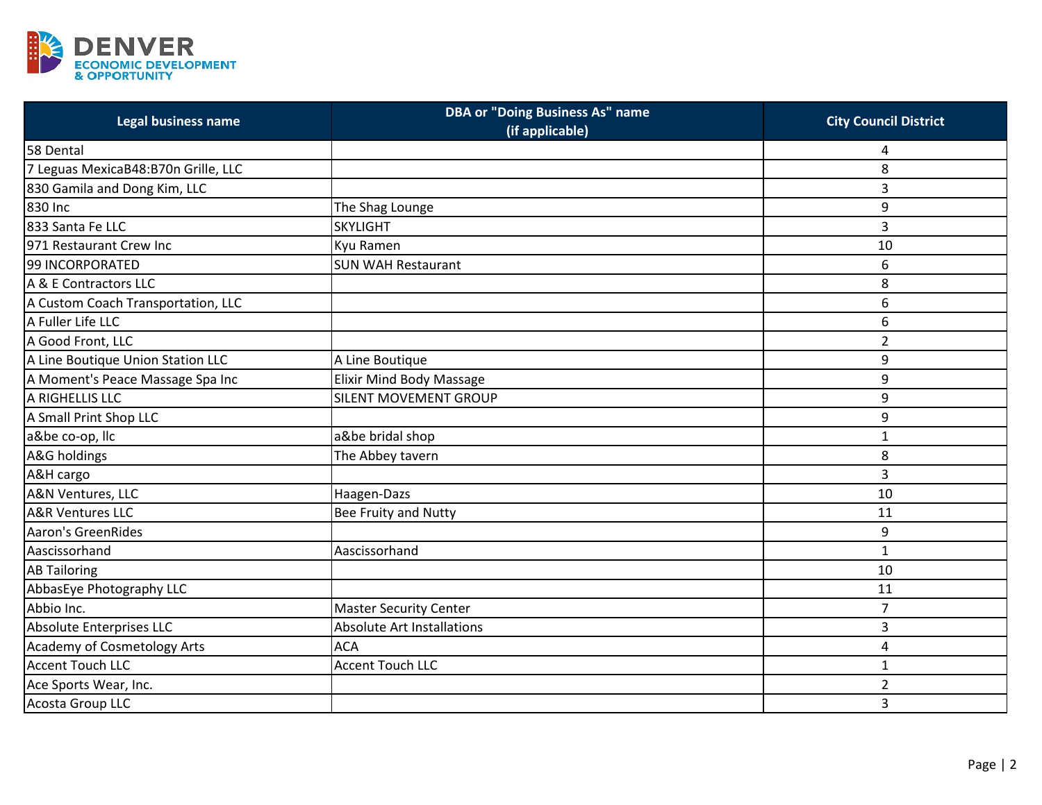| Legal business name | DBA or "Doing Business As" name (if applicable) | City Council District |
|---|---|---|
| 58 Dental | | 4 |
| 7 Leguas MexicaB48:B70n Grille, LLC | | 8 |
| 830 Gamila and Dong Kim, LLC | | 3 |
| 830 Inc | The Shag Lounge | 9 |
| 833 Santa Fe LLC | SKYLIGHT | 3 |
| 971 Restaurant Crew Inc | Kyu Ramen | 10 |
| 99 INCORPORATED | SUN WAH Restaurant | 6 |
| A & E Contractors LLC | | 8 |
| A Custom Coach Transportation, LLC | | 6 |
| A Fuller Life LLC | | 6 |
| A Good Front, LLC | | 2 |
| A Line Boutique Union Station LLC | A Line Boutique | 9 |
| A Moment's Peace Massage Spa Inc | Elixir Mind Body Massage | 9 |
| A RIGHELLIS LLC | SILENT MOVEMENT GROUP | 9 |
| A Small Print Shop LLC | | 9 |
| a&be co-op, llc | a&be bridal shop | 1 |
| A&G holdings | The Abbey tavern | 8 |
| A&H cargo | | 3 |
| A&N Ventures, LLC | Haagen-Dazs | 10 |
| A&R Ventures LLC | Bee Fruity and Nutty | 11 |
| Aaron's GreenRides | | 9 |
| Aascissorhand | Aascissorhand | 1 |
| AB Tailoring | | 10 |
| AbbasEye Photography LLC | | 11 |
| Abbio Inc. | Master Security Center | 7 |
| Absolute Enterprises LLC | Absolute Art Installations | 3 |
| Academy of Cosmetology Arts | ACA | 4 |
| Accent Touch LLC | Accent Touch LLC | 1 |
| Ace Sports Wear, Inc. | | 2 |
| Acosta Group LLC | | 3 |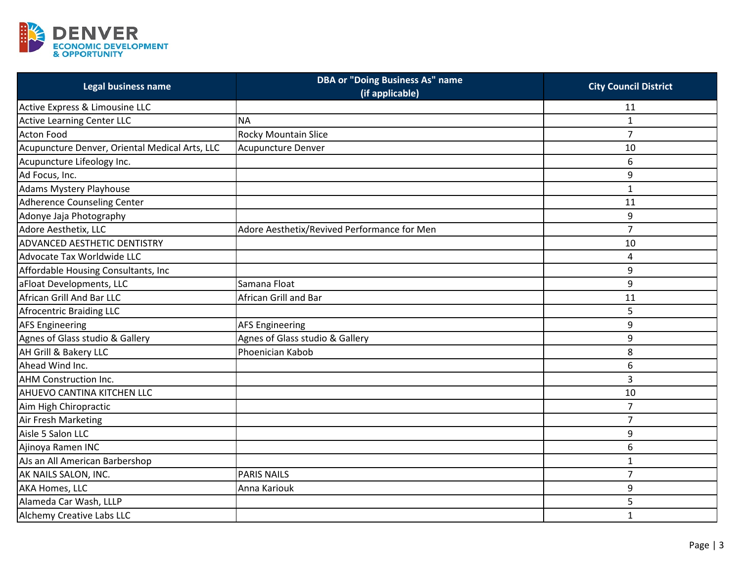| Legal business name | DBA or "Doing Business As" name (if applicable) | City Council District |
|---|---|---|
| Active Express & Limousine LLC | | 11 |
| Active Learning Center LLC | NA | 1 |
| Acton Food | Rocky Mountain Slice | 7 |
| Acupuncture Denver, Oriental Medical Arts, LLC | Acupuncture Denver | 10 |
| Acupuncture Lifeology Inc. | | 6 |
| Ad Focus, Inc. | | 9 |
| Adams Mystery Playhouse | | 1 |
| Adherence Counseling Center | | 11 |
| Adonye Jaja Photography | | 9 |
| Adore Aesthetix, LLC | Adore Aesthetix/Revived Performance for Men | 7 |
| ADVANCED AESTHETIC DENTISTRY | | 10 |
| Advocate Tax Worldwide LLC | | 4 |
| Affordable Housing Consultants, Inc | | 9 |
| aFloat Developments, LLC | Samana Float | 9 |
| African Grill And Bar LLC | African Grill and Bar | 11 |
| Afrocentric Braiding LLC | | 5 |
| AFS Engineering | AFS Engineering | 9 |
| Agnes of Glass studio & Gallery | Agnes of Glass studio & Gallery | 9 |
| AH Grill & Bakery LLC | Phoenician Kabob | 8 |
| Ahead Wind Inc. | | 6 |
| AHM Construction Inc. | | 3 |
| AHUEVO CANTINA KITCHEN LLC | | 10 |
| Aim High Chiropractic | | 7 |
| Air Fresh Marketing | | 7 |
| Aisle 5 Salon LLC | | 9 |
| Ajinoya Ramen INC | | 6 |
| AJs an All American Barbershop | | 1 |
| AK NAILS SALON, INC. | PARIS NAILS | 7 |
| AKA Homes, LLC | Anna Kariouk | 9 |
| Alameda Car Wash, LLLP | | 5 |
| Alchemy Creative Labs LLC | | 1 |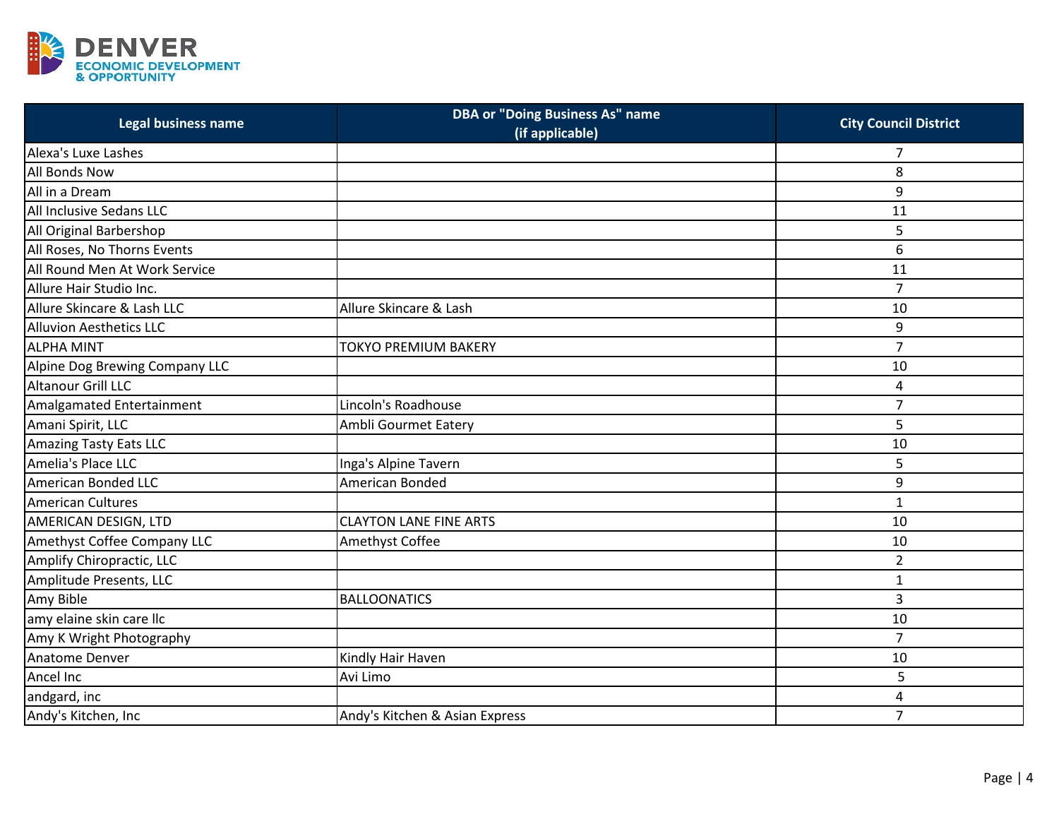| Legal business name | DBA or "Doing Business As" name (if applicable) | City Council District |
|---|---|---|
| Alexa's Luxe Lashes | | 7 |
| All Bonds Now | | 8 |
| All in a Dream | | 9 |
| All Inclusive Sedans LLC | | 11 |
| All Original Barbershop | | 5 |
| All Roses, No Thorns Events | | 6 |
| All Round Men At Work Service | | 11 |
| Allure Hair Studio Inc. | | 7 |
| Allure Skincare & Lash LLC | Allure Skincare & Lash | 10 |
| Alluvion Aesthetics LLC | | 9 |
| ALPHA MINT | TOKYO PREMIUM BAKERY | 7 |
| Alpine Dog Brewing Company LLC | | 10 |
| Altanour Grill LLC | | 4 |
| Amalgamated Entertainment | Lincoln's Roadhouse | 7 |
| Amani Spirit, LLC | Ambli Gourmet Eatery | 5 |
| Amazing Tasty Eats LLC | | 10 |
| Amelia's Place LLC | Inga's Alpine Tavern | 5 |
| American Bonded LLC | American Bonded | 9 |
| American Cultures | | 1 |
| AMERICAN DESIGN, LTD | CLAYTON LANE FINE ARTS | 10 |
| Amethyst Coffee Company LLC | Amethyst Coffee | 10 |
| Amplify Chiropractic, LLC | | 2 |
| Amplitude Presents, LLC | | 1 |
| Amy Bible | BALLOONATICS | 3 |
| amy elaine skin care llc | | 10 |
| Amy K Wright Photography | | 7 |
| Anatome Denver | Kindly Hair Haven | 10 |
| Ancel Inc | Avi Limo | 5 |
| andgard, inc | | 4 |
| Andy's Kitchen, Inc | Andy's Kitchen & Asian Express | 7 |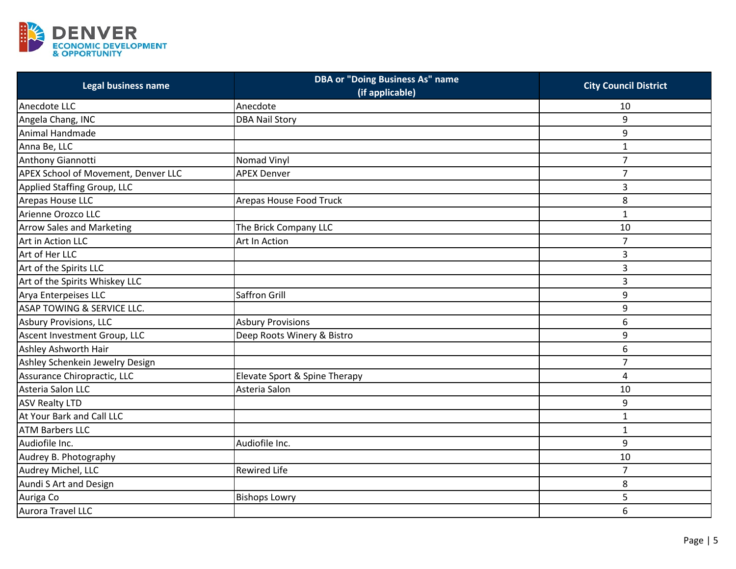| Legal business name | DBA or "Doing Business As" name (if applicable) | City Council District |
| --- | --- | --- |
| Anecdote LLC | Anecdote | 10 |
| Angela Chang, INC | DBA Nail Story | 9 |
| Animal Handmade | | 9 |
| Anna Be, LLC | | 1 |
| Anthony Giannotti | Nomad Vinyl | 7 |
| APEX School of Movement, Denver LLC | APEX Denver | 7 |
| Applied Staffing Group, LLC | | 3 |
| Arepas House LLC | Arepas House Food Truck | 8 |
| Arienne Orozco LLC | | 1 |
| Arrow Sales and Marketing | The Brick Company LLC | 10 |
| Art in Action LLC | Art In Action | 7 |
| Art of Her LLC | | 3 |
| Art of the Spirits LLC | | 3 |
| Art of the Spirits Whiskey LLC | | 3 |
| Arya Enterpeises LLC | Saffron Grill | 9 |
| ASAP TOWING & SERVICE LLC. | | 9 |
| Asbury Provisions, LLC | Asbury Provisions | 6 |
| Ascent Investment Group, LLC | Deep Roots Winery & Bistro | 9 |
| Ashley Ashworth Hair | | 6 |
| Ashley Schenkein Jewelry Design | | 7 |
| Assurance Chiropractic, LLC | Elevate Sport & Spine Therapy | 4 |
| Asteria Salon LLC | Asteria Salon | 10 |
| ASV Realty LTD | | 9 |
| At Your Bark and Call LLC | | 1 |
| ATM Barbers LLC | | 1 |
| Audiofile Inc. | Audiofile Inc. | 9 |
| Audrey B. Photography | | 10 |
| Audrey Michel, LLC | Rewired Life | 7 |
| Aundi S Art and Design | | 8 |
| Auriga Co | Bishops Lowry | 5 |
| Aurora Travel LLC | | 6 |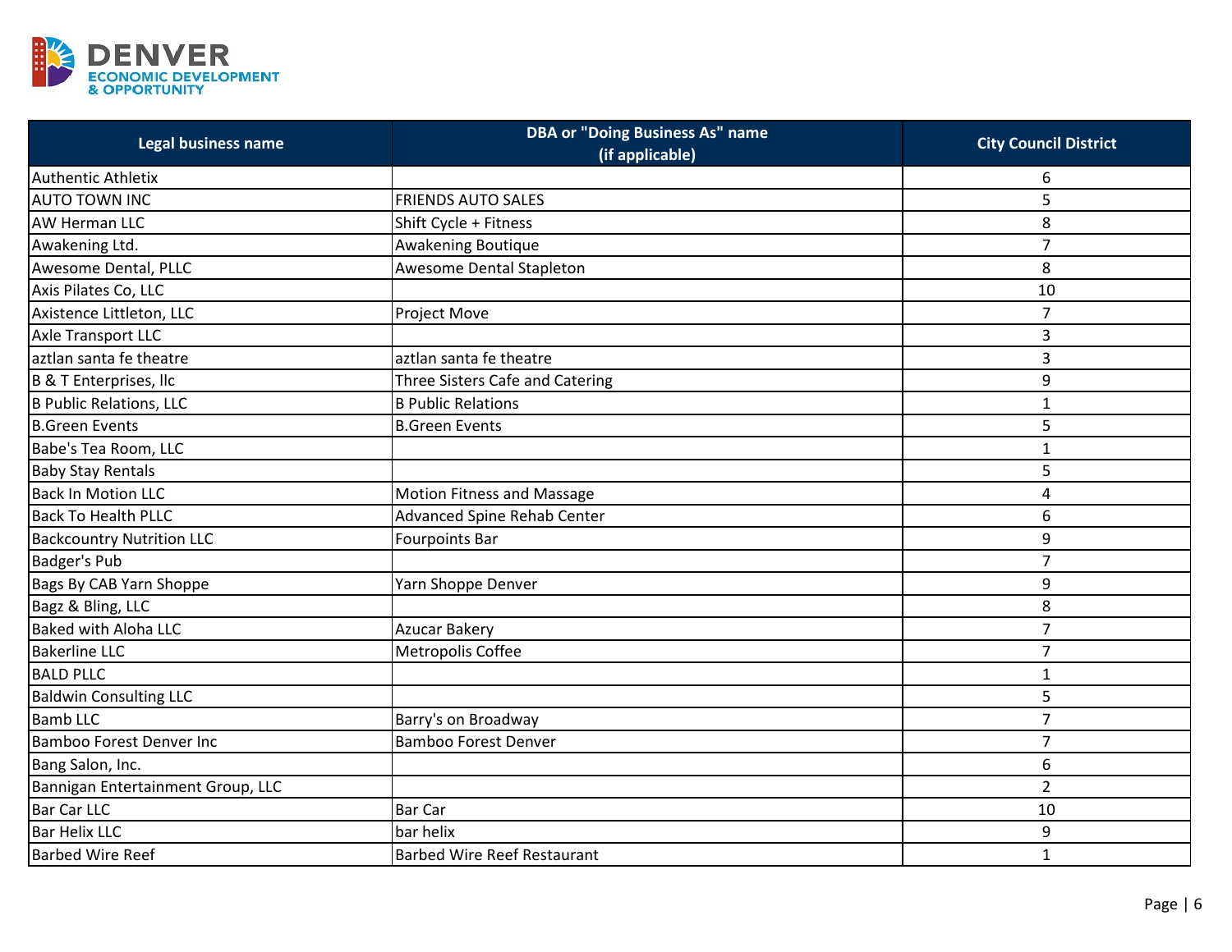| Legal business name | DBA or "Doing Business As" name (if applicable) | City Council District |
|---|---|---|
| Authentic Athletix | | 6 |
| AUTO TOWN INC | FRIENDS AUTO SALES | 5 |
| AW Herman LLC | Shift Cycle + Fitness | 8 |
| Awakening Ltd. | Awakening Boutique | 7 |
| Awesome Dental, PLLC | Awesome Dental Stapleton | 8 |
| Axis Pilates Co, LLC | | 10 |
| Axistence Littleton, LLC | Project Move | 7 |
| Axle Transport LLC | | 3 |
| aztlan santa fe theatre | aztlan santa fe theatre | 3 |
| B & T Enterprises, llc | Three Sisters Cafe and Catering | 9 |
| B Public Relations, LLC | B Public Relations | 1 |
| B.Green Events | B.Green Events | 5 |
| Babe's Tea Room, LLC | | 1 |
| Baby Stay Rentals | | 5 |
| Back In Motion LLC | Motion Fitness and Massage | 4 |
| Back To Health PLLC | Advanced Spine Rehab Center | 6 |
| Backcountry Nutrition LLC | Fourpoints Bar | 9 |
| Badger's Pub | | 7 |
| Bags By CAB Yarn Shoppe | Yarn Shoppe Denver | 9 |
| Bagz & Bling, LLC | | 8 |
| Baked with Aloha LLC | Azucar Bakery | 7 |
| Bakerline LLC | Metropolis Coffee | 7 |
| BALD PLLC | | 1 |
| Baldwin Consulting LLC | | 5 |
| Bamb LLC | Barry's on Broadway | 7 |
| Bamboo Forest Denver Inc | Bamboo Forest Denver | 7 |
| Bang Salon, Inc. | | 6 |
| Bannigan Entertainment Group, LLC | | 2 |
| Bar Car LLC | Bar Car | 10 |
| Bar Helix LLC | bar helix | 9 |
| Barbed Wire Reef | Barbed Wire Reef Restaurant | 1 |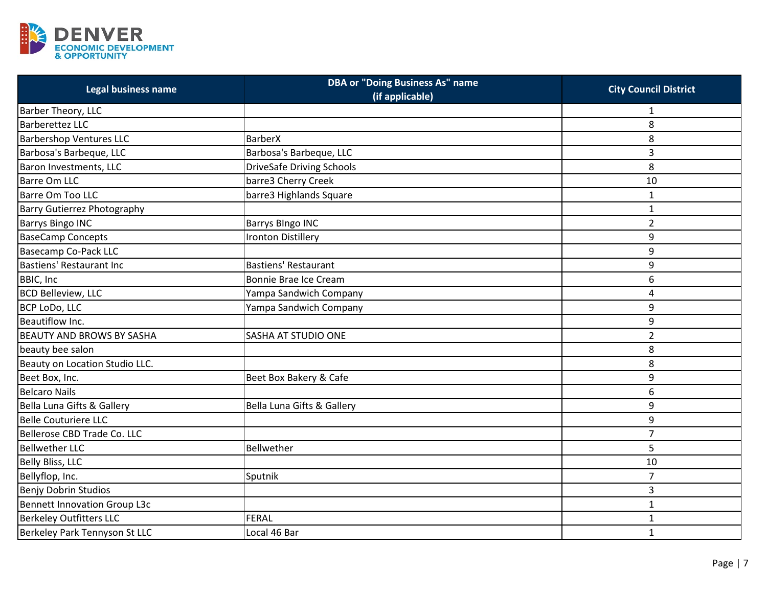| Legal business name | DBA or "Doing Business As" name (if applicable) | City Council District |
|---|---|---|
| Barber Theory, LLC | | 1 |
| Barberettez LLC | | 8 |
| Barbershop Ventures LLC | BarberX | 8 |
| Barbosa's Barbeque, LLC | Barbosa's Barbeque, LLC | 3 |
| Baron Investments, LLC | DriveSafe Driving Schools | 8 |
| Barre Om LLC | barre3 Cherry Creek | 10 |
| Barre Om Too LLC | barre3 Highlands Square | 1 |
| Barry Gutierrez Photography | | 1 |
| Barrys Bingo INC | Barrys BIngo INC | 2 |
| BaseCamp Concepts | Ironton Distillery | 9 |
| Basecamp Co-Pack LLC | | 9 |
| Bastiens' Restaurant Inc | Bastiens' Restaurant | 9 |
| BBIC, Inc | Bonnie Brae Ice Cream | 6 |
| BCD Belleview, LLC | Yampa Sandwich Company | 4 |
| BCP LoDo, LLC | Yampa Sandwich Company | 9 |
| Beautiflow Inc. | | 9 |
| BEAUTY AND BROWS BY SASHA | SASHA AT STUDIO ONE | 2 |
| beauty bee salon | | 8 |
| Beauty on Location Studio LLC. | | 8 |
| Beet Box, Inc. | Beet Box Bakery & Cafe | 9 |
| Belcaro Nails | | 6 |
| Bella Luna Gifts & Gallery | Bella Luna Gifts & Gallery | 9 |
| Belle Couturiere LLC | | 9 |
| Bellerose CBD Trade Co. LLC | | 7 |
| Bellwether LLC | Bellwether | 5 |
| Belly Bliss, LLC | | 10 |
| Bellyflop, Inc. | Sputnik | 7 |
| Benjy Dobrin Studios | | 3 |
| Bennett Innovation Group L3c | | 1 |
| Berkeley Outfitters LLC | FERAL | 1 |
| Berkeley Park Tennyson St LLC | Local 46 Bar | 1 |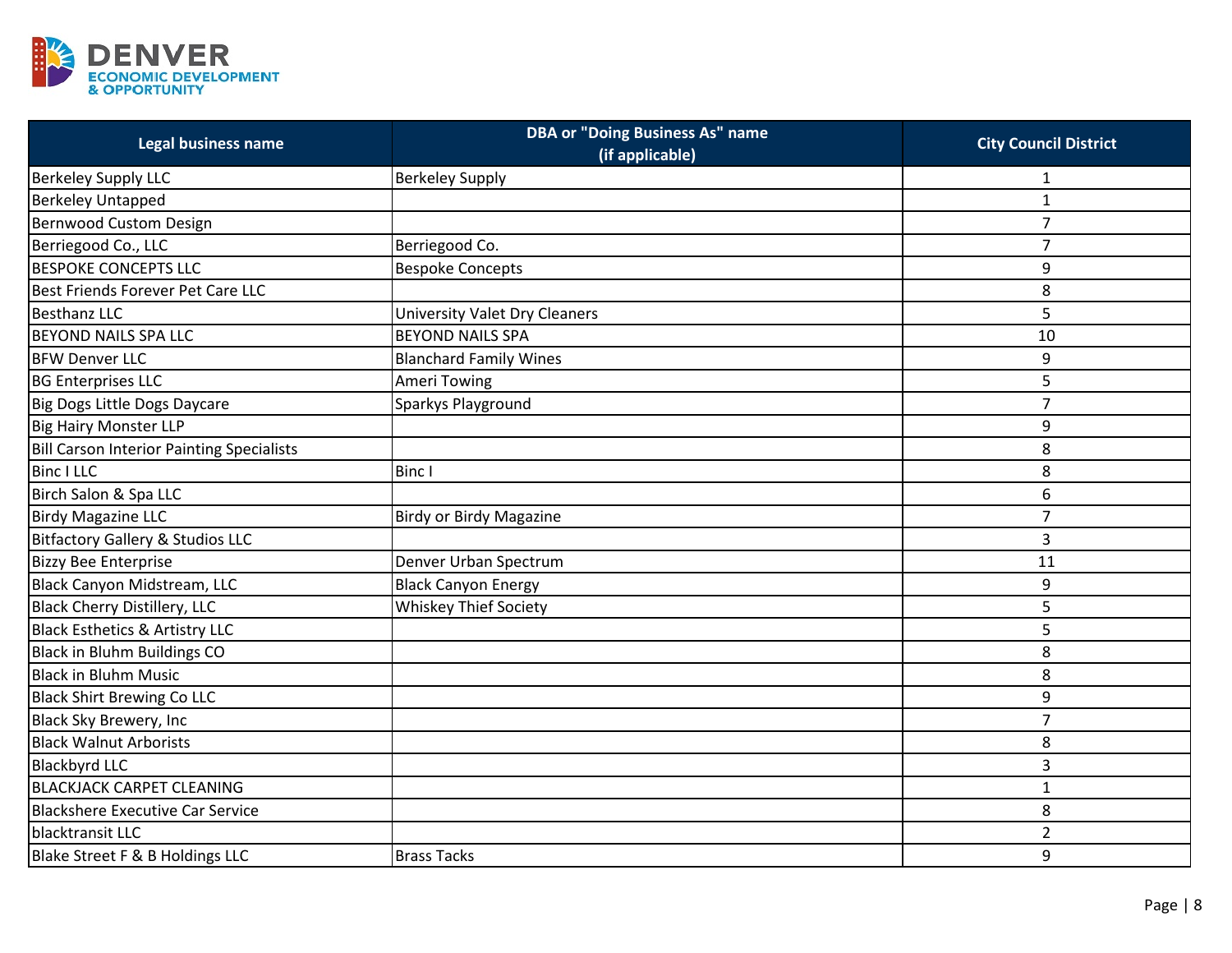| Legal business name | DBA or "Doing Business As" name (if applicable) | City Council District |
|---|---|---|
| Berkeley Supply LLC | Berkeley Supply | 1 |
| Berkeley Untapped | | 1 |
| Bernwood Custom Design | | 7 |
| Berriegood Co., LLC | Berriegood Co. | 7 |
| BESPOKE CONCEPTS LLC | Bespoke Concepts | 9 |
| Best Friends Forever Pet Care LLC | | 8 |
| Besthanz LLC | University Valet Dry Cleaners | 5 |
| BEYOND NAILS SPA LLC | BEYOND NAILS SPA | 10 |
| BFW Denver LLC | Blanchard Family Wines | 9 |
| BG Enterprises LLC | Ameri Towing | 5 |
| Big Dogs Little Dogs Daycare | Sparkys Playground | 7 |
| Big Hairy Monster LLP | | 9 |
| Bill Carson Interior Painting Specialists | | 8 |
| Binc I LLC | Binc I | 8 |
| Birch Salon & Spa LLC | | 6 |
| Birdy Magazine LLC | Birdy or Birdy Magazine | 7 |
| Bitfactory Gallery & Studios LLC | | 3 |
| Bizzy Bee Enterprise | Denver Urban Spectrum | 11 |
| Black Canyon Midstream, LLC | Black Canyon Energy | 9 |
| Black Cherry Distillery, LLC | Whiskey Thief Society | 5 |
| Black Esthetics & Artistry LLC | | 5 |
| Black in Bluhm Buildings CO | | 8 |
| Black in Bluhm Music | | 8 |
| Black Shirt Brewing Co LLC | | 9 |
| Black Sky Brewery, Inc | | 7 |
| Black Walnut Arborists | | 8 |
| Blackbyrd LLC | | 3 |
| BLACKJACK CARPET CLEANING | | 1 |
| Blackshere Executive Car Service | | 8 |
| blacktransit LLC | | 2 |
| Blake Street F & B Holdings LLC | Brass Tacks | 9 |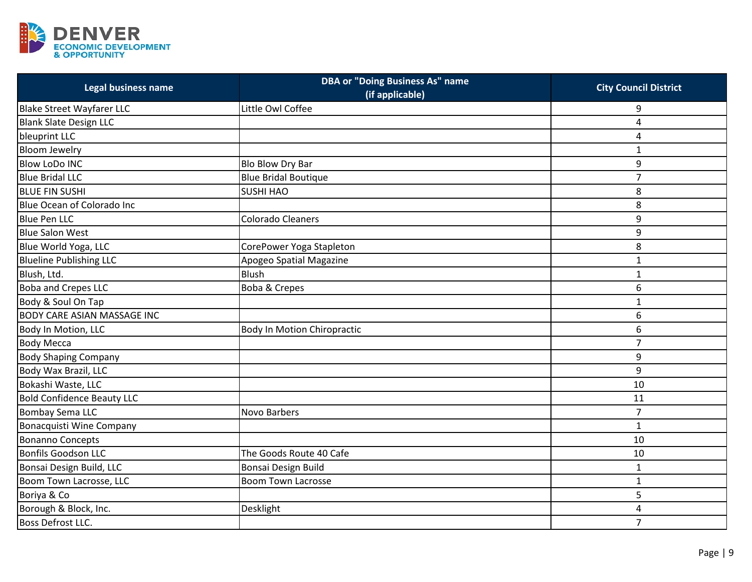| Legal business name | DBA or "Doing Business As" name (if applicable) | City Council District |
|---|---|---|
| Blake Street Wayfarer LLC | Little Owl Coffee | 9 |
| Blank Slate Design LLC | | 4 |
| bleuprint LLC | | 4 |
| Bloom Jewelry | | 1 |
| Blow LoDo INC | Blo Blow Dry Bar | 9 |
| Blue Bridal LLC | Blue Bridal Boutique | 7 |
| BLUE FIN SUSHI | SUSHI HAO | 8 |
| Blue Ocean of Colorado Inc | | 8 |
| Blue Pen LLC | Colorado Cleaners | 9 |
| Blue Salon West | | 9 |
| Blue World Yoga, LLC | CorePower Yoga Stapleton | 8 |
| Blueline Publishing LLC | Apogeo Spatial Magazine | 1 |
| Blush, Ltd. | Blush | 1 |
| Boba and Crepes LLC | Boba & Crepes | 6 |
| Body & Soul On Tap | | 1 |
| BODY CARE ASIAN MASSAGE INC | | 6 |
| Body In Motion, LLC | Body In Motion Chiropractic | 6 |
| Body Mecca | | 7 |
| Body Shaping Company | | 9 |
| Body Wax Brazil, LLC | | 9 |
| Bokashi Waste, LLC | | 10 |
| Bold Confidence Beauty LLC | | 11 |
| Bombay Sema LLC | Novo Barbers | 7 |
| Bonacquisti Wine Company | | 1 |
| Bonanno Concepts | | 10 |
| Bonfils Goodson LLC | The Goods Route 40 Cafe | 10 |
| Bonsai Design Build, LLC | Bonsai Design Build | 1 |
| Boom Town Lacrosse, LLC | Boom Town Lacrosse | 1 |
| Boriya & Co | | 5 |
| Borough & Block, Inc. | Desklight | 4 |
| Boss Defrost LLC. | | 7 |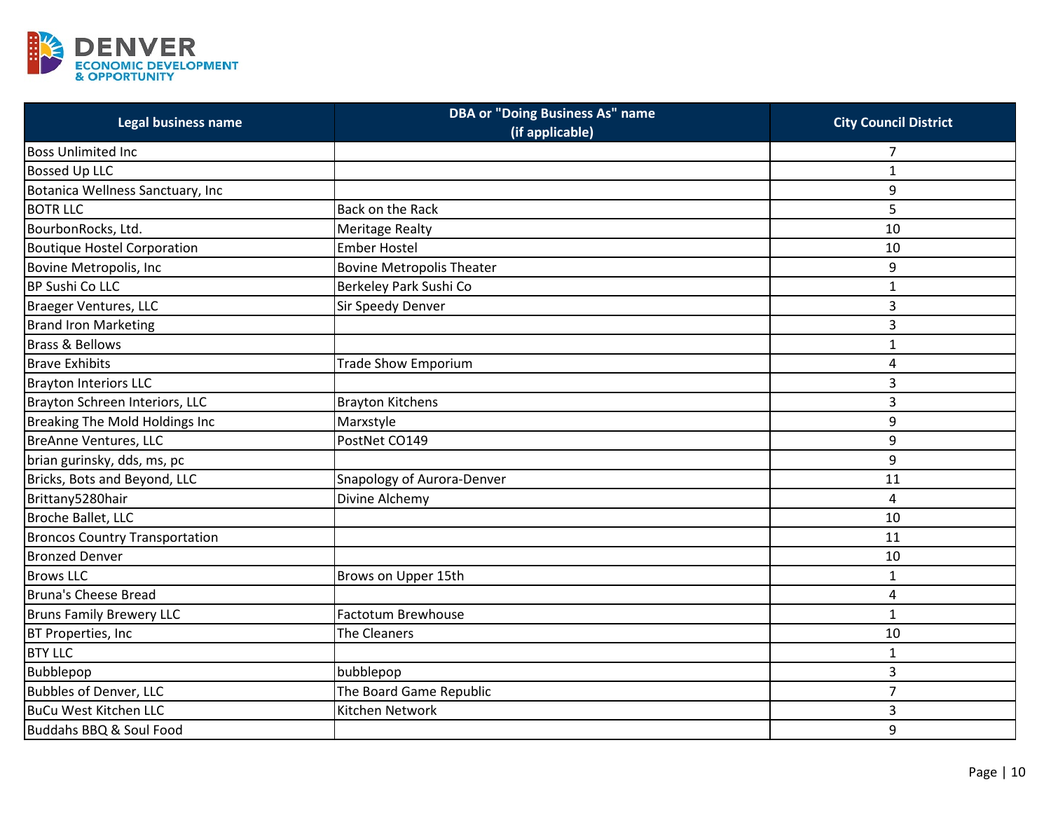| Legal business name | DBA or "Doing Business As" name (if applicable) | City Council District |
|---|---|---|
| Boss Unlimited Inc | | 7 |
| Bossed Up LLC | | 1 |
| Botanica Wellness Sanctuary, Inc | | 9 |
| BOTR LLC | Back on the Rack | 5 |
| BourbonRocks, Ltd. | Meritage Realty | 10 |
| Boutique Hostel Corporation | Ember Hostel | 10 |
| Bovine Metropolis, Inc | Bovine Metropolis Theater | 9 |
| BP Sushi Co LLC | Berkeley Park Sushi Co | 1 |
| Braeger Ventures, LLC | Sir Speedy Denver | 3 |
| Brand Iron Marketing | | 3 |
| Brass & Bellows | | 1 |
| Brave Exhibits | Trade Show Emporium | 4 |
| Brayton Interiors LLC | | 3 |
| Brayton Schreen Interiors, LLC | Brayton Kitchens | 3 |
| Breaking The Mold Holdings Inc | Marxstyle | 9 |
| BreAnne Ventures, LLC | PostNet CO149 | 9 |
| brian gurinsky, dds, ms, pc | | 9 |
| Bricks, Bots and Beyond, LLC | Snapology of Aurora-Denver | 11 |
| Brittany5280hair | Divine Alchemy | 4 |
| Broche Ballet, LLC | | 10 |
| Broncos Country Transportation | | 11 |
| Bronzed Denver | | 10 |
| Brows LLC | Brows on Upper 15th | 1 |
| Bruna's Cheese Bread | | 4 |
| Bruns Family Brewery LLC | Factotum Brewhouse | 1 |
| BT Properties, Inc | The Cleaners | 10 |
| BTY LLC | | 1 |
| Bubblepop | bubblepop | 3 |
| Bubbles of Denver, LLC | The Board Game Republic | 7 |
| BuCu West Kitchen LLC | Kitchen Network | 3 |
| Buddahs BBQ & Soul Food | | 9 |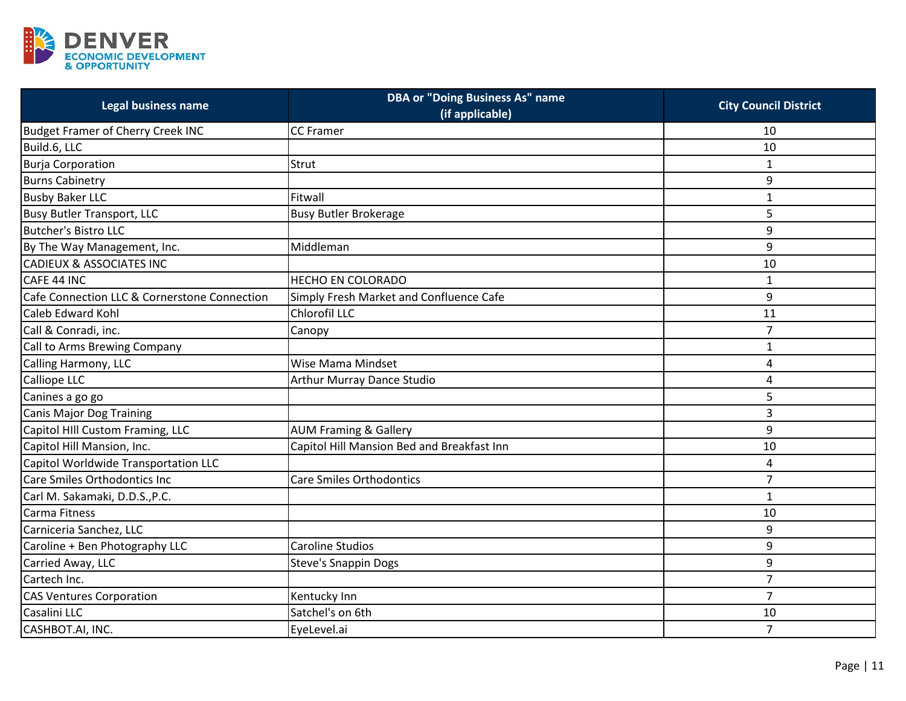| Legal business name | DBA or "Doing Business As" name (if applicable) | City Council District |
|---|---|---|
| Budget Framer of Cherry Creek INC | CC Framer | 10 |
| Build.6, LLC | | 10 |
| Burja Corporation | Strut | 1 |
| Burns Cabinetry | | 9 |
| Busby Baker LLC | Fitwall | 1 |
| Busy Butler Transport, LLC | Busy Butler Brokerage | 5 |
| Butcher's Bistro LLC | | 9 |
| By The Way Management, Inc. | Middleman | 9 |
| CADIEUX & ASSOCIATES INC | | 10 |
| CAFE 44 INC | HECHO EN COLORADO | 1 |
| Cafe Connection LLC & Cornerstone Connection | Simply Fresh Market and Confluence Cafe | 9 |
| Caleb Edward Kohl | Chlorofil LLC | 11 |
| Call & Conradi, inc. | Canopy | 7 |
| Call to Arms Brewing Company | | 1 |
| Calling Harmony, LLC | Wise Mama Mindset | 4 |
| Calliope LLC | Arthur Murray Dance Studio | 4 |
| Canines a go go | | 5 |
| Canis Major Dog Training | | 3 |
| Capitol HIll Custom Framing, LLC | AUM Framing & Gallery | 9 |
| Capitol Hill Mansion, Inc. | Capitol Hill Mansion Bed and Breakfast Inn | 10 |
| Capitol Worldwide Transportation LLC | | 4 |
| Care Smiles Orthodontics Inc | Care Smiles Orthodontics | 7 |
| Carl M. Sakamaki, D.D.S.,P.C. | | 1 |
| Carma Fitness | | 10 |
| Carniceria Sanchez, LLC | | 9 |
| Caroline + Ben Photography LLC | Caroline Studios | 9 |
| Carried Away, LLC | Steve's Snappin Dogs | 9 |
| Cartech Inc. | | 7 |
| CAS Ventures Corporation | Kentucky Inn | 7 |
| Casalini LLC | Satchel's on 6th | 10 |
| CASHBOT.AI, INC. | EyeLevel.ai | 7 |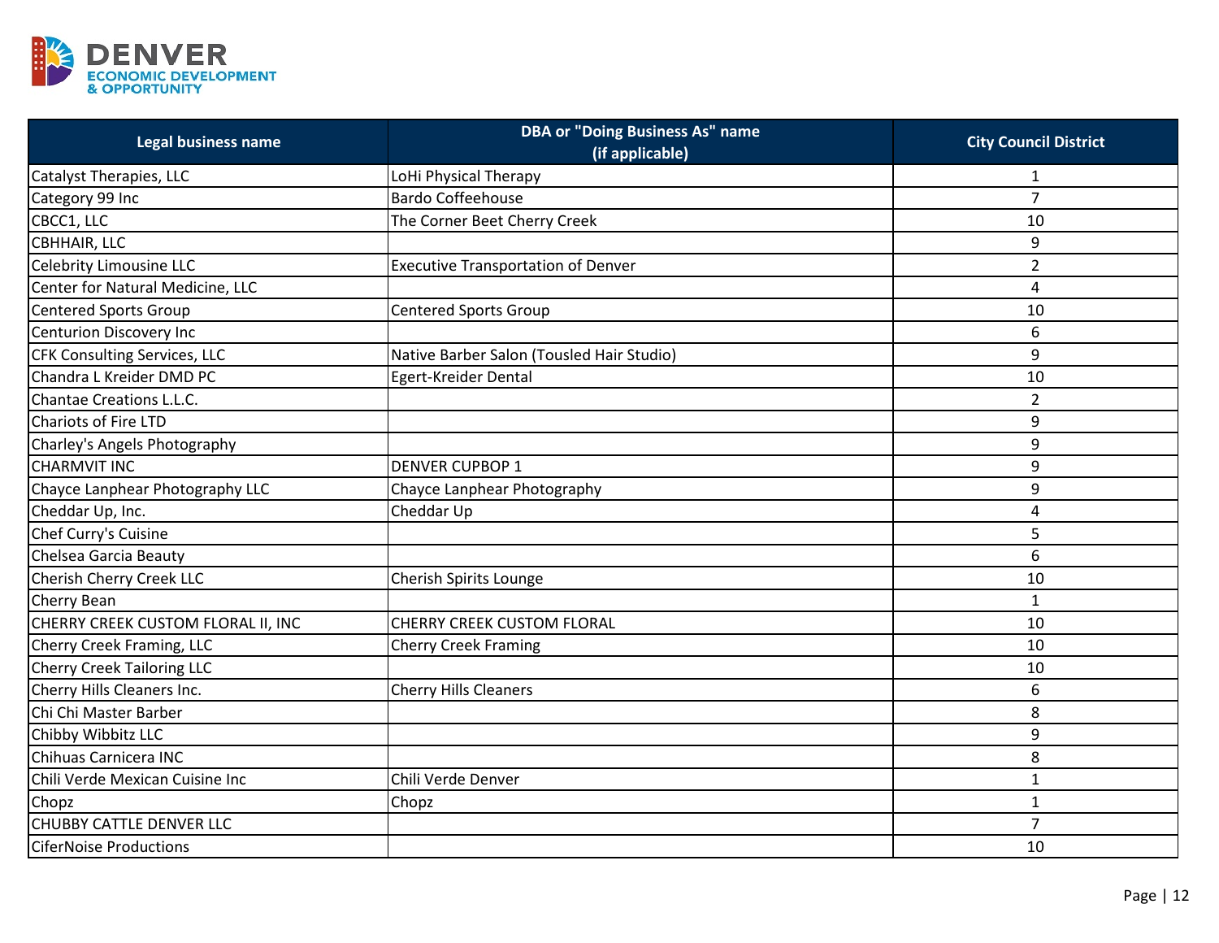| Legal business name | DBA or "Doing Business As" name (if applicable) | City Council District |
|---|---|---|
| Catalyst Therapies, LLC | LoHi Physical Therapy | 1 |
| Category 99 Inc | Bardo Coffeehouse | 7 |
| CBCC1, LLC | The Corner Beet Cherry Creek | 10 |
| CBHHAIR, LLC | | 9 |
| Celebrity Limousine LLC | Executive Transportation of Denver | 2 |
| Center for Natural Medicine, LLC | | 4 |
| Centered Sports Group | Centered Sports Group | 10 |
| Centurion Discovery Inc | | 6 |
| CFK Consulting Services, LLC | Native Barber Salon (Tousled Hair Studio) | 9 |
| Chandra L Kreider DMD PC | Egert-Kreider Dental | 10 |
| Chantae Creations L.L.C. | | 2 |
| Chariots of Fire LTD | | 9 |
| Charley's Angels Photography | | 9 |
| CHARMVIT INC | DENVER CUPBOP 1 | 9 |
| Chayce Lanphear Photography LLC | Chayce Lanphear Photography | 9 |
| Cheddar Up, Inc. | Cheddar Up | 4 |
| Chef Curry's Cuisine | | 5 |
| Chelsea Garcia Beauty | | 6 |
| Cherish Cherry Creek LLC | Cherish Spirits Lounge | 10 |
| Cherry Bean | | 1 |
| CHERRY CREEK CUSTOM FLORAL II, INC | CHERRY CREEK CUSTOM FLORAL | 10 |
| Cherry Creek Framing, LLC | Cherry Creek Framing | 10 |
| Cherry Creek Tailoring LLC | | 10 |
| Cherry Hills Cleaners Inc. | Cherry Hills Cleaners | 6 |
| Chi Chi Master Barber | | 8 |
| Chibby Wibbitz LLC | | 9 |
| Chihuas Carnicera INC | | 8 |
| Chili Verde Mexican Cuisine Inc | Chili Verde Denver | 1 |
| Chopz | Chopz | 1 |
| CHUBBY CATTLE DENVER LLC | | 7 |
| CiferNoise Productions | | 10 |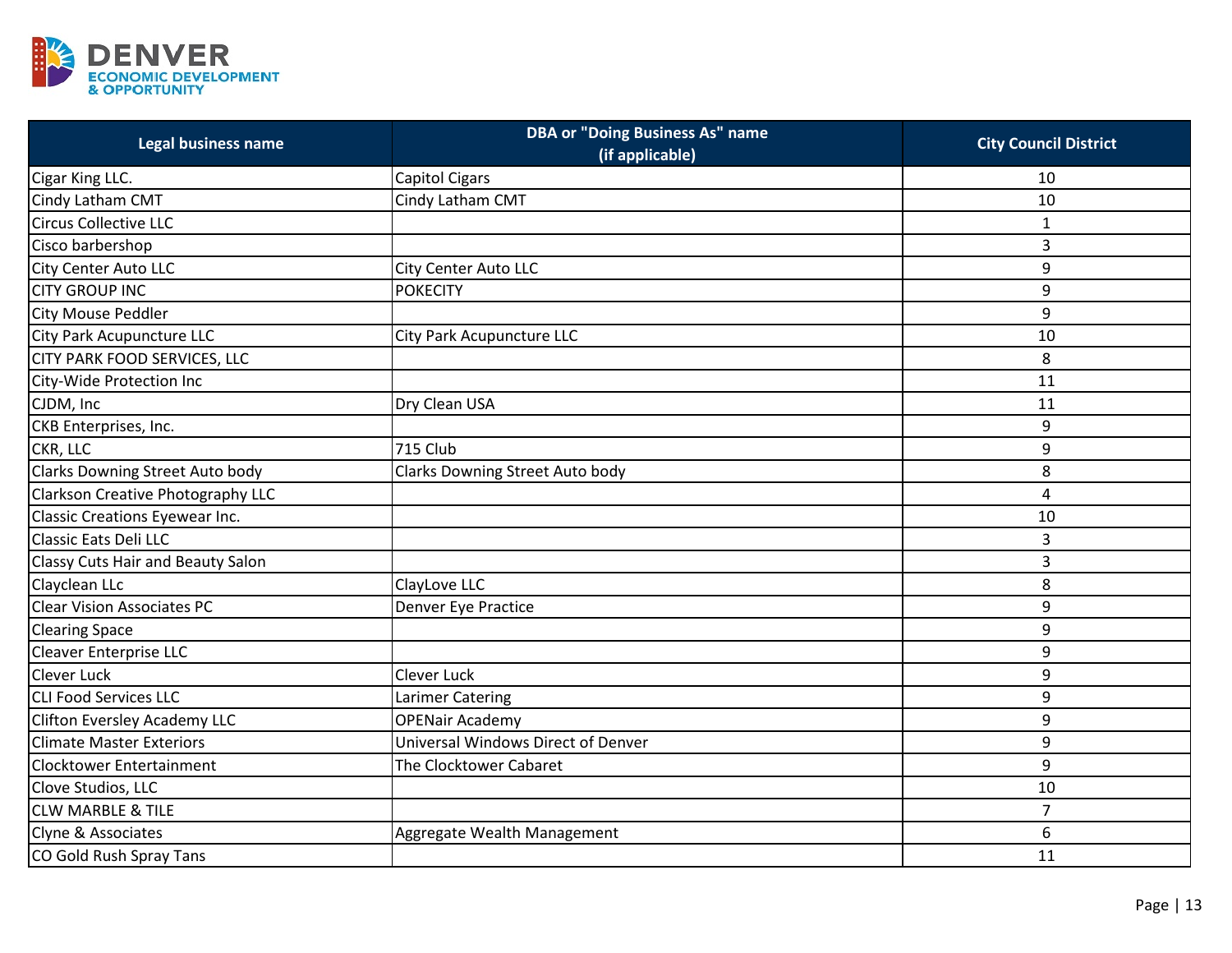| Legal business name | DBA or "Doing Business As" name (if applicable) | City Council District |
|---|---|---|
| Cigar King LLC. | Capitol Cigars | 10 |
| Cindy Latham CMT | Cindy Latham CMT | 10 |
| Circus Collective LLC | | 1 |
| Cisco barbershop | | 3 |
| City Center Auto LLC | City Center Auto LLC | 9 |
| CITY GROUP INC | POKECITY | 9 |
| City Mouse Peddler | | 9 |
| City Park Acupuncture LLC | City Park Acupuncture LLC | 10 |
| CITY PARK FOOD SERVICES, LLC | | 8 |
| City-Wide Protection Inc | | 11 |
| CJDM, Inc | Dry Clean USA | 11 |
| CKB Enterprises, Inc. | | 9 |
| CKR, LLC | 715 Club | 9 |
| Clarks Downing Street Auto body | Clarks Downing Street Auto body | 8 |
| Clarkson Creative Photography LLC | | 4 |
| Classic Creations Eyewear Inc. | | 10 |
| Classic Eats Deli LLC | | 3 |
| Classy Cuts Hair and Beauty Salon | | 3 |
| Clayclean LLc | ClayLove LLC | 8 |
| Clear Vision Associates PC | Denver Eye Practice | 9 |
| Clearing Space | | 9 |
| Cleaver Enterprise LLC | | 9 |
| Clever Luck | Clever Luck | 9 |
| CLI Food Services LLC | Larimer Catering | 9 |
| Clifton Eversley Academy LLC | OPENair Academy | 9 |
| Climate Master Exteriors | Universal Windows Direct of Denver | 9 |
| Clocktower Entertainment | The Clocktower Cabaret | 9 |
| Clove Studios, LLC | | 10 |
| CLW MARBLE & TILE | | 7 |
| Clyne & Associates | Aggregate Wealth Management | 6 |
| CO Gold Rush Spray Tans | | 11 |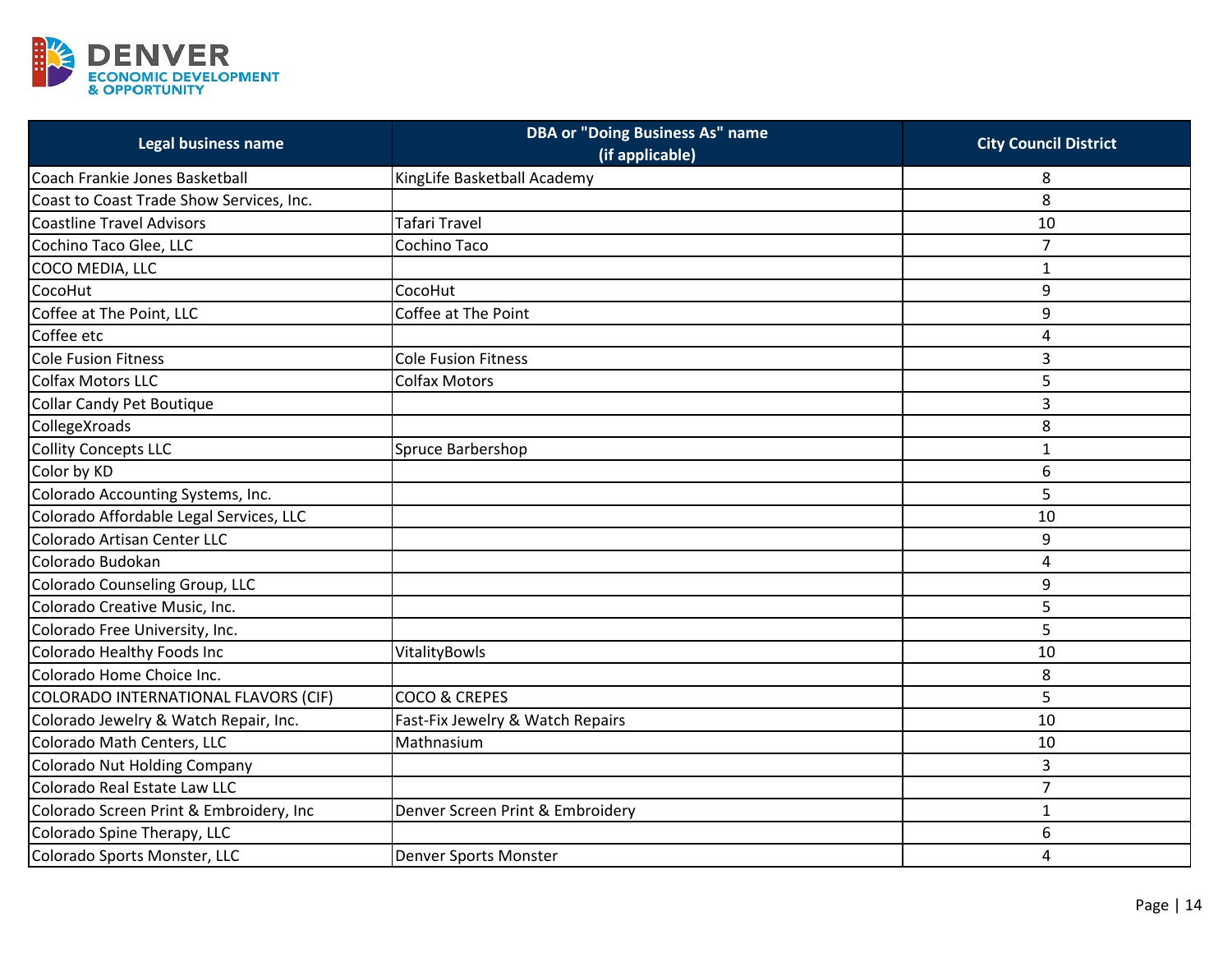| Legal business name | DBA or "Doing Business As" name (if applicable) | City Council District |
|---|---|---|
| Coach Frankie Jones Basketball | KingLife Basketball Academy | 8 |
| Coast to Coast Trade Show Services, Inc. | | 8 |
| Coastline Travel Advisors | Tafari Travel | 10 |
| Cochino Taco Glee, LLC | Cochino Taco | 7 |
| COCO MEDIA, LLC | | 1 |
| CocoHut | CocoHut | 9 |
| Coffee at The Point, LLC | Coffee at The Point | 9 |
| Coffee etc | | 4 |
| Cole Fusion Fitness | Cole Fusion Fitness | 3 |
| Colfax Motors LLC | Colfax Motors | 5 |
| Collar Candy Pet Boutique | | 3 |
| CollegeXroads | | 8 |
| Collity Concepts LLC | Spruce Barbershop | 1 |
| Color by KD | | 6 |
| Colorado Accounting Systems, Inc. | | 5 |
| Colorado Affordable Legal Services, LLC | | 10 |
| Colorado Artisan Center LLC | | 9 |
| Colorado Budokan | | 4 |
| Colorado Counseling Group, LLC | | 9 |
| Colorado Creative Music, Inc. | | 5 |
| Colorado Free University, Inc. | | 5 |
| Colorado Healthy Foods Inc | VitalityBowls | 10 |
| Colorado Home Choice Inc. | | 8 |
| COLORADO INTERNATIONAL FLAVORS (CIF) | COCO & CREPES | 5 |
| Colorado Jewelry & Watch Repair, Inc. | Fast-Fix Jewelry & Watch Repairs | 10 |
| Colorado Math Centers, LLC | Mathnasium | 10 |
| Colorado Nut Holding Company | | 3 |
| Colorado Real Estate Law LLC | | 7 |
| Colorado Screen Print & Embroidery, Inc | Denver Screen Print & Embroidery | 1 |
| Colorado Spine Therapy, LLC | | 6 |
| Colorado Sports Monster, LLC | Denver Sports Monster | 4 |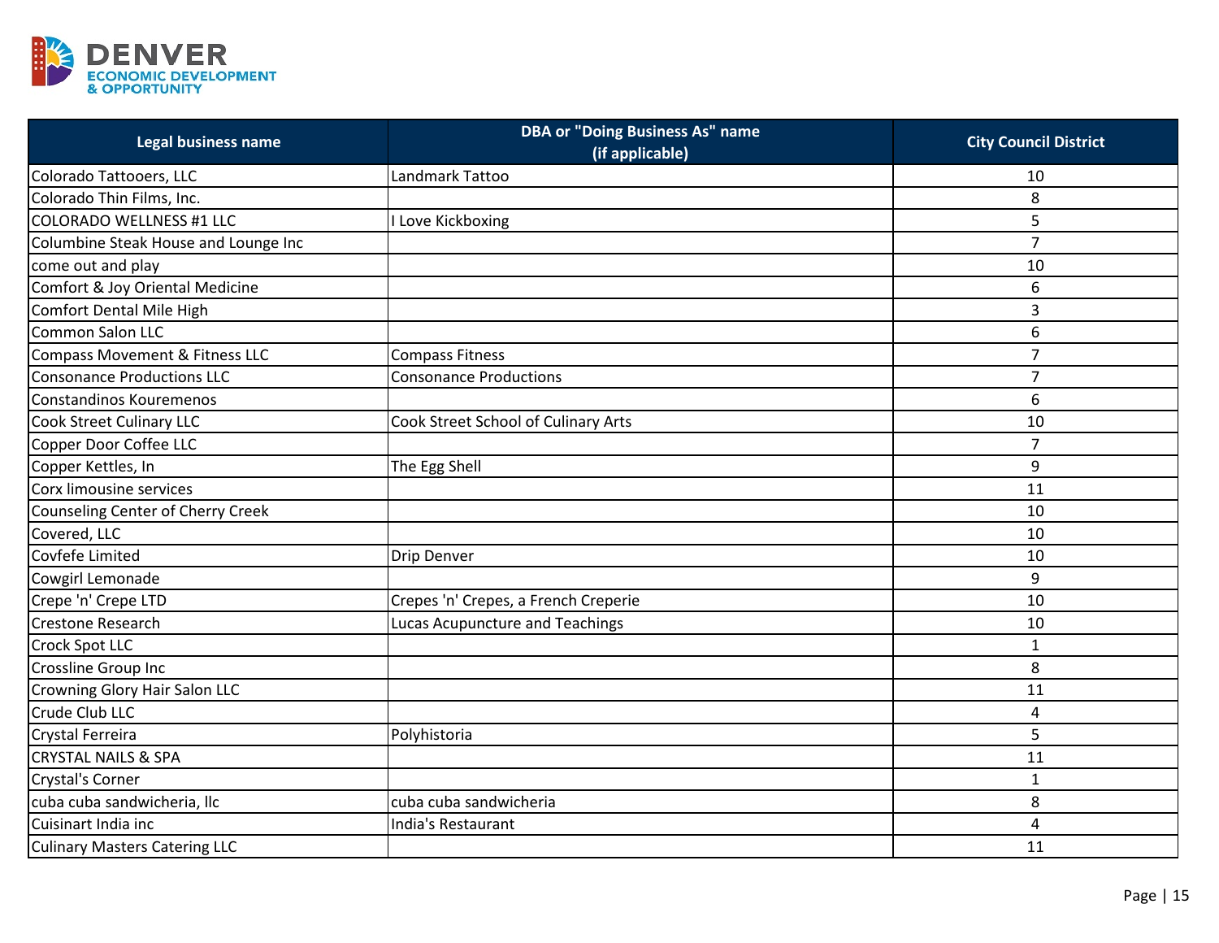| Legal business name | DBA or "Doing Business As" name (if applicable) | City Council District |
|---|---|---|
| Colorado Tattooers, LLC | Landmark Tattoo | 10 |
| Colorado Thin Films, Inc. | | 8 |
| COLORADO WELLNESS #1 LLC | I Love Kickboxing | 5 |
| Columbine Steak House and Lounge Inc | | 7 |
| come out and play | | 10 |
| Comfort & Joy Oriental Medicine | | 6 |
| Comfort Dental Mile High | | 3 |
| Common Salon LLC | | 6 |
| Compass Movement & Fitness LLC | Compass Fitness | 7 |
| Consonance Productions LLC | Consonance Productions | 7 |
| Constandinos Kouremenos | | 6 |
| Cook Street Culinary LLC | Cook Street School of Culinary Arts | 10 |
| Copper Door Coffee LLC | | 7 |
| Copper Kettles, In | The Egg Shell | 9 |
| Corx limousine services | | 11 |
| Counseling Center of Cherry Creek | | 10 |
| Covered, LLC | | 10 |
| Covfefe Limited | Drip Denver | 10 |
| Cowgirl Lemonade | | 9 |
| Crepe 'n' Crepe LTD | Crepes 'n' Crepes, a French Creperie | 10 |
| Crestone Research | Lucas Acupuncture and Teachings | 10 |
| Crock Spot LLC | | 1 |
| Crossline Group Inc | | 8 |
| Crowning Glory Hair Salon LLC | | 11 |
| Crude Club LLC | | 4 |
| Crystal Ferreira | Polyhistoria | 5 |
| CRYSTAL NAILS & SPA | | 11 |
| Crystal's Corner | | 1 |
| cuba cuba sandwicheria, llc | cuba cuba sandwicheria | 8 |
| Cuisinart India inc | India's Restaurant | 4 |
| Culinary Masters Catering LLC | | 11 |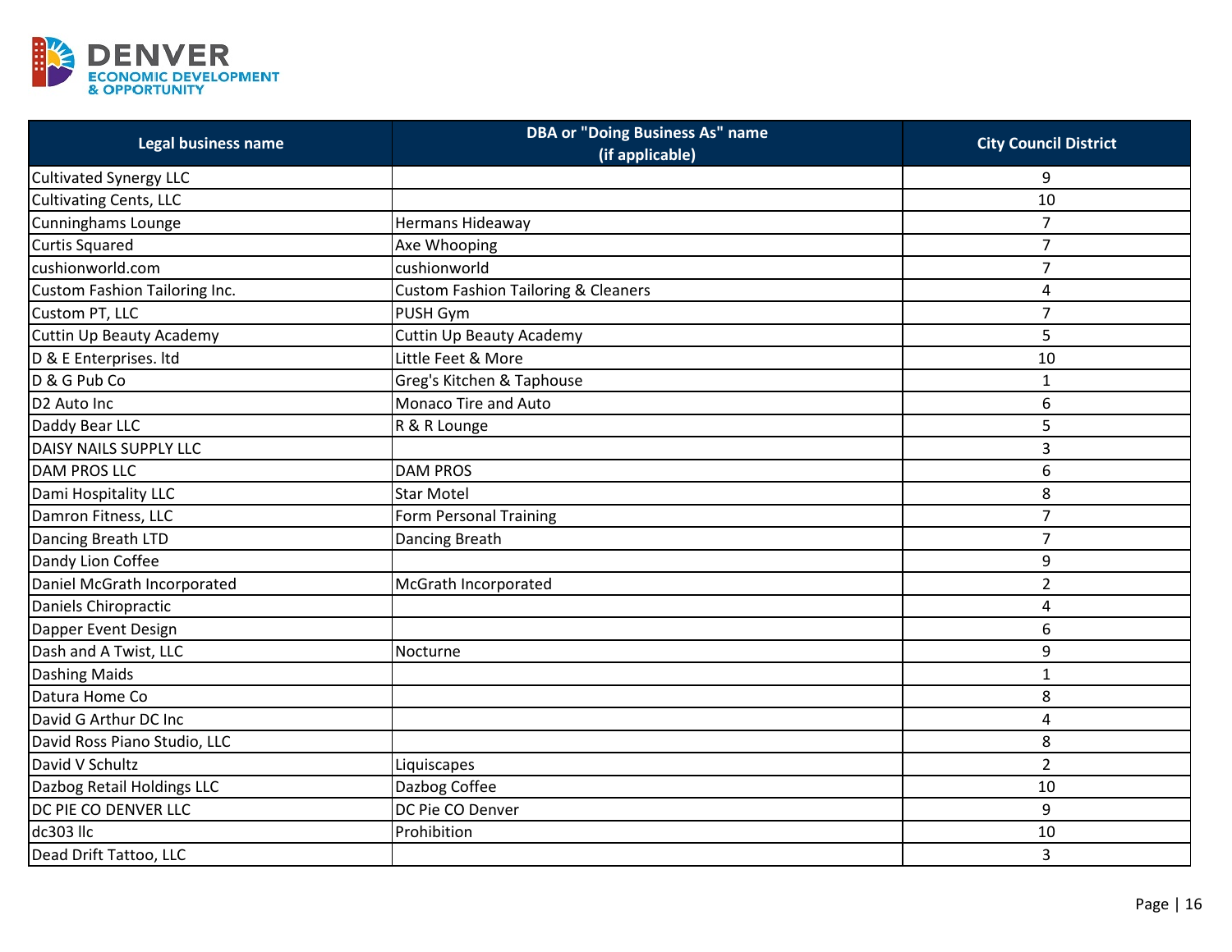| Legal business name | DBA or "Doing Business As" name (if applicable) | City Council District |
|---|---|---|
| Cultivated Synergy LLC | | 9 |
| Cultivating Cents, LLC | | 10 |
| Cunninghams Lounge | Hermans Hideaway | 7 |
| Curtis Squared | Axe Whooping | 7 |
| cushionworld.com | cushionworld | 7 |
| Custom Fashion Tailoring Inc. | Custom Fashion Tailoring & Cleaners | 4 |
| Custom PT, LLC | PUSH Gym | 7 |
| Cuttin Up Beauty Academy | Cuttin Up Beauty Academy | 5 |
| D & E Enterprises. ltd | Little Feet & More | 10 |
| D & G Pub Co | Greg's Kitchen & Taphouse | 1 |
| D2 Auto Inc | Monaco Tire and Auto | 6 |
| Daddy Bear LLC | R & R Lounge | 5 |
| DAISY NAILS SUPPLY LLC | | 3 |
| DAM PROS LLC | DAM PROS | 6 |
| Dami Hospitality LLC | Star Motel | 8 |
| Damron Fitness, LLC | Form Personal Training | 7 |
| Dancing Breath LTD | Dancing Breath | 7 |
| Dandy Lion Coffee | | 9 |
| Daniel McGrath Incorporated | McGrath Incorporated | 2 |
| Daniels Chiropractic | | 4 |
| Dapper Event Design | | 6 |
| Dash and A Twist, LLC | Nocturne | 9 |
| Dashing Maids | | 1 |
| Datura Home Co | | 8 |
| David G Arthur DC Inc | | 4 |
| David Ross Piano Studio, LLC | | 8 |
| David V Schultz | Liquiscapes | 2 |
| Dazbog Retail Holdings LLC | Dazbog Coffee | 10 |
| DC PIE CO DENVER LLC | DC Pie CO Denver | 9 |
| dc303 llc | Prohibition | 10 |
| Dead Drift Tattoo, LLC | | 3 |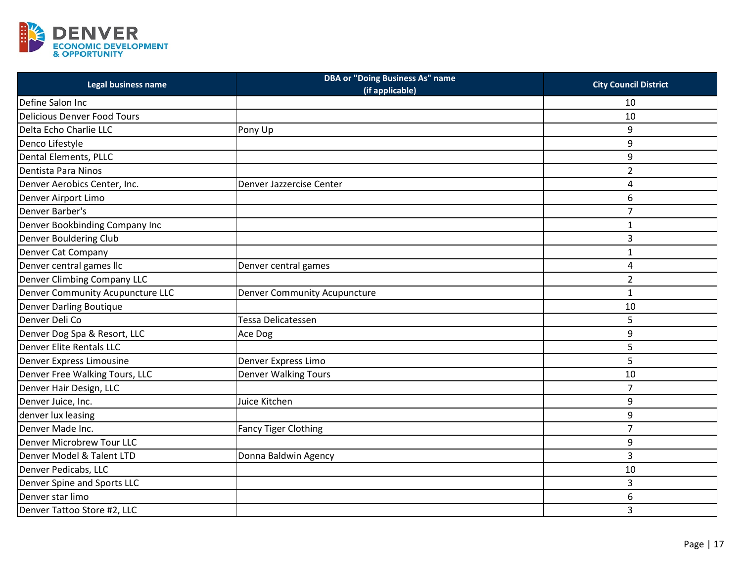| Legal business name | DBA or "Doing Business As" name (if applicable) | City Council District |
|---|---|---|
| Define Salon Inc | | 10 |
| Delicious Denver Food Tours | | 10 |
| Delta Echo Charlie LLC | Pony Up | 9 |
| Denco Lifestyle | | 9 |
| Dental Elements, PLLC | | 9 |
| Dentista Para Ninos | | 2 |
| Denver Aerobics Center, Inc. | Denver Jazzercise Center | 4 |
| Denver Airport Limo | | 6 |
| Denver Barber's | | 7 |
| Denver Bookbinding Company Inc | | 1 |
| Denver Bouldering Club | | 3 |
| Denver Cat Company | | 1 |
| Denver central games llc | Denver central games | 4 |
| Denver Climbing Company LLC | | 2 |
| Denver Community Acupuncture LLC | Denver Community Acupuncture | 1 |
| Denver Darling Boutique | | 10 |
| Denver Deli Co | Tessa Delicatessen | 5 |
| Denver Dog Spa & Resort, LLC | Ace Dog | 9 |
| Denver Elite Rentals LLC | | 5 |
| Denver Express Limousine | Denver Express Limo | 5 |
| Denver Free Walking Tours, LLC | Denver Walking Tours | 10 |
| Denver Hair Design, LLC | | 7 |
| Denver Juice, Inc. | Juice Kitchen | 9 |
| denver lux leasing | | 9 |
| Denver Made Inc. | Fancy Tiger Clothing | 7 |
| Denver Microbrew Tour LLC | | 9 |
| Denver Model & Talent LTD | Donna Baldwin Agency | 3 |
| Denver Pedicabs, LLC | | 10 |
| Denver Spine and Sports LLC | | 3 |
| Denver star limo | | 6 |
| Denver Tattoo Store #2, LLC | | 3 |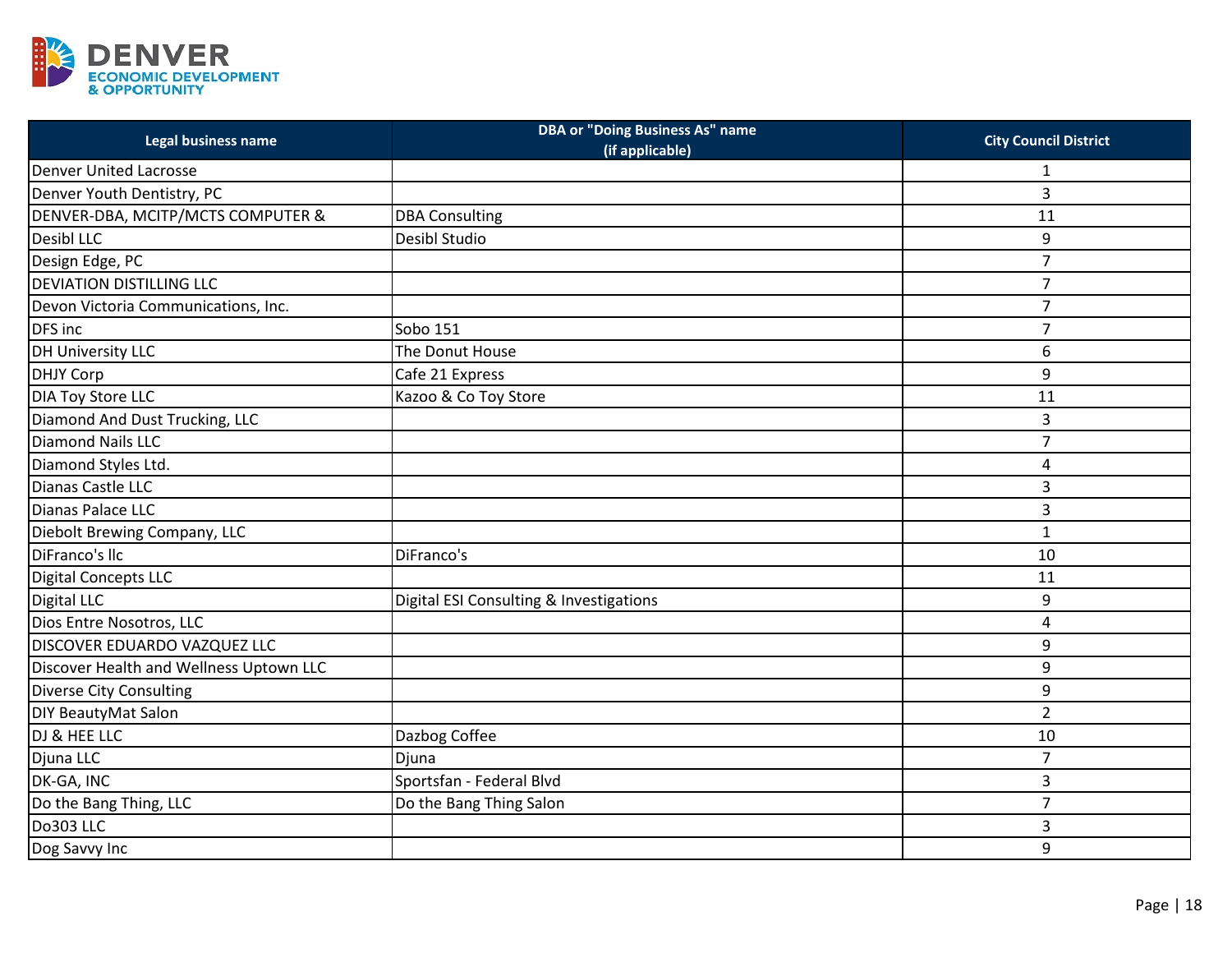| Legal business name | DBA or "Doing Business As" name (if applicable) | City Council District |
|---|---|---|
| Denver United Lacrosse | | 1 |
| Denver Youth Dentistry, PC | | 3 |
| DENVER-DBA, MCITP/MCTS COMPUTER & | DBA Consulting | 11 |
| Desibl LLC | Desibl Studio | 9 |
| Design Edge, PC | | 7 |
| DEVIATION DISTILLING LLC | | 7 |
| Devon Victoria Communications, Inc. | | 7 |
| DFS inc | Sobo 151 | 7 |
| DH University LLC | The Donut House | 6 |
| DHJY Corp | Cafe 21 Express | 9 |
| DIA Toy Store LLC | Kazoo & Co Toy Store | 11 |
| Diamond And Dust Trucking, LLC | | 3 |
| Diamond Nails LLC | | 7 |
| Diamond Styles Ltd. | | 4 |
| Dianas Castle LLC | | 3 |
| Dianas Palace LLC | | 3 |
| Diebolt Brewing Company, LLC | | 1 |
| DiFranco's llc | DiFranco's | 10 |
| Digital Concepts LLC | | 11 |
| Digital LLC | Digital ESI Consulting & Investigations | 9 |
| Dios Entre Nosotros, LLC | | 4 |
| DISCOVER EDUARDO VAZQUEZ LLC | | 9 |
| Discover Health and Wellness Uptown LLC | | 9 |
| Diverse City Consulting | | 9 |
| DIY BeautyMat Salon | | 2 |
| DJ & HEE LLC | Dazbog Coffee | 10 |
| Djuna LLC | Djuna | 7 |
| DK-GA, INC | Sportsfan - Federal Blvd | 3 |
| Do the Bang Thing, LLC | Do the Bang Thing Salon | 7 |
| Do303 LLC | | 3 |
| Dog Savvy Inc | | 9 |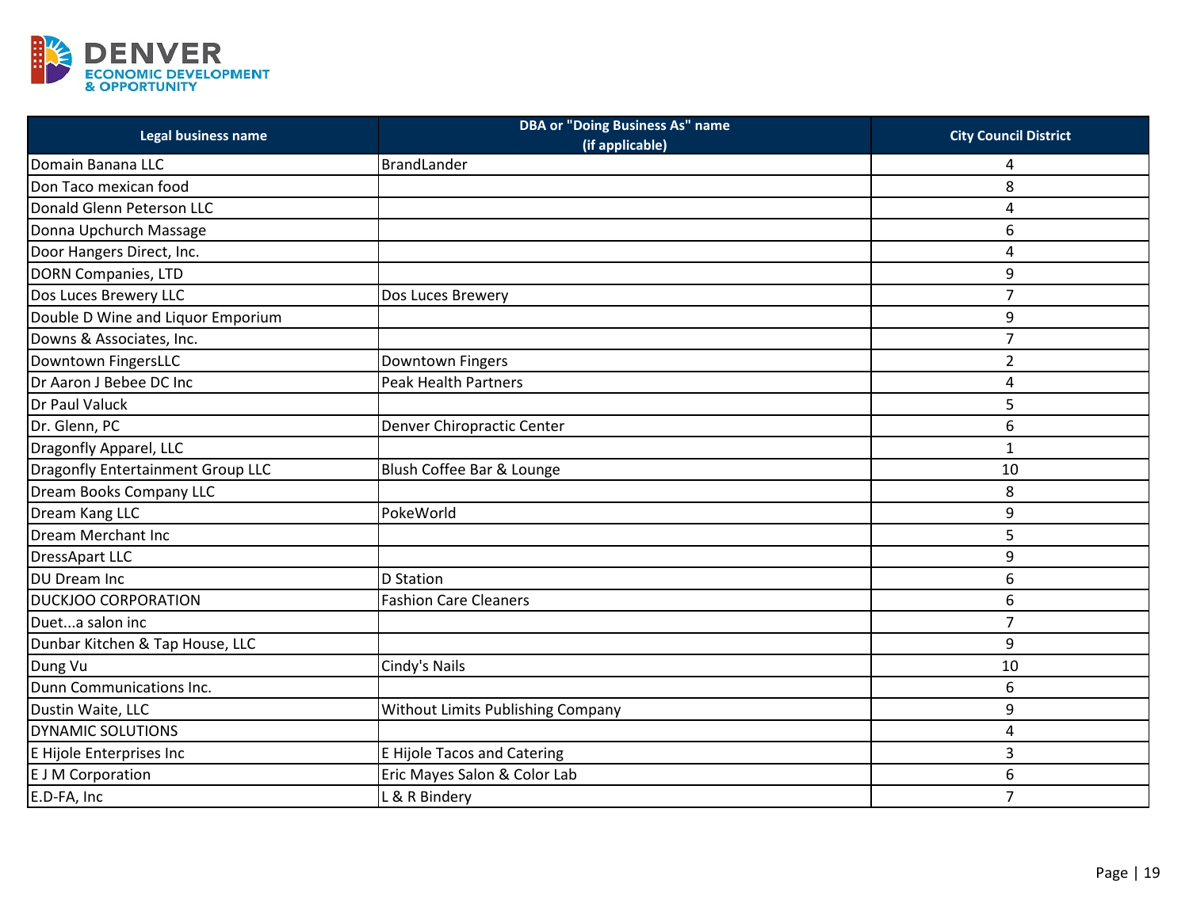DENVER
ECONOMIC DEVELOPMENT
& OPPORTUNITY

| Legal business name | DBA or "Doing Business As" name (if applicable) | City Council District |
|---|---|---|
| Domain Banana LLC | BrandLander | 4 |
| Don Taco mexican food | | 8 |
| Donald Glenn Peterson LLC | | 4 |
| Donna Upchurch Massage | | 6 |
| Door Hangers Direct, Inc. | | 4 |
| DORN Companies, LTD | | 9 |
| Dos Luces Brewery LLC | Dos Luces Brewery | 7 |
| Double D Wine and Liquor Emporium | | 9 |
| Downs & Associates, Inc. | | 7 |
| Downtown FingersLLC | Downtown Fingers | 2 |
| Dr Aaron J Bebee DC Inc | Peak Health Partners | 4 |
| Dr Paul Valuck | | 5 |
| Dr. Glenn, PC | Denver Chiropractic Center | 6 |
| Dragonfly Apparel, LLC | | 1 |
| Dragonfly Entertainment Group LLC | Blush Coffee Bar & Lounge | 10 |
| Dream Books Company LLC | | 8 |
| Dream Kang LLC | PokeWorld | 9 |
| Dream Merchant Inc | | 5 |
| DressApart LLC | | 9 |
| DU Dream Inc | D Station | 6 |
| DUCKJOO CORPORATION | Fashion Care Cleaners | 6 |
| Duet...a salon inc | | 7 |
| Dunbar Kitchen & Tap House, LLC | | 9 |
| Dung Vu | Cindy's Nails | 10 |
| Dunn Communications Inc. | | 6 |
| Dustin Waite, LLC | Without Limits Publishing Company | 9 |
| DYNAMIC SOLUTIONS | | 4 |
| E Hijole Enterprises Inc | E Hijole Tacos and Catering | 3 |
| E J M Corporation | Eric Mayes Salon & Color Lab | 6 |
| E.D-FA, Inc | L & R Bindery | 7 |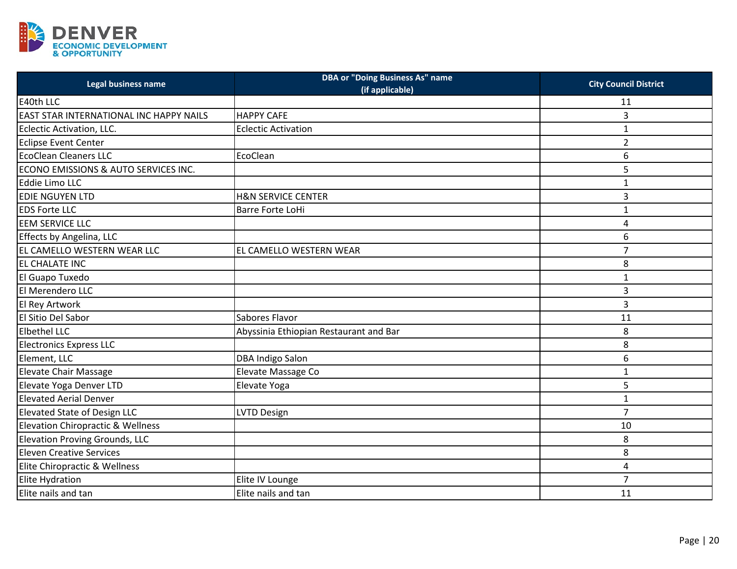| Legal business name | DBA or "Doing Business As" name (if applicable) | City Council District |
|---|---|---|
| E40th LLC | | 11 |
| EAST STAR INTERNATIONAL INC HAPPY NAILS | HAPPY CAFE | 3 |
| Eclectic Activation, LLC. | Eclectic Activation | 1 |
| Eclipse Event Center | | 2 |
| EcoClean Cleaners LLC | EcoClean | 6 |
| ECONO EMISSIONS & AUTO SERVICES INC. | | 5 |
| Eddie Limo LLC | | 1 |
| EDIE NGUYEN LTD | H&N SERVICE CENTER | 3 |
| EDS Forte LLC | Barre Forte LoHi | 1 |
| EEM SERVICE LLC | | 4 |
| Effects by Angelina, LLC | | 6 |
| EL CAMELLO WESTERN WEAR LLC | EL CAMELLO WESTERN WEAR | 7 |
| EL CHALATE INC | | 8 |
| El Guapo Tuxedo | | 1 |
| El Merendero LLC | | 3 |
| El Rey Artwork | | 3 |
| El Sitio Del Sabor | Sabores Flavor | 11 |
| Elbethel LLC | Abyssinia Ethiopian Restaurant and Bar | 8 |
| Electronics Express LLC | | 8 |
| Element, LLC | DBA Indigo Salon | 6 |
| Elevate Chair Massage | Elevate Massage Co | 1 |
| Elevate Yoga Denver LTD | Elevate Yoga | 5 |
| Elevated Aerial Denver | | 1 |
| Elevated State of Design LLC | LVTD Design | 7 |
| Elevation Chiropractic & Wellness | | 10 |
| Elevation Proving Grounds, LLC | | 8 |
| Eleven Creative Services | | 8 |
| Elite Chiropractic & Wellness | | 4 |
| Elite Hydration | Elite IV Lounge | 7 |
| Elite nails and tan | Elite nails and tan | 11 |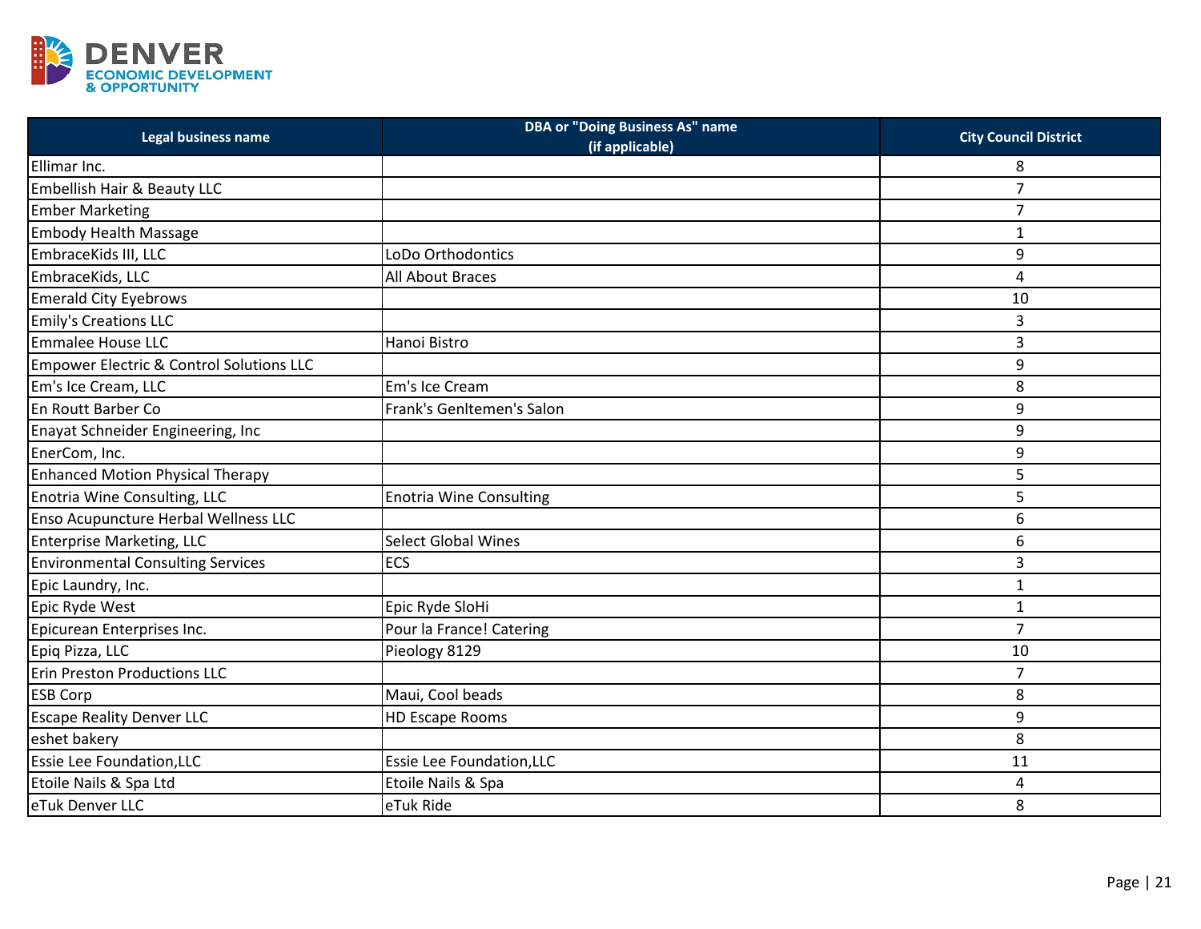| Legal business name | DBA or "Doing Business As" name (if applicable) | City Council District |
|---|---|---|
| Ellimar Inc. | | 8 |
| Embellish Hair & Beauty LLC | | 7 |
| Ember Marketing | | 7 |
| Embody Health Massage | | 1 |
| EmbraceKids III, LLC | LoDo Orthodontics | 9 |
| EmbraceKids, LLC | All About Braces | 4 |
| Emerald City Eyebrows | | 10 |
| Emily's Creations LLC | | 3 |
| Emmalee House LLC | Hanoi Bistro | 3 |
| Empower Electric & Control Solutions LLC | | 9 |
| Em's Ice Cream, LLC | Em's Ice Cream | 8 |
| En Routt Barber Co | Frank's Genltemen's Salon | 9 |
| Enayat Schneider Engineering, Inc | | 9 |
| EnerCom, Inc. | | 9 |
| Enhanced Motion Physical Therapy | | 5 |
| Enotria Wine Consulting, LLC | Enotria Wine Consulting | 5 |
| Enso Acupuncture Herbal Wellness LLC | | 6 |
| Enterprise Marketing, LLC | Select Global Wines | 6 |
| Environmental Consulting Services | ECS | 3 |
| Epic Laundry, Inc. | | 1 |
| Epic Ryde West | Epic Ryde SloHi | 1 |
| Epicurean Enterprises Inc. | Pour la France! Catering | 7 |
| Epiq Pizza, LLC | Pieology 8129 | 10 |
| Erin Preston Productions LLC | | 7 |
| ESB Corp | Maui, Cool beads | 8 |
| Escape Reality Denver LLC | HD Escape Rooms | 9 |
| eshet bakery | | 8 |
| Essie Lee Foundation,LLC | Essie Lee Foundation,LLC | 11 |
| Etoile Nails & Spa Ltd | Etoile Nails & Spa | 4 |
| eTuk Denver LLC | eTuk Ride | 8 |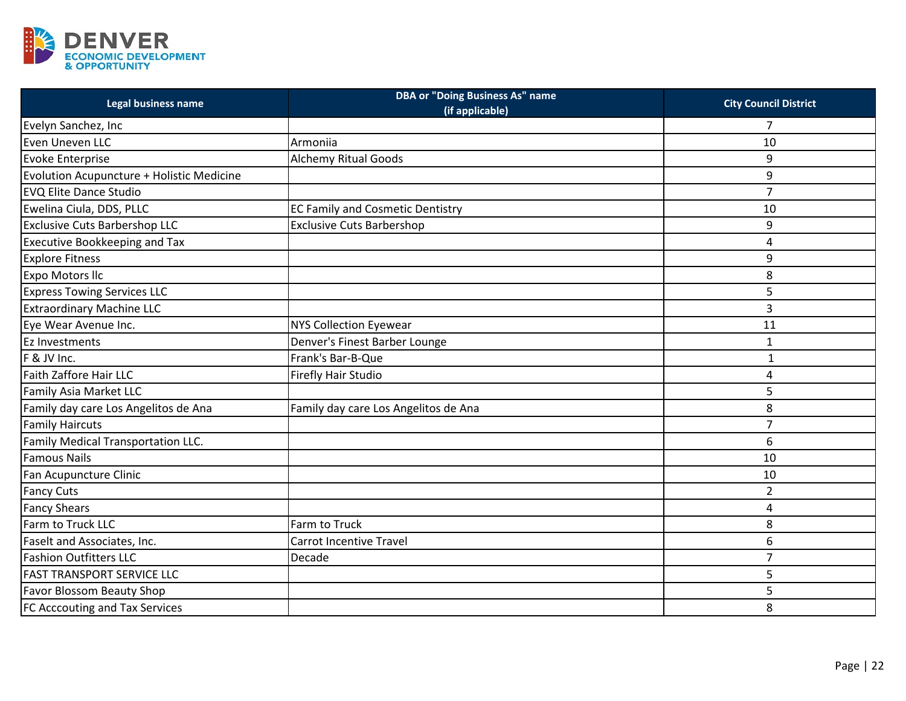| Legal business name | DBA or "Doing Business As" name (if applicable) | City Council District |
| --- | --- | --- |
| Evelyn Sanchez, Inc | | 7 |
| Even Uneven LLC | Armoniia | 10 |
| Evoke Enterprise | Alchemy Ritual Goods | 9 |
| Evolution Acupuncture + Holistic Medicine | | 9 |
| EVQ Elite Dance Studio | | 7 |
| Ewelina Ciula, DDS, PLLC | EC Family and Cosmetic Dentistry | 10 |
| Exclusive Cuts Barbershop LLC | Exclusive Cuts Barbershop | 9 |
| Executive Bookkeeping and Tax | | 4 |
| Explore Fitness | | 9 |
| Expo Motors llc | | 8 |
| Express Towing Services LLC | | 5 |
| Extraordinary Machine LLC | | 3 |
| Eye Wear Avenue Inc. | NYS Collection Eyewear | 11 |
| Ez Investments | Denver's Finest Barber Lounge | 1 |
| F & JV Inc. | Frank's Bar-B-Que | 1 |
| Faith Zaffore Hair LLC | Firefly Hair Studio | 4 |
| Family Asia Market LLC | | 5 |
| Family day care Los Angelitos de Ana | Family day care Los Angelitos de Ana | 8 |
| Family Haircuts | | 7 |
| Family Medical Transportation LLC. | | 6 |
| Famous Nails | | 10 |
| Fan Acupuncture Clinic | | 10 |
| Fancy Cuts | | 2 |
| Fancy Shears | | 4 |
| Farm to Truck LLC | Farm to Truck | 8 |
| Faselt and Associates, Inc. | Carrot Incentive Travel | 6 |
| Fashion Outfitters LLC | Decade | 7 |
| FAST TRANSPORT SERVICE LLC | | 5 |
| Favor Blossom Beauty Shop | | 5 |
| FC Acccouting and Tax Services | | 8 |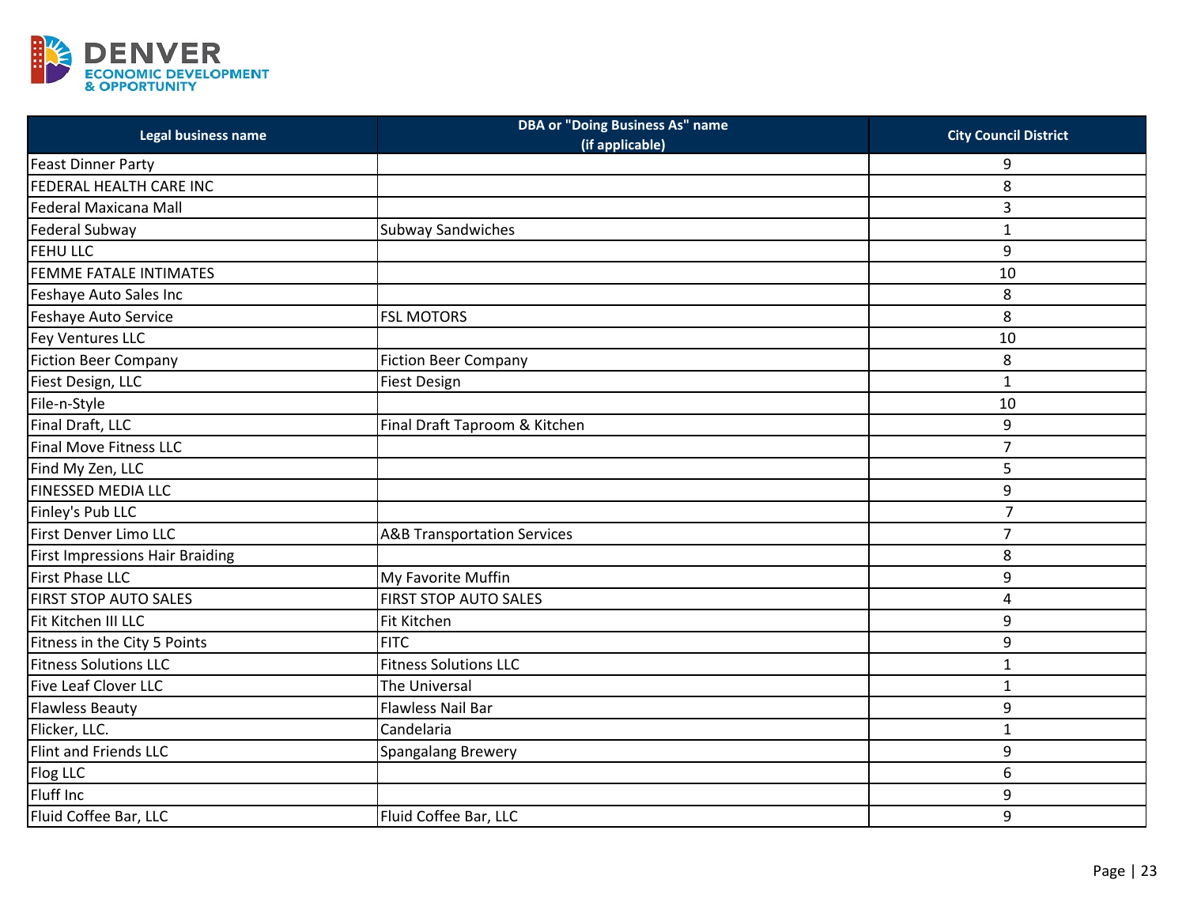| Legal business name | DBA or "Doing Business As" name (if applicable) | City Council District |
|---|---|---|
| Feast Dinner Party | | 9 |
| FEDERAL HEALTH CARE INC | | 8 |
| Federal Maxicana Mall | | 3 |
| Federal Subway | Subway Sandwiches | 1 |
| FEHU LLC | | 9 |
| FEMME FATALE INTIMATES | | 10 |
| Feshaye Auto Sales Inc | | 8 |
| Feshaye Auto Service | FSL MOTORS | 8 |
| Fey Ventures LLC | | 10 |
| Fiction Beer Company | Fiction Beer Company | 8 |
| Fiest Design, LLC | Fiest Design | 1 |
| File-n-Style | | 10 |
| Final Draft, LLC | Final Draft Taproom & Kitchen | 9 |
| Final Move Fitness LLC | | 7 |
| Find My Zen, LLC | | 5 |
| FINESSED MEDIA LLC | | 9 |
| Finley's Pub LLC | | 7 |
| First Denver Limo LLC | A&B Transportation Services | 7 |
| First Impressions Hair Braiding | | 8 |
| First Phase LLC | My Favorite Muffin | 9 |
| FIRST STOP AUTO SALES | FIRST STOP AUTO SALES | 4 |
| Fit Kitchen III LLC | Fit Kitchen | 9 |
| Fitness in the City 5 Points | FITC | 9 |
| Fitness Solutions LLC | Fitness Solutions LLC | 1 |
| Five Leaf Clover LLC | The Universal | 1 |
| Flawless Beauty | Flawless Nail Bar | 9 |
| Flicker, LLC. | Candelaria | 1 |
| Flint and Friends LLC | Spangalang Brewery | 9 |
| Flog LLC | | 6 |
| Fluff Inc | | 9 |
| Fluid Coffee Bar, LLC | Fluid Coffee Bar, LLC | 9 |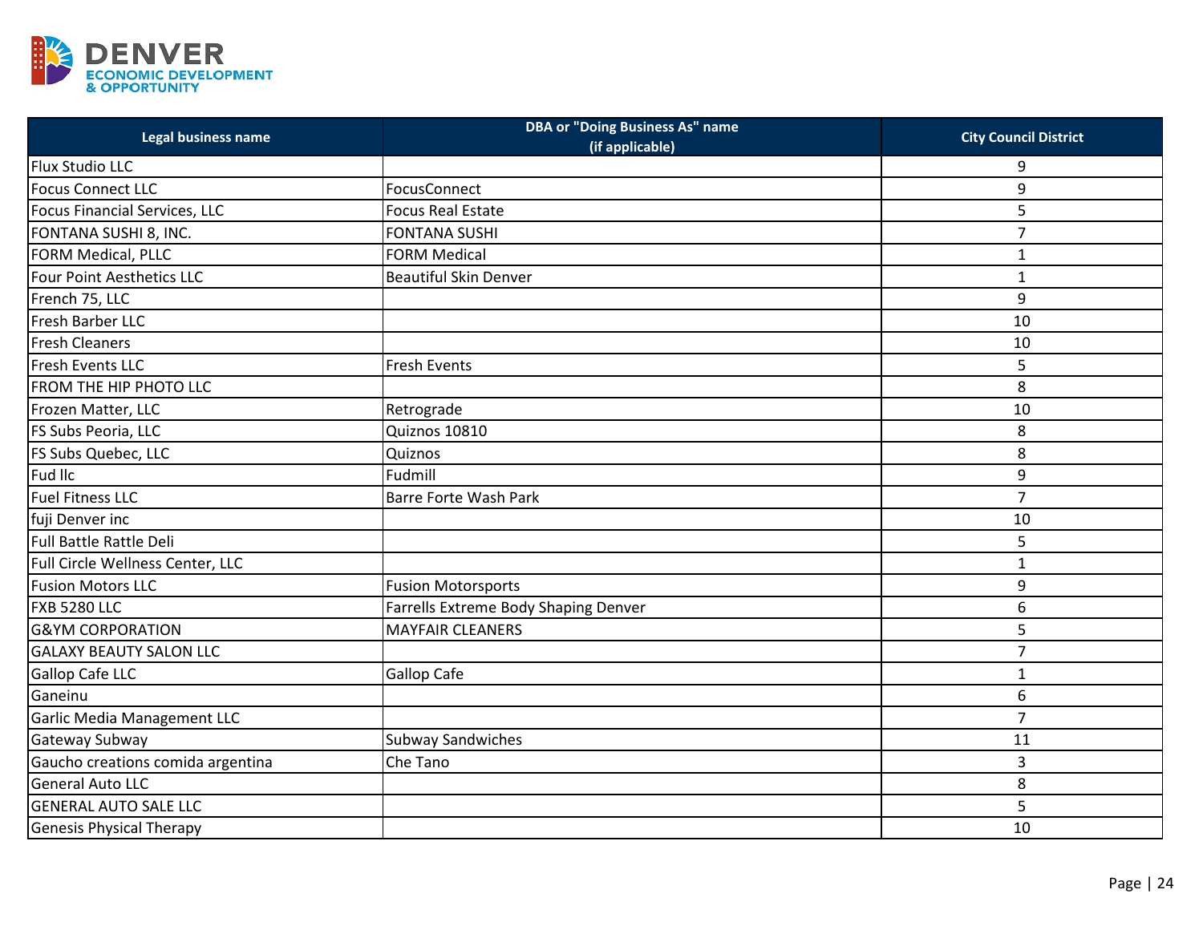| Legal business name | DBA or "Doing Business As" name (if applicable) | City Council District |
|---|---|---|
| Flux Studio LLC | | 9 |
| Focus Connect LLC | FocusConnect | 9 |
| Focus Financial Services, LLC | Focus Real Estate | 5 |
| FONTANA SUSHI 8, INC. | FONTANA SUSHI | 7 |
| FORM Medical, PLLC | FORM Medical | 1 |
| Four Point Aesthetics LLC | Beautiful Skin Denver | 1 |
| French 75, LLC | | 9 |
| Fresh Barber LLC | | 10 |
| Fresh Cleaners | | 10 |
| Fresh Events LLC | Fresh Events | 5 |
| FROM THE HIP PHOTO LLC | | 8 |
| Frozen Matter, LLC | Retrograde | 10 |
| FS Subs Peoria, LLC | Quiznos 10810 | 8 |
| FS Subs Quebec, LLC | Quiznos | 8 |
| Fud llc | Fudmill | 9 |
| Fuel Fitness LLC | Barre Forte Wash Park | 7 |
| fuji Denver inc | | 10 |
| Full Battle Rattle Deli | | 5 |
| Full Circle Wellness Center, LLC | | 1 |
| Fusion Motors LLC | Fusion Motorsports | 9 |
| FXB 5280 LLC | Farrells Extreme Body Shaping Denver | 6 |
| G&YM CORPORATION | MAYFAIR CLEANERS | 5 |
| GALAXY BEAUTY SALON LLC | | 7 |
| Gallop Cafe LLC | Gallop Cafe | 1 |
| Ganeinu | | 6 |
| Garlic Media Management LLC | | 7 |
| Gateway Subway | Subway Sandwiches | 11 |
| Gaucho creations comida argentina | Che Tano | 3 |
| General Auto LLC | | 8 |
| GENERAL AUTO SALE LLC | | 5 |
| Genesis Physical Therapy | | 10 |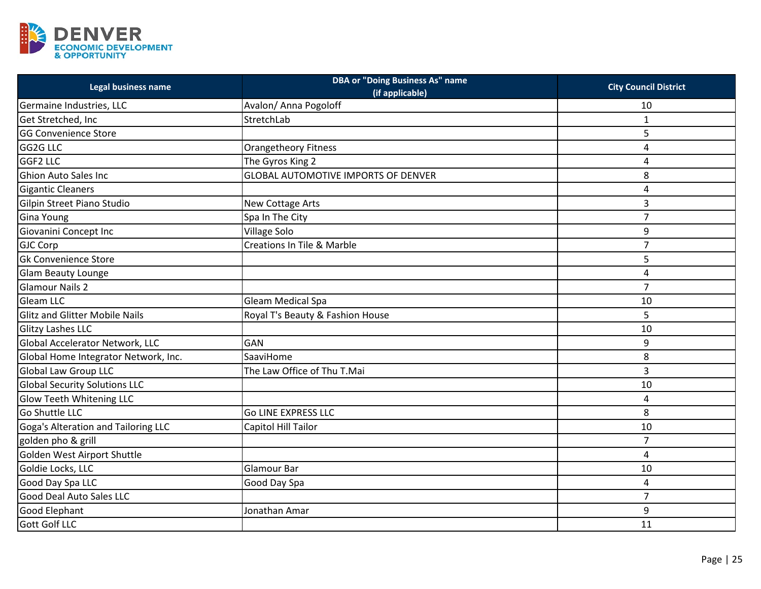| Legal business name | DBA or "Doing Business As" name (if applicable) | City Council District |
|---|---|---|
| Germaine Industries, LLC | Avalon/ Anna Pogoloff | 10 |
| Get Stretched, Inc | StretchLab | 1 |
| GG Convenience Store | | 5 |
| GG2G LLC | Orangetheory Fitness | 4 |
| GGF2 LLC | The Gyros King 2 | 4 |
| Ghion Auto Sales Inc | GLOBAL AUTOMOTIVE IMPORTS OF DENVER | 8 |
| Gigantic Cleaners | | 4 |
| Gilpin Street Piano Studio | New Cottage Arts | 3 |
| Gina Young | Spa In The City | 7 |
| Giovanini Concept Inc | Village Solo | 9 |
| GJC Corp | Creations In Tile & Marble | 7 |
| Gk Convenience Store | | 5 |
| Glam Beauty Lounge | | 4 |
| Glamour Nails 2 | | 7 |
| Gleam LLC | Gleam Medical Spa | 10 |
| Glitz and Glitter Mobile Nails | Royal T's Beauty & Fashion House | 5 |
| Glitzy Lashes LLC | | 10 |
| Global Accelerator Network, LLC | GAN | 9 |
| Global Home Integrator Network, Inc. | SaaviHome | 8 |
| Global Law Group LLC | The Law Office of Thu T.Mai | 3 |
| Global Security Solutions LLC | | 10 |
| Glow Teeth Whitening LLC | | 4 |
| Go Shuttle LLC | Go LINE EXPRESS LLC | 8 |
| Goga's Alteration and Tailoring LLC | Capitol Hill Tailor | 10 |
| golden pho & grill | | 7 |
| Golden West Airport Shuttle | | 4 |
| Goldie Locks, LLC | Glamour Bar | 10 |
| Good Day Spa LLC | Good Day Spa | 4 |
| Good Deal Auto Sales LLC | | 7 |
| Good Elephant | Jonathan Amar | 9 |
| Gott Golf LLC | | 11 |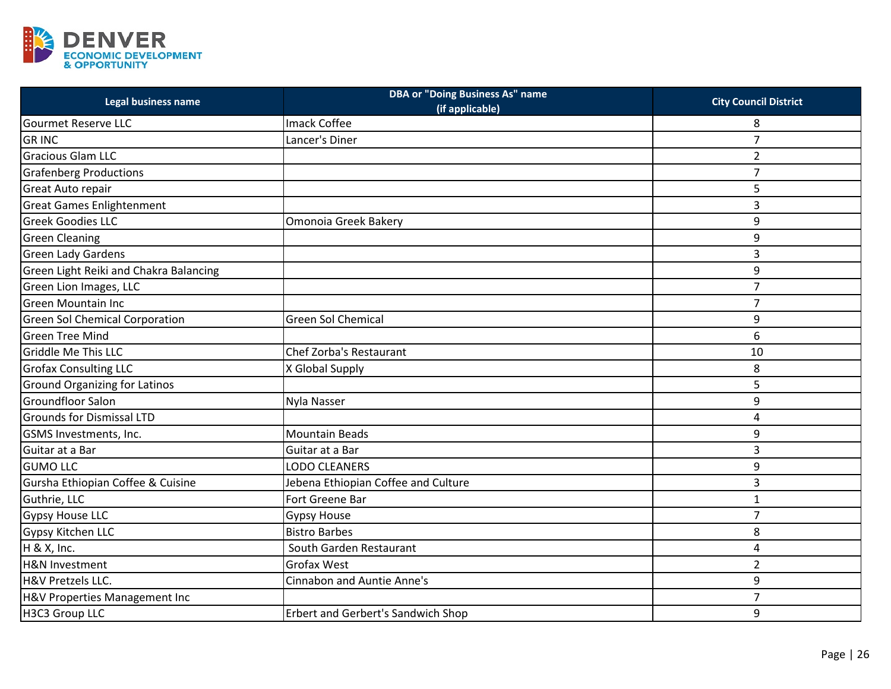| Legal business name | DBA or "Doing Business As" name (if applicable) | City Council District |
|---|---|---|
| Gourmet Reserve LLC | Imack Coffee | 8 |
| GR INC | Lancer's Diner | 7 |
| Gracious Glam LLC | | 2 |
| Grafenberg Productions | | 7 |
| Great Auto repair | | 5 |
| Great Games Enlightenment | | 3 |
| Greek Goodies LLC | Omonoia Greek Bakery | 9 |
| Green Cleaning | | 9 |
| Green Lady Gardens | | 3 |
| Green Light Reiki and Chakra Balancing | | 9 |
| Green Lion Images, LLC | | 7 |
| Green Mountain Inc | | 7 |
| Green Sol Chemical Corporation | Green Sol Chemical | 9 |
| Green Tree Mind | | 6 |
| Griddle Me This LLC | Chef Zorba's Restaurant | 10 |
| Grofax Consulting LLC | X Global Supply | 8 |
| Ground Organizing for Latinos | | 5 |
| Groundfloor Salon | Nyla Nasser | 9 |
| Grounds for Dismissal LTD | | 4 |
| GSMS Investments, Inc. | Mountain Beads | 9 |
| Guitar at a Bar | Guitar at a Bar | 3 |
| GUMO LLC | LODO CLEANERS | 9 |
| Gursha Ethiopian Coffee & Cuisine | Jebena Ethiopian Coffee and Culture | 3 |
| Guthrie, LLC | Fort Greene Bar | 1 |
| Gypsy House LLC | Gypsy House | 7 |
| Gypsy Kitchen LLC | Bistro Barbes | 8 |
| H & X, Inc. | South Garden Restaurant | 4 |
| H&N Investment | Grofax West | 2 |
| H&V Pretzels LLC. | Cinnabon and Auntie Anne's | 9 |
| H&V Properties Management Inc | | 7 |
| H3C3 Group LLC | Erbert and Gerbert's Sandwich Shop | 9 |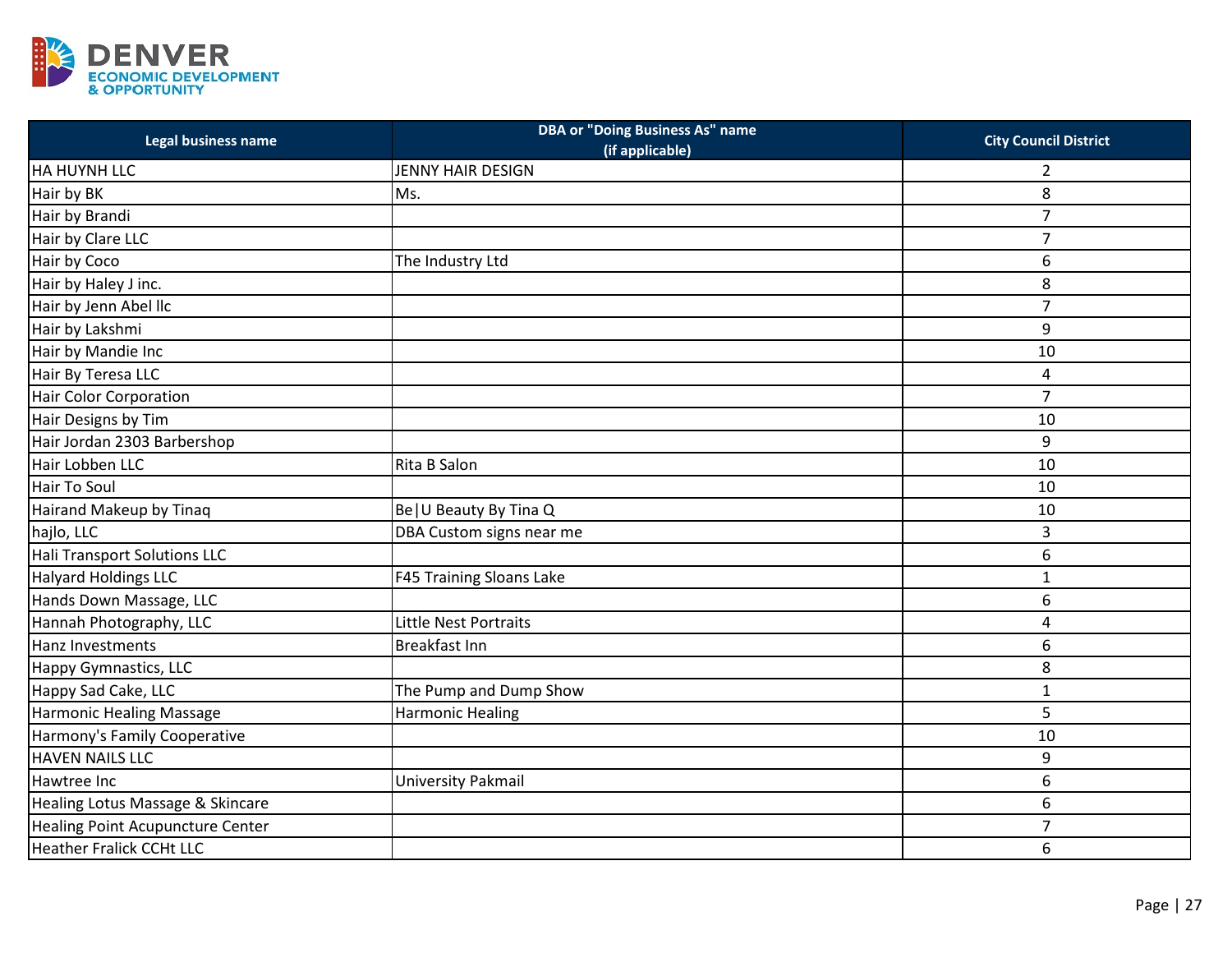| Legal business name | DBA or "Doing Business As" name (if applicable) | City Council District |
|---|---|---|
| HA HUYNH LLC | JENNY HAIR DESIGN | 2 |
| Hair by BK | Ms. | 8 |
| Hair by Brandi | | 7 |
| Hair by Clare LLC | | 7 |
| Hair by Coco | The Industry Ltd | 6 |
| Hair by Haley J inc. | | 8 |
| Hair by Jenn Abel llc | | 7 |
| Hair by Lakshmi | | 9 |
| Hair by Mandie Inc | | 10 |
| Hair By Teresa LLC | | 4 |
| Hair Color Corporation | | 7 |
| Hair Designs by Tim | | 10 |
| Hair Jordan 2303 Barbershop | | 9 |
| Hair Lobben LLC | Rita B Salon | 10 |
| Hair To Soul | | 10 |
| Hairand Makeup by Tinaq | Be|U Beauty By Tina Q | 10 |
| hajlo, LLC | DBA Custom signs near me | 3 |
| Hali Transport Solutions LLC | | 6 |
| Halyard Holdings LLC | F45 Training Sloans Lake | 1 |
| Hands Down Massage, LLC | | 6 |
| Hannah Photography, LLC | Little Nest Portraits | 4 |
| Hanz Investments | Breakfast Inn | 6 |
| Happy Gymnastics, LLC | | 8 |
| Happy Sad Cake, LLC | The Pump and Dump Show | 1 |
| Harmonic Healing Massage | Harmonic Healing | 5 |
| Harmony's Family Cooperative | | 10 |
| HAVEN NAILS LLC | | 9 |
| Hawtree Inc | University Pakmail | 6 |
| Healing Lotus Massage & Skincare | | 6 |
| Healing Point Acupuncture Center | | 7 |
| Heather Fralick CCHt LLC | | 6 |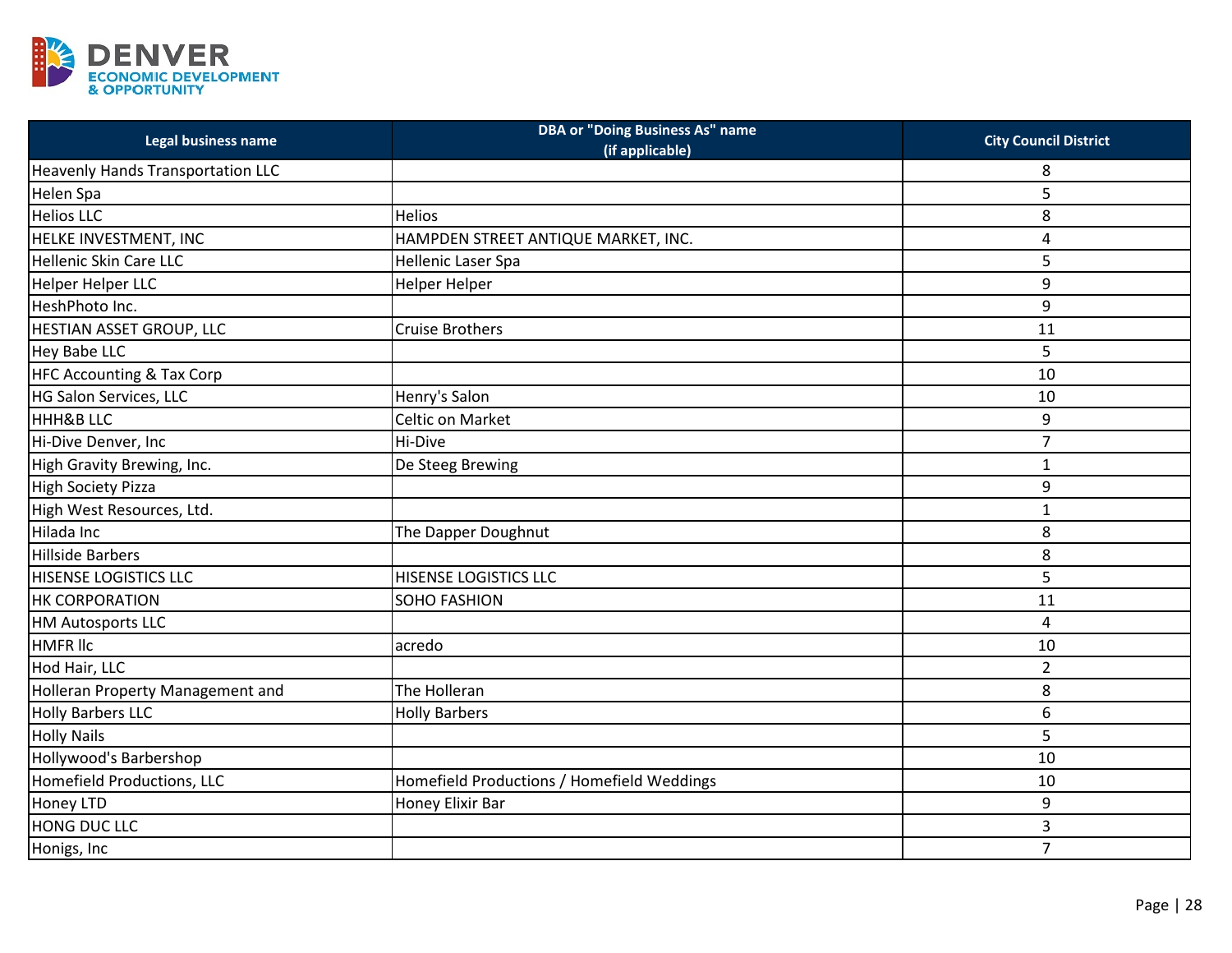| Legal business name | DBA or "Doing Business As" name (if applicable) | City Council District |
|---|---|---|
| Heavenly Hands Transportation LLC | | 8 |
| Helen Spa | | 5 |
| Helios LLC | Helios | 8 |
| HELKE INVESTMENT, INC | HAMPDEN STREET ANTIQUE MARKET, INC. | 4 |
| Hellenic Skin Care LLC | Hellenic Laser Spa | 5 |
| Helper Helper LLC | Helper Helper | 9 |
| HeshPhoto Inc. | | 9 |
| HESTIAN ASSET GROUP, LLC | Cruise Brothers | 11 |
| Hey Babe LLC | | 5 |
| HFC Accounting & Tax Corp | | 10 |
| HG Salon Services, LLC | Henry's Salon | 10 |
| HHH&B LLC | Celtic on Market | 9 |
| Hi-Dive Denver, Inc | Hi-Dive | 7 |
| High Gravity Brewing, Inc. | De Steeg Brewing | 1 |
| High Society Pizza | | 9 |
| High West Resources, Ltd. | | 1 |
| Hilada Inc | The Dapper Doughnut | 8 |
| Hillside Barbers | | 8 |
| HISENSE LOGISTICS LLC | HISENSE LOGISTICS LLC | 5 |
| HK CORPORATION | SOHO FASHION | 11 |
| HM Autosports LLC | | 4 |
| HMFR llc | acredo | 10 |
| Hod Hair, LLC | | 2 |
| Holleran Property Management and | The Holleran | 8 |
| Holly Barbers LLC | Holly Barbers | 6 |
| Holly Nails | | 5 |
| Hollywood's Barbershop | | 10 |
| Homefield Productions, LLC | Homefield Productions / Homefield Weddings | 10 |
| Honey LTD | Honey Elixir Bar | 9 |
| HONG DUC LLC | | 3 |
| Honigs, Inc | | 7 |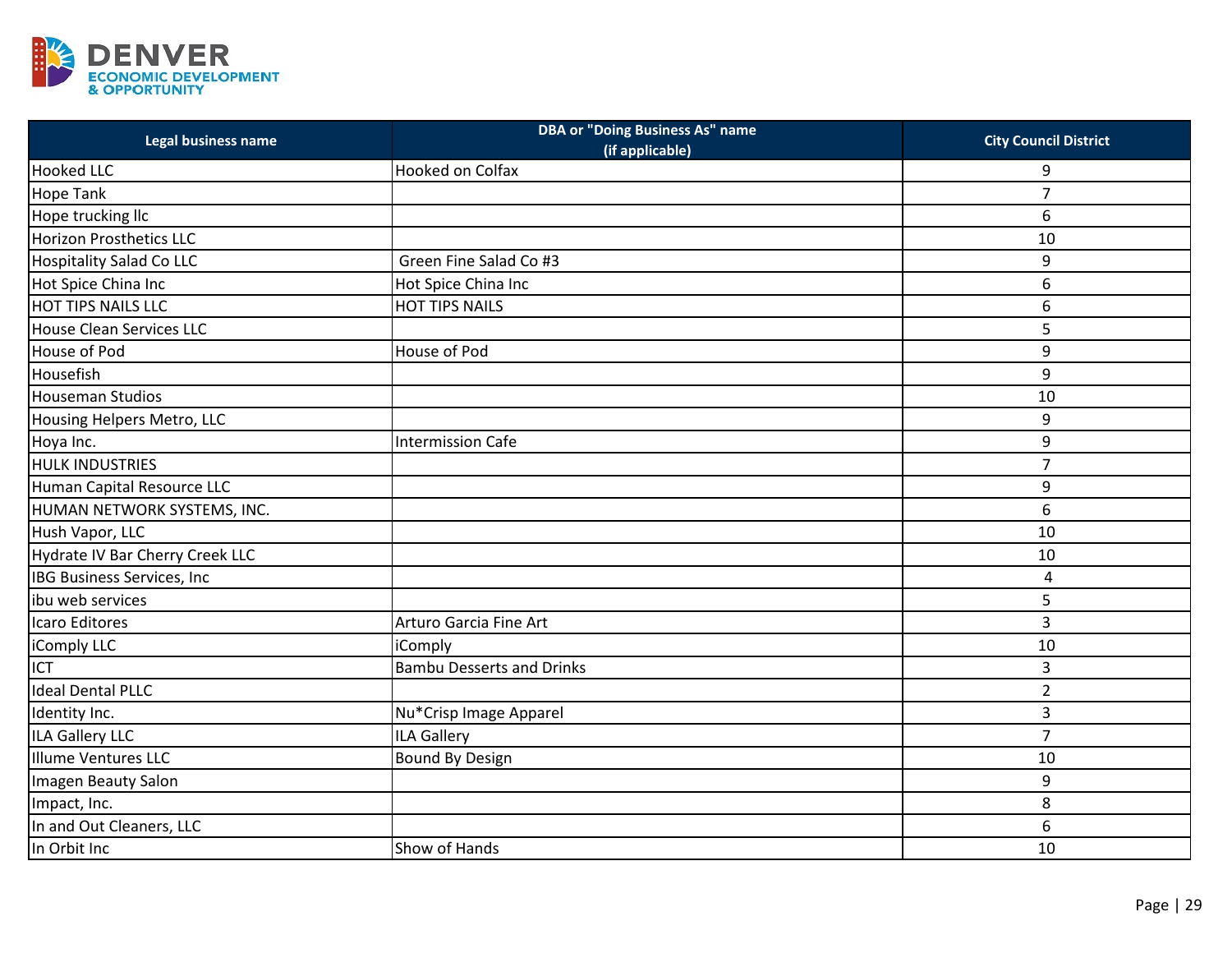| Legal business name | DBA or "Doing Business As" name (if applicable) | City Council District |
|---|---|---|
| Hooked LLC | Hooked on Colfax | 9 |
| Hope Tank | | 7 |
| Hope trucking llc | | 6 |
| Horizon Prosthetics LLC | | 10 |
| Hospitality Salad Co LLC | Green Fine Salad Co #3 | 9 |
| Hot Spice China Inc | Hot Spice China Inc | 6 |
| HOT TIPS NAILS LLC | HOT TIPS NAILS | 6 |
| House Clean Services LLC | | 5 |
| House of Pod | House of Pod | 9 |
| Housefish | | 9 |
| Houseman Studios | | 10 |
| Housing Helpers Metro, LLC | | 9 |
| Hoya Inc. | Intermission Cafe | 9 |
| HULK INDUSTRIES | | 7 |
| Human Capital Resource LLC | | 9 |
| HUMAN NETWORK SYSTEMS, INC. | | 6 |
| Hush Vapor, LLC | | 10 |
| Hydrate IV Bar Cherry Creek LLC | | 10 |
| IBG Business Services, Inc | | 4 |
| ibu web services | | 5 |
| Icaro Editores | Arturo Garcia Fine Art | 3 |
| iComply LLC | iComply | 10 |
| ICT | Bambu Desserts and Drinks | 3 |
| Ideal Dental PLLC | | 2 |
| Identity Inc. | Nu*Crisp Image Apparel | 3 |
| ILA Gallery LLC | ILA Gallery | 7 |
| Illume Ventures LLC | Bound By Design | 10 |
| Imagen Beauty Salon | | 9 |
| Impact, Inc. | | 8 |
| In and Out Cleaners, LLC | | 6 |
| In Orbit Inc | Show of Hands | 10 |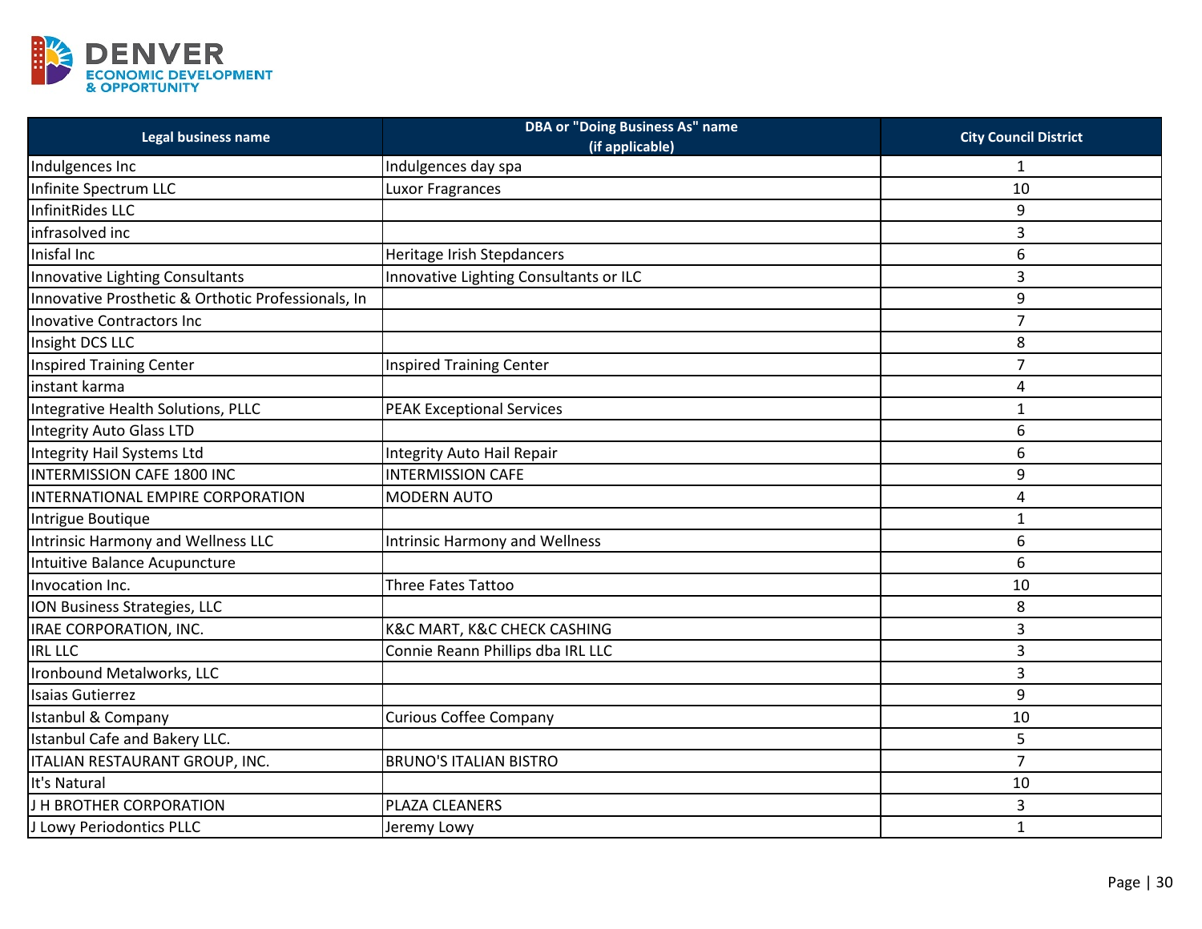| Legal business name | DBA or "Doing Business As" name (if applicable) | City Council District |
|---|---|---|
| Indulgences Inc | Indulgences day spa | 1 |
| Infinite Spectrum LLC | Luxor Fragrances | 10 |
| InfinitRides LLC | | 9 |
| infrasolved inc | | 3 |
| Inisfal Inc | Heritage Irish Stepdancers | 6 |
| Innovative Lighting Consultants | Innovative Lighting Consultants or ILC | 3 |
| Innovative Prosthetic & Orthotic Professionals, In | | 9 |
| Inovative Contractors Inc | | 7 |
| Insight DCS LLC | | 8 |
| Inspired Training Center | Inspired Training Center | 7 |
| instant karma | | 4 |
| Integrative Health Solutions, PLLC | PEAK Exceptional Services | 1 |
| Integrity Auto Glass LTD | | 6 |
| Integrity Hail Systems Ltd | Integrity Auto Hail Repair | 6 |
| INTERMISSION CAFE 1800 INC | INTERMISSION CAFE | 9 |
| INTERNATIONAL EMPIRE CORPORATION | MODERN AUTO | 4 |
| Intrigue Boutique | | 1 |
| Intrinsic Harmony and Wellness LLC | Intrinsic Harmony and Wellness | 6 |
| Intuitive Balance Acupuncture | | 6 |
| Invocation Inc. | Three Fates Tattoo | 10 |
| ION Business Strategies, LLC | | 8 |
| IRAE CORPORATION, INC. | K&C MART, K&C CHECK CASHING | 3 |
| IRL LLC | Connie Reann Phillips dba IRL LLC | 3 |
| Ironbound Metalworks, LLC | | 3 |
| Isaias Gutierrez | | 9 |
| Istanbul & Company | Curious Coffee Company | 10 |
| Istanbul Cafe and Bakery LLC. | | 5 |
| ITALIAN RESTAURANT GROUP, INC. | BRUNO'S ITALIAN BISTRO | 7 |
| It's Natural | | 10 |
| J H BROTHER CORPORATION | PLAZA CLEANERS | 3 |
| J Lowy Periodontics PLLC | Jeremy Lowy | 1 |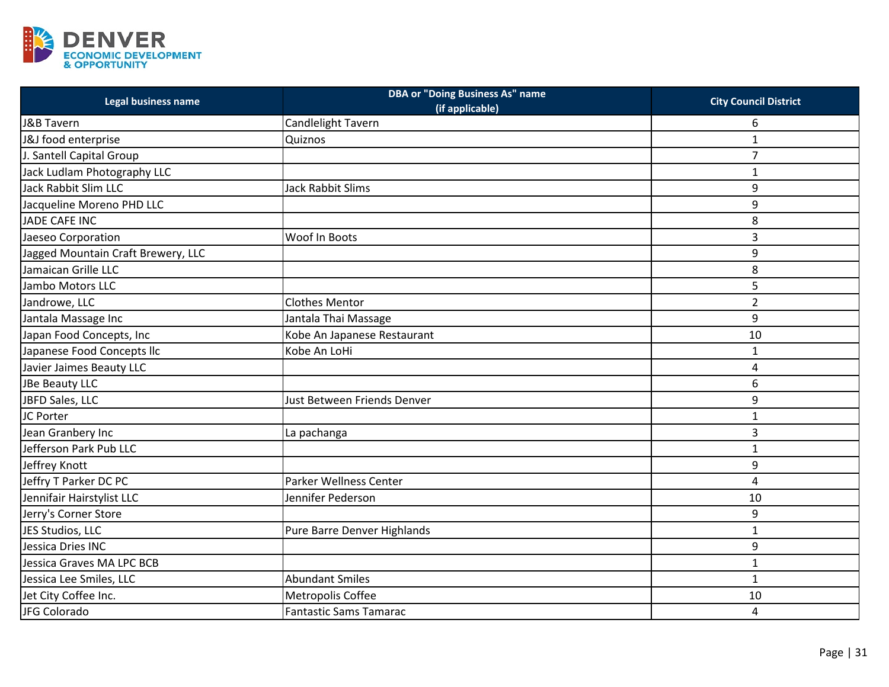| Legal business name | DBA or "Doing Business As" name (if applicable) | City Council District |
|---|---|---|
| J&B Tavern | Candlelight Tavern | 6 |
| J&J food enterprise | Quiznos | 1 |
| J. Santell Capital Group | | 7 |
| Jack Ludlam Photography LLC | | 1 |
| Jack Rabbit Slim LLC | Jack Rabbit Slims | 9 |
| Jacqueline Moreno PHD LLC | | 9 |
| JADE CAFE INC | | 8 |
| Jaeseo Corporation | Woof In Boots | 3 |
| Jagged Mountain Craft Brewery, LLC | | 9 |
| Jamaican Grille LLC | | 8 |
| Jambo Motors LLC | | 5 |
| Jandrowe, LLC | Clothes Mentor | 2 |
| Jantala Massage Inc | Jantala Thai Massage | 9 |
| Japan Food Concepts, Inc | Kobe An Japanese Restaurant | 10 |
| Japanese Food Concepts llc | Kobe An LoHi | 1 |
| Javier Jaimes Beauty LLC | | 4 |
| JBe Beauty LLC | | 6 |
| JBFD Sales, LLC | Just Between Friends Denver | 9 |
| JC Porter | | 1 |
| Jean Granbery Inc | La pachanga | 3 |
| Jefferson Park Pub LLC | | 1 |
| Jeffrey Knott | | 9 |
| Jeffry T Parker DC PC | Parker Wellness Center | 4 |
| Jennifair Hairstylist LLC | Jennifer Pederson | 10 |
| Jerry's Corner Store | | 9 |
| JES Studios, LLC | Pure Barre Denver Highlands | 1 |
| Jessica Dries INC | | 9 |
| Jessica Graves MA LPC BCB | | 1 |
| Jessica Lee Smiles, LLC | Abundant Smiles | 1 |
| Jet City Coffee Inc. | Metropolis Coffee | 10 |
| JFG Colorado | Fantastic Sams Tamarac | 4 |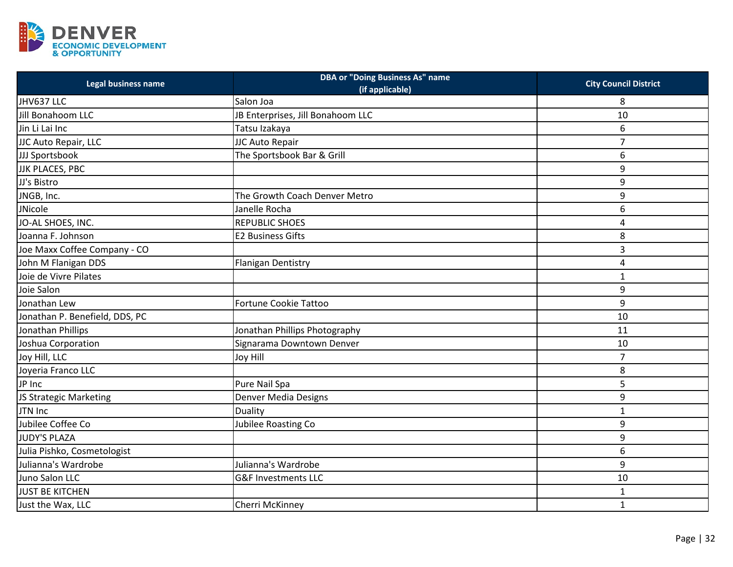| Legal business name | DBA or "Doing Business As" name (if applicable) | City Council District |
|---|---|---|
| JHV637 LLC | Salon Joa | 8 |
| Jill Bonahoom LLC | JB Enterprises, Jill Bonahoom LLC | 10 |
| Jin Li Lai Inc | Tatsu Izakaya | 6 |
| JJC Auto Repair, LLC | JJC Auto Repair | 7 |
| JJJ Sportsbook | The Sportsbook Bar & Grill | 6 |
| JJK PLACES, PBC | | 9 |
| JJ's Bistro | | 9 |
| JNGB, Inc. | The Growth Coach Denver Metro | 9 |
| JNicole | Janelle Rocha | 6 |
| JO-AL SHOES, INC. | REPUBLIC SHOES | 4 |
| Joanna F. Johnson | E2 Business Gifts | 8 |
| Joe Maxx Coffee Company - CO | | 3 |
| John M Flanigan DDS | Flanigan Dentistry | 4 |
| Joie de Vivre Pilates | | 1 |
| Joie Salon | | 9 |
| Jonathan Lew | Fortune Cookie Tattoo | 9 |
| Jonathan P. Benefield, DDS, PC | | 10 |
| Jonathan Phillips | Jonathan Phillips Photography | 11 |
| Joshua Corporation | Signarama Downtown Denver | 10 |
| Joy Hill, LLC | Joy Hill | 7 |
| Joyeria Franco LLC | | 8 |
| JP Inc | Pure Nail Spa | 5 |
| JS Strategic Marketing | Denver Media Designs | 9 |
| JTN Inc | Duality | 1 |
| Jubilee Coffee Co | Jubilee Roasting Co | 9 |
| JUDY'S PLAZA | | 9 |
| Julia Pishko, Cosmetologist | | 6 |
| Julianna's Wardrobe | Julianna's Wardrobe | 9 |
| Juno Salon LLC | G&F Investments LLC | 10 |
| JUST BE KITCHEN | | 1 |
| Just the Wax, LLC | Cherri McKinney | 1 |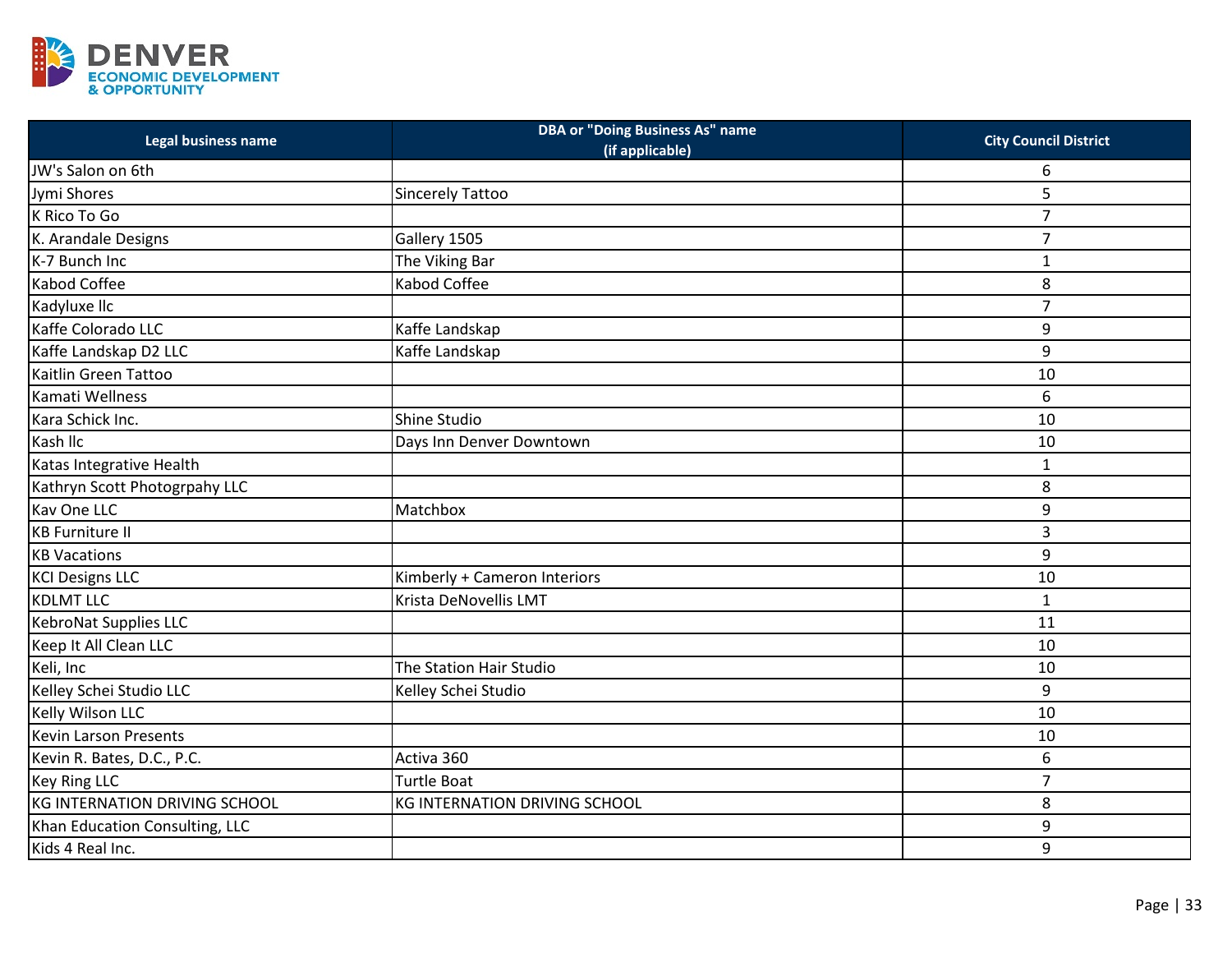| Legal business name | DBA or "Doing Business As" name (if applicable) | City Council District |
|---|---|---|
| JW's Salon on 6th | | 6 |
| Jymi Shores | Sincerely Tattoo | 5 |
| K Rico To Go | | 7 |
| K. Arandale Designs | Gallery 1505 | 7 |
| K-7 Bunch Inc | The Viking Bar | 1 |
| Kabod Coffee | Kabod Coffee | 8 |
| Kadyluxe llc | | 7 |
| Kaffe Colorado LLC | Kaffe Landskap | 9 |
| Kaffe Landskap D2 LLC | Kaffe Landskap | 9 |
| Kaitlin Green Tattoo | | 10 |
| Kamati Wellness | | 6 |
| Kara Schick Inc. | Shine Studio | 10 |
| Kash llc | Days Inn Denver Downtown | 10 |
| Katas Integrative Health | | 1 |
| Kathryn Scott Photogrpahy LLC | | 8 |
| Kav One LLC | Matchbox | 9 |
| KB Furniture II | | 3 |
| KB Vacations | | 9 |
| KCI Designs LLC | Kimberly + Cameron Interiors | 10 |
| KDLMT LLC | Krista DeNovellis LMT | 1 |
| KebroNat Supplies LLC | | 11 |
| Keep It All Clean LLC | | 10 |
| Keli, Inc | The Station Hair Studio | 10 |
| Kelley Schei Studio LLC | Kelley Schei Studio | 9 |
| Kelly Wilson LLC | | 10 |
| Kevin Larson Presents | | 10 |
| Kevin R. Bates, D.C., P.C. | Activa 360 | 6 |
| Key Ring LLC | Turtle Boat | 7 |
| KG INTERNATION DRIVING SCHOOL | KG INTERNATION DRIVING SCHOOL | 8 |
| Khan Education Consulting, LLC | | 9 |
| Kids 4 Real Inc. | | 9 |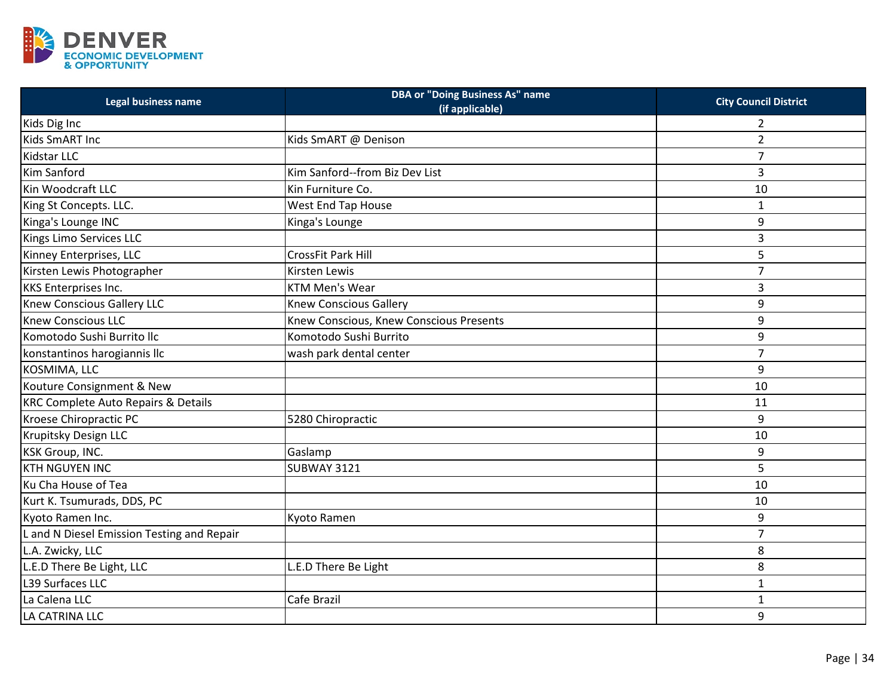| Legal business name | DBA or "Doing Business As" name (if applicable) | City Council District |
|---|---|---|
| Kids Dig Inc | | 2 |
| Kids SmART Inc | Kids SmART @ Denison | 2 |
| Kidstar LLC | | 7 |
| Kim Sanford | Kim Sanford--from Biz Dev List | 3 |
| Kin Woodcraft LLC | Kin Furniture Co. | 10 |
| King St Concepts. LLC. | West End Tap House | 1 |
| Kinga's Lounge INC | Kinga's Lounge | 9 |
| Kings Limo Services LLC | | 3 |
| Kinney Enterprises, LLC | CrossFit Park Hill | 5 |
| Kirsten Lewis Photographer | Kirsten Lewis | 7 |
| KKS Enterprises Inc. | KTM Men's Wear | 3 |
| Knew Conscious Gallery LLC | Knew Conscious Gallery | 9 |
| Knew Conscious LLC | Knew Conscious, Knew Conscious Presents | 9 |
| Komotodo Sushi Burrito llc | Komotodo Sushi Burrito | 9 |
| konstantinos harogiannis llc | wash park dental center | 7 |
| KOSMIMA, LLC | | 9 |
| Kouture Consignment & New | | 10 |
| KRC Complete Auto Repairs & Details | | 11 |
| Kroese Chiropractic PC | 5280 Chiropractic | 9 |
| Krupitsky Design LLC | | 10 |
| KSK Group, INC. | Gaslamp | 9 |
| KTH NGUYEN INC | SUBWAY 3121 | 5 |
| Ku Cha House of Tea | | 10 |
| Kurt K. Tsumurads, DDS, PC | | 10 |
| Kyoto Ramen Inc. | Kyoto Ramen | 9 |
| L and N Diesel Emission Testing and Repair | | 7 |
| L.A. Zwicky, LLC | | 8 |
| L.E.D There Be Light, LLC | L.E.D There Be Light | 8 |
| L39 Surfaces LLC | | 1 |
| La Calena LLC | Cafe Brazil | 1 |
| LA CATRINA LLC | | 9 |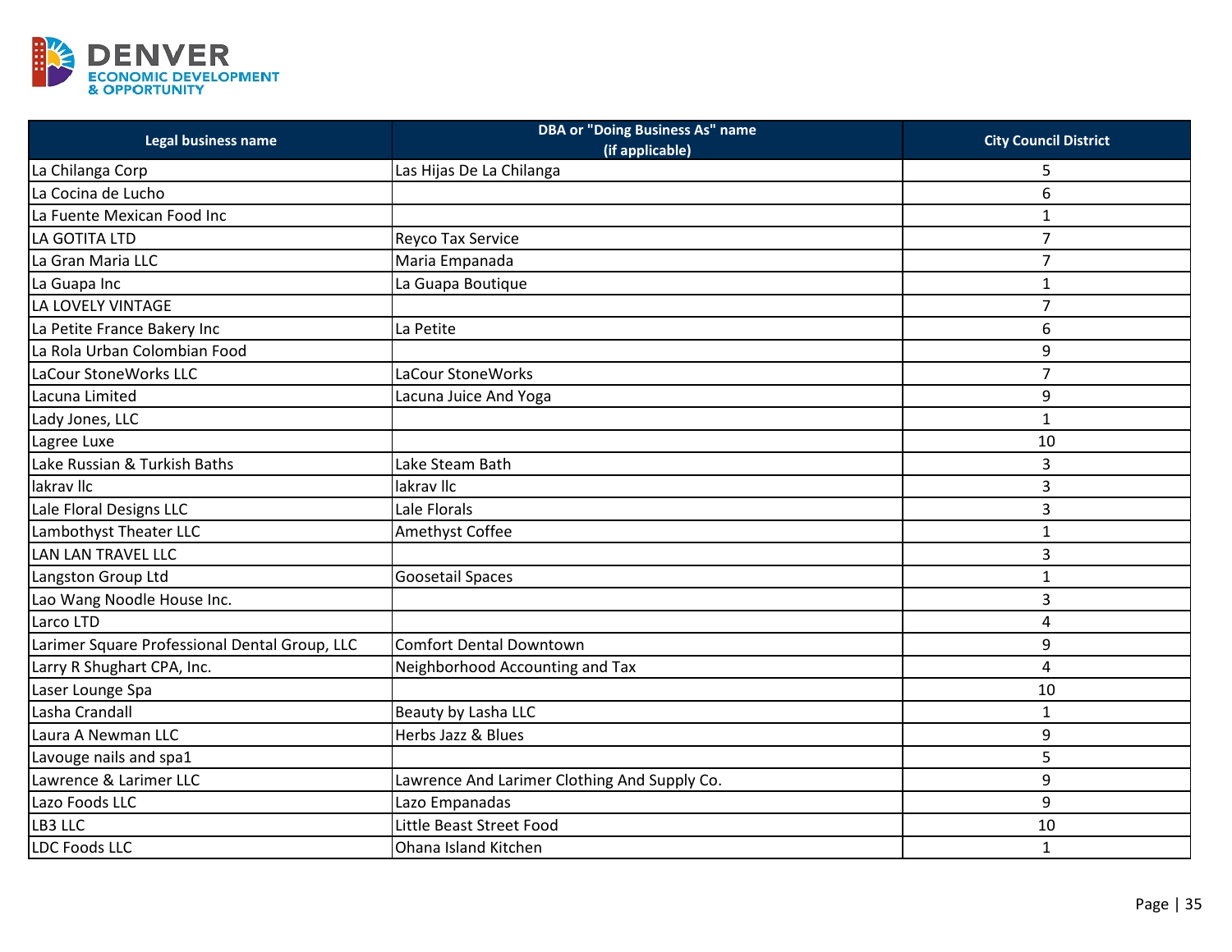| Legal business name | DBA or "Doing Business As" name (if applicable) | City Council District |
|---|---|---|
| La Chilanga Corp | Las Hijas De La Chilanga | 5 |
| La Cocina de Lucho | | 6 |
| La Fuente Mexican Food Inc | | 1 |
| LA GOTITA LTD | Reyco Tax Service | 7 |
| La Gran Maria LLC | Maria Empanada | 7 |
| La Guapa Inc | La Guapa Boutique | 1 |
| LA LOVELY VINTAGE | | 7 |
| La Petite France Bakery Inc | La Petite | 6 |
| La Rola Urban Colombian Food | | 9 |
| LaCour StoneWorks LLC | LaCour StoneWorks | 7 |
| Lacuna Limited | Lacuna Juice And Yoga | 9 |
| Lady Jones, LLC | | 1 |
| Lagree Luxe | | 10 |
| Lake Russian & Turkish Baths | Lake Steam Bath | 3 |
| lakrav llc | lakrav llc | 3 |
| Lale Floral Designs LLC | Lale Florals | 3 |
| Lambothyst Theater LLC | Amethyst Coffee | 1 |
| LAN LAN TRAVEL LLC | | 3 |
| Langston Group Ltd | Goosetail Spaces | 1 |
| Lao Wang Noodle House Inc. | | 3 |
| Larco LTD | | 4 |
| Larimer Square Professional Dental Group, LLC | Comfort Dental Downtown | 9 |
| Larry R Shughart CPA, Inc. | Neighborhood Accounting and Tax | 4 |
| Laser Lounge Spa | | 10 |
| Lasha Crandall | Beauty by Lasha LLC | 1 |
| Laura A Newman LLC | Herbs Jazz & Blues | 9 |
| Lavouge nails and spa1 | | 5 |
| Lawrence & Larimer LLC | Lawrence And Larimer Clothing And Supply Co. | 9 |
| Lazo Foods LLC | Lazo Empanadas | 9 |
| LB3 LLC | Little Beast Street Food | 10 |
| LDC Foods LLC | Ohana Island Kitchen | 1 |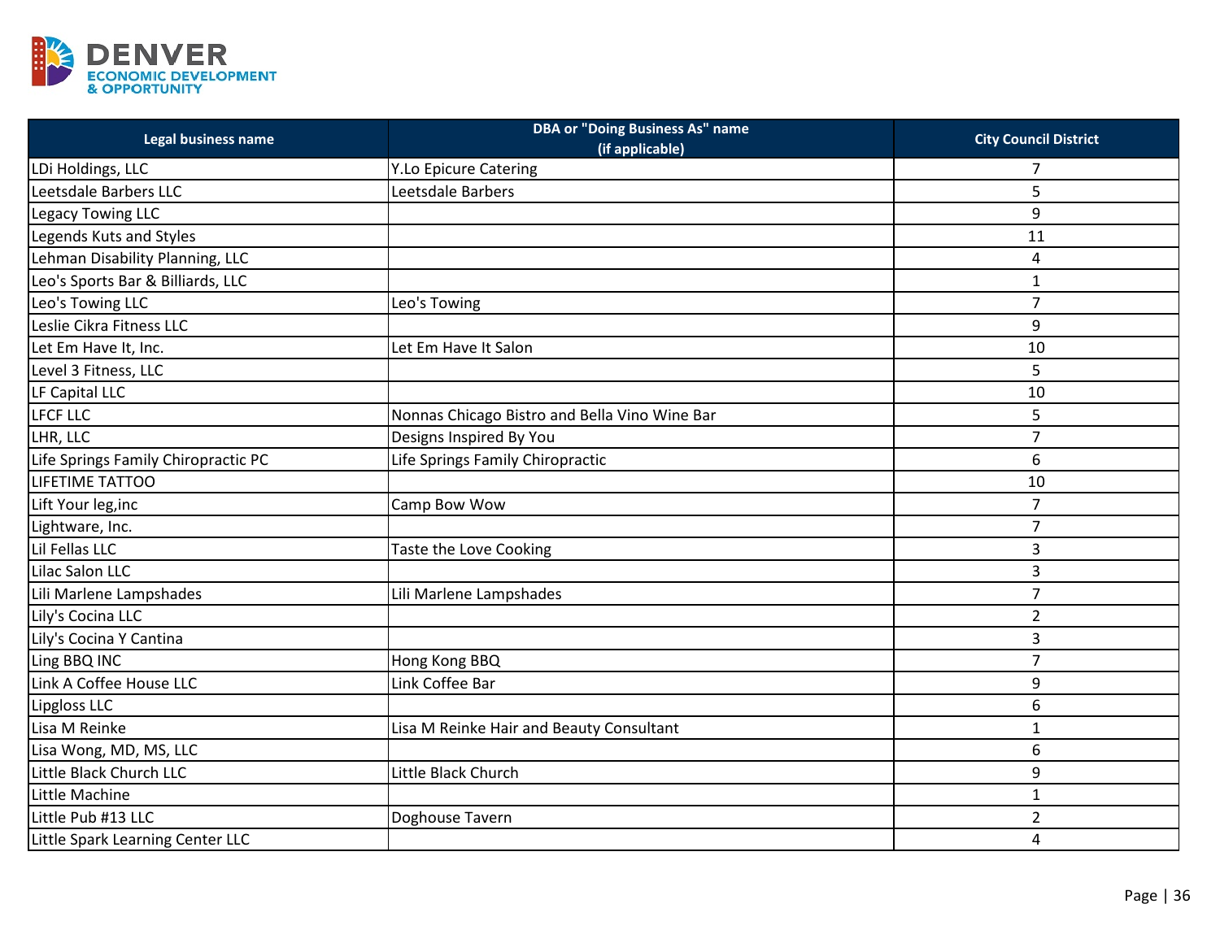| Legal business name | DBA or "Doing Business As" name (if applicable) | City Council District |
|---|---|---|
| LDi Holdings, LLC | Y.Lo Epicure Catering | 7 |
| Leetsdale Barbers LLC | Leetsdale Barbers | 5 |
| Legacy Towing LLC | | 9 |
| Legends Kuts and Styles | | 11 |
| Lehman Disability Planning, LLC | | 4 |
| Leo's Sports Bar & Billiards, LLC | | 1 |
| Leo's Towing LLC | Leo's Towing | 7 |
| Leslie Cikra Fitness LLC | | 9 |
| Let Em Have It, Inc. | Let Em Have It Salon | 10 |
| Level 3 Fitness, LLC | | 5 |
| LF Capital LLC | | 10 |
| LFCF LLC | Nonnas Chicago Bistro and Bella Vino Wine Bar | 5 |
| LHR, LLC | Designs Inspired By You | 7 |
| Life Springs Family Chiropractic PC | Life Springs Family Chiropractic | 6 |
| LIFETIME TATTOO | | 10 |
| Lift Your leg,inc | Camp Bow Wow | 7 |
| Lightware, Inc. | | 7 |
| Lil Fellas LLC | Taste the Love Cooking | 3 |
| Lilac Salon LLC | | 3 |
| Lili Marlene Lampshades | Lili Marlene Lampshades | 7 |
| Lily's Cocina LLC | | 2 |
| Lily's Cocina Y Cantina | | 3 |
| Ling BBQ INC | Hong Kong BBQ | 7 |
| Link A Coffee House LLC | Link Coffee Bar | 9 |
| Lipgloss LLC | | 6 |
| Lisa M Reinke | Lisa M Reinke Hair and Beauty Consultant | 1 |
| Lisa Wong, MD, MS, LLC | | 6 |
| Little Black Church LLC | Little Black Church | 9 |
| Little Machine | | 1 |
| Little Pub #13 LLC | Doghouse Tavern | 2 |
| Little Spark Learning Center LLC | | 4 |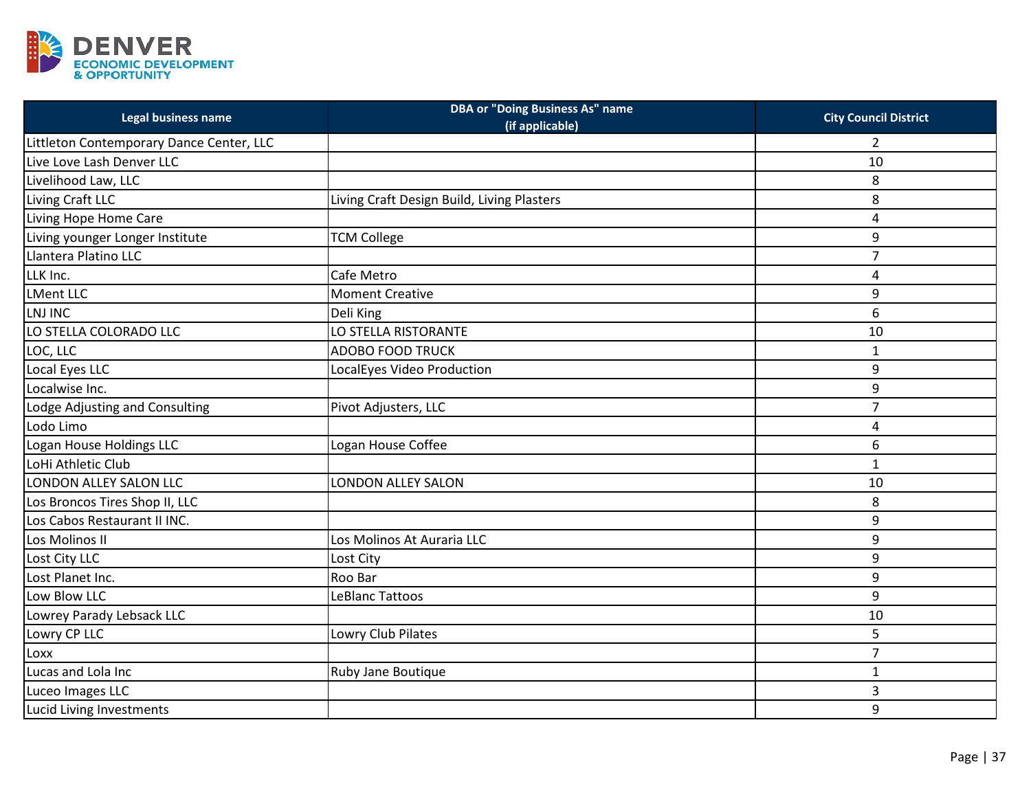| Legal business name | DBA or "Doing Business As" name (if applicable) | City Council District |
| --- | --- | --- |
| Littleton Contemporary Dance Center, LLC | | 2 |
| Live Love Lash Denver LLC | | 10 |
| Livelihood Law, LLC | | 8 |
| Living Craft LLC | Living Craft Design Build, Living Plasters | 8 |
| Living Hope Home Care | | 4 |
| Living younger Longer Institute | TCM College | 9 |
| Llantera Platino LLC | | 7 |
| LLK Inc. | Cafe Metro | 4 |
| LMent LLC | Moment Creative | 9 |
| LNJ INC | Deli King | 6 |
| LO STELLA COLORADO LLC | LO STELLA RISTORANTE | 10 |
| LOC, LLC | ADOBO FOOD TRUCK | 1 |
| Local Eyes LLC | LocalEyes Video Production | 9 |
| Localwise Inc. | | 9 |
| Lodge Adjusting and Consulting | Pivot Adjusters, LLC | 7 |
| Lodo Limo | | 4 |
| Logan House Holdings LLC | Logan House Coffee | 6 |
| LoHi Athletic Club | | 1 |
| LONDON ALLEY SALON LLC | LONDON ALLEY SALON | 10 |
| Los Broncos Tires Shop II, LLC | | 8 |
| Los Cabos Restaurant II INC. | | 9 |
| Los Molinos II | Los Molinos At Auraria LLC | 9 |
| Lost City LLC | Lost City | 9 |
| Lost Planet Inc. | Roo Bar | 9 |
| Low Blow LLC | LeBlanc Tattoos | 9 |
| Lowrey Parady Lebsack LLC | | 10 |
| Lowry CP LLC | Lowry Club Pilates | 5 |
| Loxx | | 7 |
| Lucas and Lola Inc | Ruby Jane Boutique | 1 |
| Luceo Images LLC | | 3 |
| Lucid Living Investments | | 9 |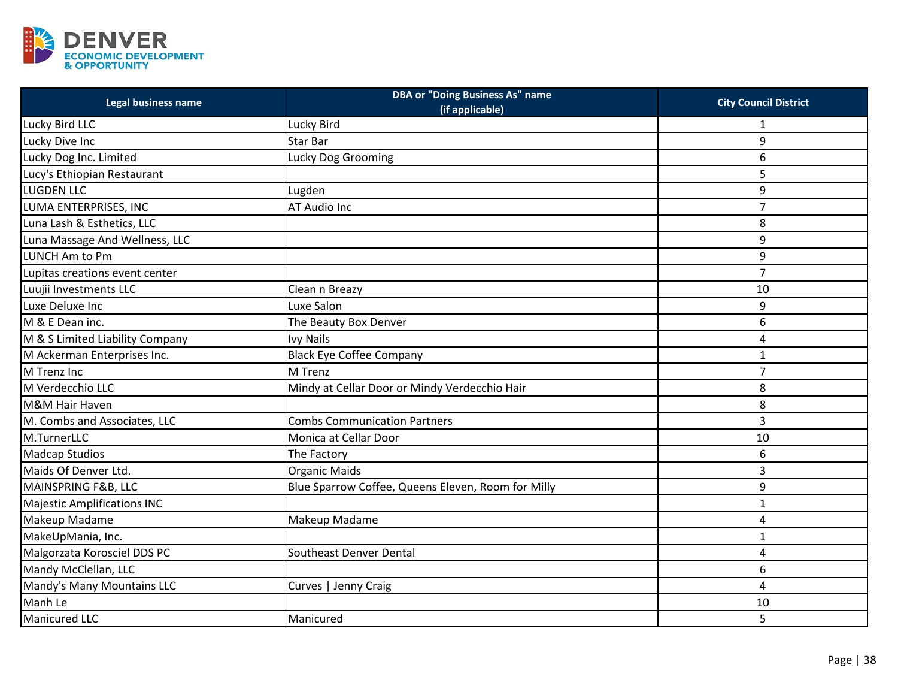| Legal business name | DBA or "Doing Business As" name (if applicable) | City Council District |
| --- | --- | --- |
| Lucky Bird LLC | Lucky Bird | 1 |
| Lucky Dive Inc | Star Bar | 9 |
| Lucky Dog Inc. Limited | Lucky Dog Grooming | 6 |
| Lucy's Ethiopian Restaurant | | 5 |
| LUGDEN LLC | Lugden | 9 |
| LUMA ENTERPRISES, INC | AT Audio Inc | 7 |
| Luna Lash & Esthetics, LLC | | 8 |
| Luna Massage And Wellness, LLC | | 9 |
| LUNCH Am to Pm | | 9 |
| Lupitas creations event center | | 7 |
| Luujii Investments LLC | Clean n Breazy | 10 |
| Luxe Deluxe Inc | Luxe Salon | 9 |
| M & E Dean inc. | The Beauty Box Denver | 6 |
| M & S Limited Liability Company | Ivy Nails | 4 |
| M Ackerman Enterprises Inc. | Black Eye Coffee Company | 1 |
| M Trenz Inc | M Trenz | 7 |
| M Verdecchio LLC | Mindy at Cellar Door or Mindy Verdecchio Hair | 8 |
| M&M Hair Haven | | 8 |
| M. Combs and Associates, LLC | Combs Communication Partners | 3 |
| M.TurnerLLC | Monica at Cellar Door | 10 |
| Madcap Studios | The Factory | 6 |
| Maids Of Denver Ltd. | Organic Maids | 3 |
| MAINSPRING F&B, LLC | Blue Sparrow Coffee, Queens Eleven, Room for Milly | 9 |
| Majestic Amplifications INC | | 1 |
| Makeup Madame | Makeup Madame | 4 |
| MakeUpMania, Inc. | | 1 |
| Malgorzata Korosciel DDS PC | Southeast Denver Dental | 4 |
| Mandy McClellan, LLC | | 6 |
| Mandy's Many Mountains LLC | Curves \| Jenny Craig | 4 |
| Manh Le | | 10 |
| Manicured LLC | Manicured | 5 |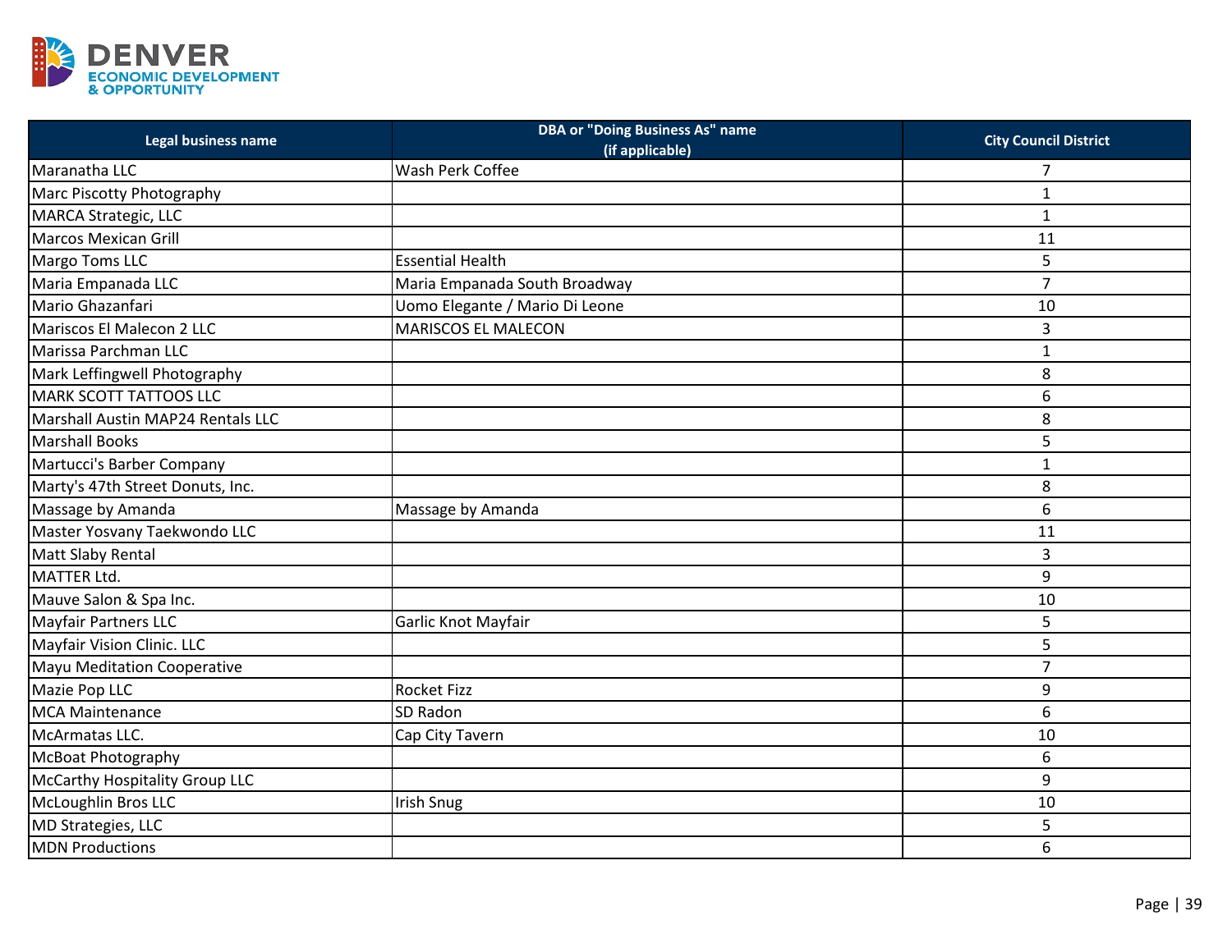| Legal business name | DBA or "Doing Business As" name (if applicable) | City Council District |
|---|---|---|
| Maranatha LLC | Wash Perk Coffee | 7 |
| Marc Piscotty Photography | | 1 |
| MARCA Strategic, LLC | | 1 |
| Marcos Mexican Grill | | 11 |
| Margo Toms LLC | Essential Health | 5 |
| Maria Empanada LLC | Maria Empanada South Broadway | 7 |
| Mario Ghazanfari | Uomo Elegante / Mario Di Leone | 10 |
| Mariscos El Malecon 2 LLC | MARISCOS EL MALECON | 3 |
| Marissa Parchman LLC | | 1 |
| Mark Leffingwell Photography | | 8 |
| MARK SCOTT TATTOOS LLC | | 6 |
| Marshall Austin MAP24 Rentals LLC | | 8 |
| Marshall Books | | 5 |
| Martucci's Barber Company | | 1 |
| Marty's 47th Street Donuts, Inc. | | 8 |
| Massage by Amanda | Massage by Amanda | 6 |
| Master Yosvany Taekwondo LLC | | 11 |
| Matt Slaby Rental | | 3 |
| MATTER Ltd. | | 9 |
| Mauve Salon & Spa Inc. | | 10 |
| Mayfair Partners LLC | Garlic Knot Mayfair | 5 |
| Mayfair Vision Clinic. LLC | | 5 |
| Mayu Meditation Cooperative | | 7 |
| Mazie Pop LLC | Rocket Fizz | 9 |
| MCA Maintenance | SD Radon | 6 |
| McArmatas LLC. | Cap City Tavern | 10 |
| McBoat Photography | | 6 |
| McCarthy Hospitality Group LLC | | 9 |
| McLoughlin Bros LLC | Irish Snug | 10 |
| MD Strategies, LLC | | 5 |
| MDN Productions | | 6 |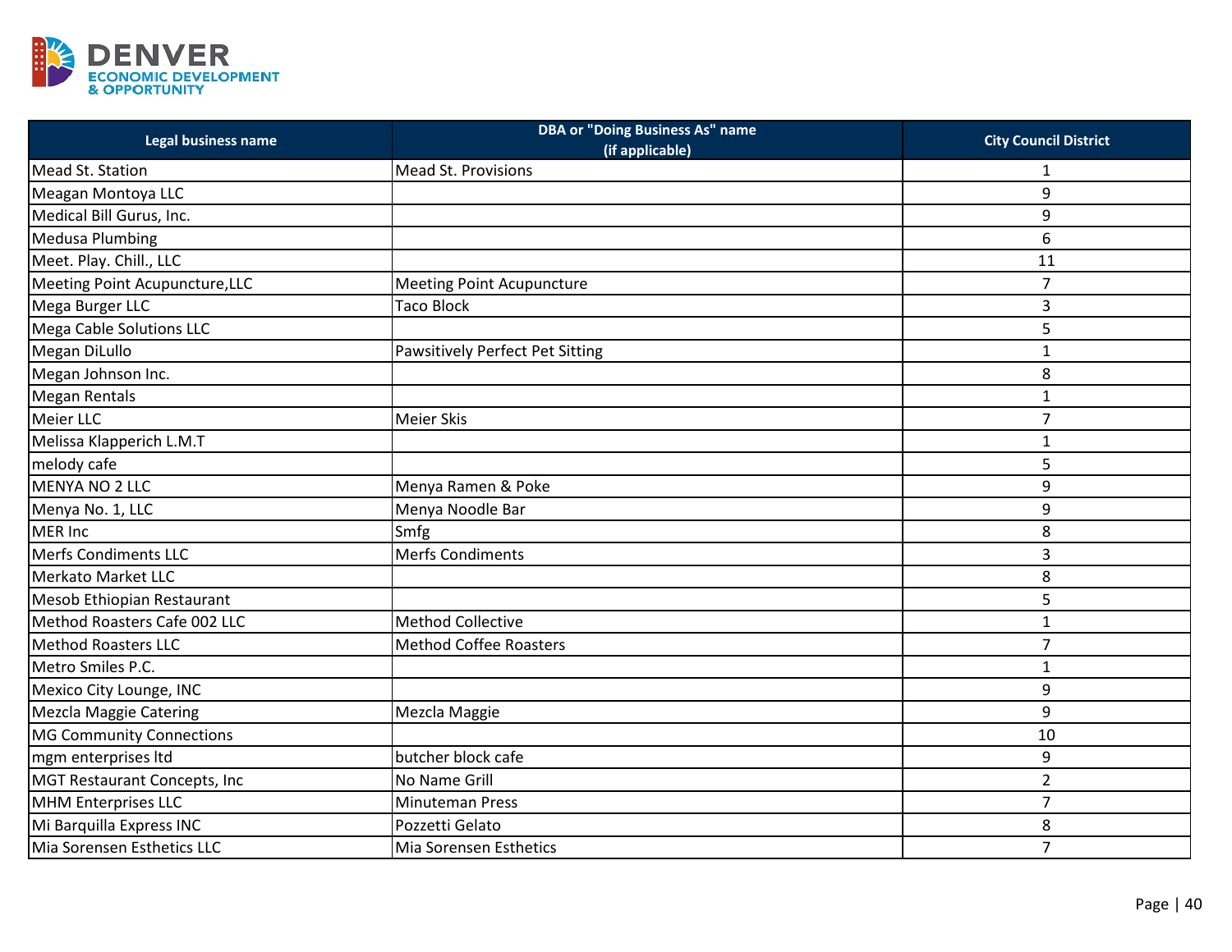| Legal business name | DBA or "Doing Business As" name (if applicable) | City Council District |
|---|---|---|
| Mead St. Station | Mead St. Provisions | 1 |
| Meagan Montoya LLC | | 9 |
| Medical Bill Gurus, Inc. | | 9 |
| Medusa Plumbing | | 6 |
| Meet. Play. Chill., LLC | | 11 |
| Meeting Point Acupuncture,LLC | Meeting Point Acupuncture | 7 |
| Mega Burger LLC | Taco Block | 3 |
| Mega Cable Solutions LLC | | 5 |
| Megan DiLullo | Pawsitively Perfect Pet Sitting | 1 |
| Megan Johnson Inc. | | 8 |
| Megan Rentals | | 1 |
| Meier LLC | Meier Skis | 7 |
| Melissa Klapperich L.M.T | | 1 |
| melody cafe | | 5 |
| MENYA NO 2 LLC | Menya Ramen & Poke | 9 |
| Menya No. 1, LLC | Menya Noodle Bar | 9 |
| MER Inc | Smfg | 8 |
| Merfs Condiments LLC | Merfs Condiments | 3 |
| Merkato Market LLC | | 8 |
| Mesob Ethiopian Restaurant | | 5 |
| Method Roasters Cafe 002 LLC | Method Collective | 1 |
| Method Roasters LLC | Method Coffee Roasters | 7 |
| Metro Smiles P.C. | | 1 |
| Mexico City Lounge, INC | | 9 |
| Mezcla Maggie Catering | Mezcla Maggie | 9 |
| MG Community Connections | | 10 |
| mgm enterprises ltd | butcher block cafe | 9 |
| MGT Restaurant Concepts, Inc | No Name Grill | 2 |
| MHM Enterprises LLC | Minuteman Press | 7 |
| Mi Barquilla Express INC | Pozzetti Gelato | 8 |
| Mia Sorensen Esthetics LLC | Mia Sorensen Esthetics | 7 |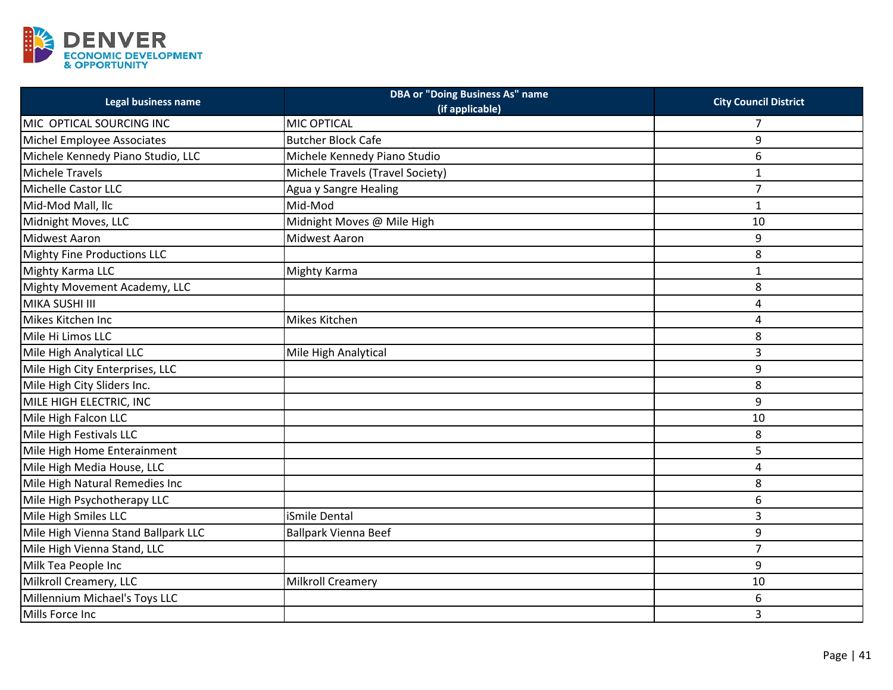| Legal business name | DBA or "Doing Business As" name (if applicable) | City Council District |
|---|---|---|
| MIC  OPTICAL SOURCING INC | MIC OPTICAL | 7 |
| Michel Employee Associates | Butcher Block Cafe | 9 |
| Michele Kennedy Piano Studio, LLC | Michele Kennedy Piano Studio | 6 |
| Michele Travels | Michele Travels (Travel Society) | 1 |
| Michelle Castor LLC | Agua y Sangre Healing | 7 |
| Mid-Mod Mall, llc | Mid-Mod | 1 |
| Midnight Moves, LLC | Midnight Moves @ Mile High | 10 |
| Midwest Aaron | Midwest Aaron | 9 |
| Mighty Fine Productions LLC | | 8 |
| Mighty Karma LLC | Mighty Karma | 1 |
| Mighty Movement Academy, LLC | | 8 |
| MIKA SUSHI III | | 4 |
| Mikes Kitchen Inc | Mikes Kitchen | 4 |
| Mile Hi Limos LLC | | 8 |
| Mile High Analytical LLC | Mile High Analytical | 3 |
| Mile High City Enterprises, LLC | | 9 |
| Mile High City Sliders Inc. | | 8 |
| MILE HIGH ELECTRIC, INC | | 9 |
| Mile High Falcon LLC | | 10 |
| Mile High Festivals LLC | | 8 |
| Mile High Home Enterainment | | 5 |
| Mile High Media House, LLC | | 4 |
| Mile High Natural Remedies Inc | | 8 |
| Mile High Psychotherapy LLC | | 6 |
| Mile High Smiles LLC | iSmile Dental | 3 |
| Mile High Vienna Stand Ballpark LLC | Ballpark Vienna Beef | 9 |
| Mile High Vienna Stand, LLC | | 7 |
| Milk Tea People Inc | | 9 |
| Milkroll Creamery, LLC | Milkroll Creamery | 10 |
| Millennium Michael's Toys LLC | | 6 |
| Mills Force Inc | | 3 |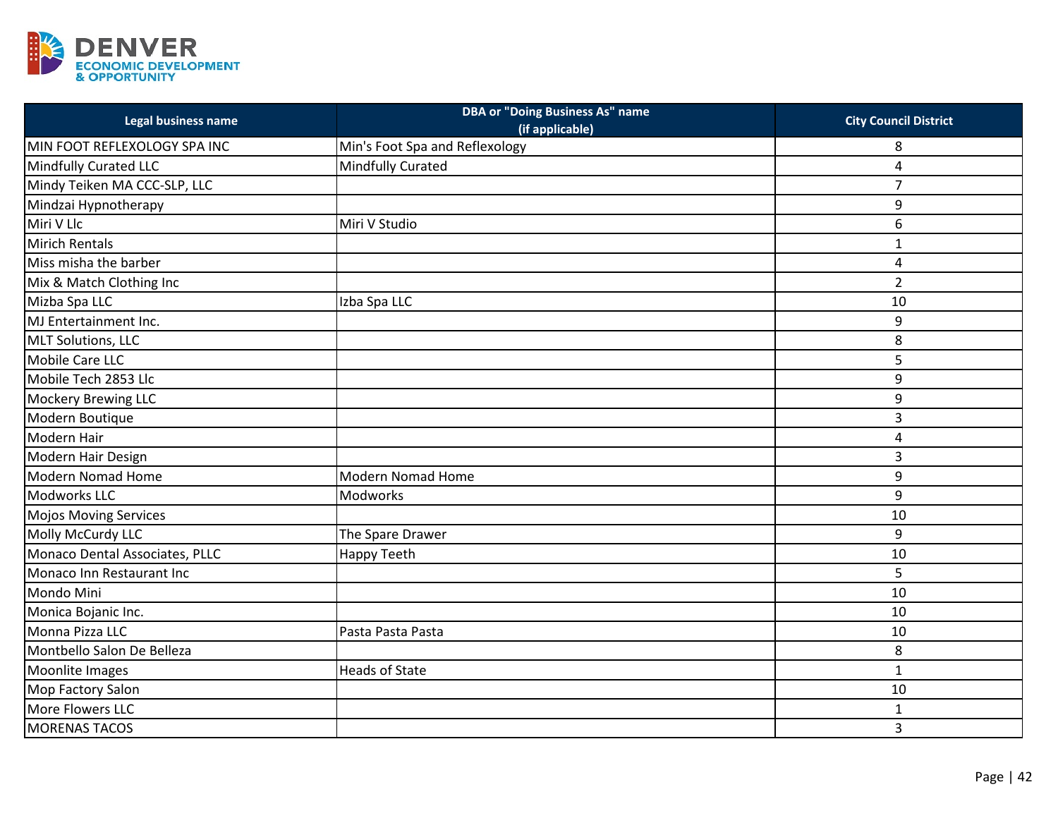| Legal business name | DBA or "Doing Business As" name (if applicable) | City Council District |
|---|---|---|
| MIN FOOT REFLEXOLOGY SPA INC | Min's Foot Spa and Reflexology | 8 |
| Mindfully Curated LLC | Mindfully Curated | 4 |
| Mindy Teiken MA CCC-SLP, LLC | | 7 |
| Mindzai Hypnotherapy | | 9 |
| Miri V Llc | Miri V Studio | 6 |
| Mirich Rentals | | 1 |
| Miss misha the barber | | 4 |
| Mix & Match Clothing Inc | | 2 |
| Mizba Spa LLC | Izba Spa LLC | 10 |
| MJ Entertainment Inc. | | 9 |
| MLT Solutions, LLC | | 8 |
| Mobile Care LLC | | 5 |
| Mobile Tech 2853 Llc | | 9 |
| Mockery Brewing LLC | | 9 |
| Modern Boutique | | 3 |
| Modern Hair | | 4 |
| Modern Hair Design | | 3 |
| Modern Nomad Home | Modern Nomad Home | 9 |
| Modworks LLC | Modworks | 9 |
| Mojos Moving Services | | 10 |
| Molly McCurdy LLC | The Spare Drawer | 9 |
| Monaco Dental Associates, PLLC | Happy Teeth | 10 |
| Monaco Inn Restaurant Inc | | 5 |
| Mondo Mini | | 10 |
| Monica Bojanic Inc. | | 10 |
| Monna Pizza LLC | Pasta Pasta Pasta | 10 |
| Montbello Salon De Belleza | | 8 |
| Moonlite Images | Heads of State | 1 |
| Mop Factory Salon | | 10 |
| More Flowers LLC | | 1 |
| MORENAS TACOS | | 3 |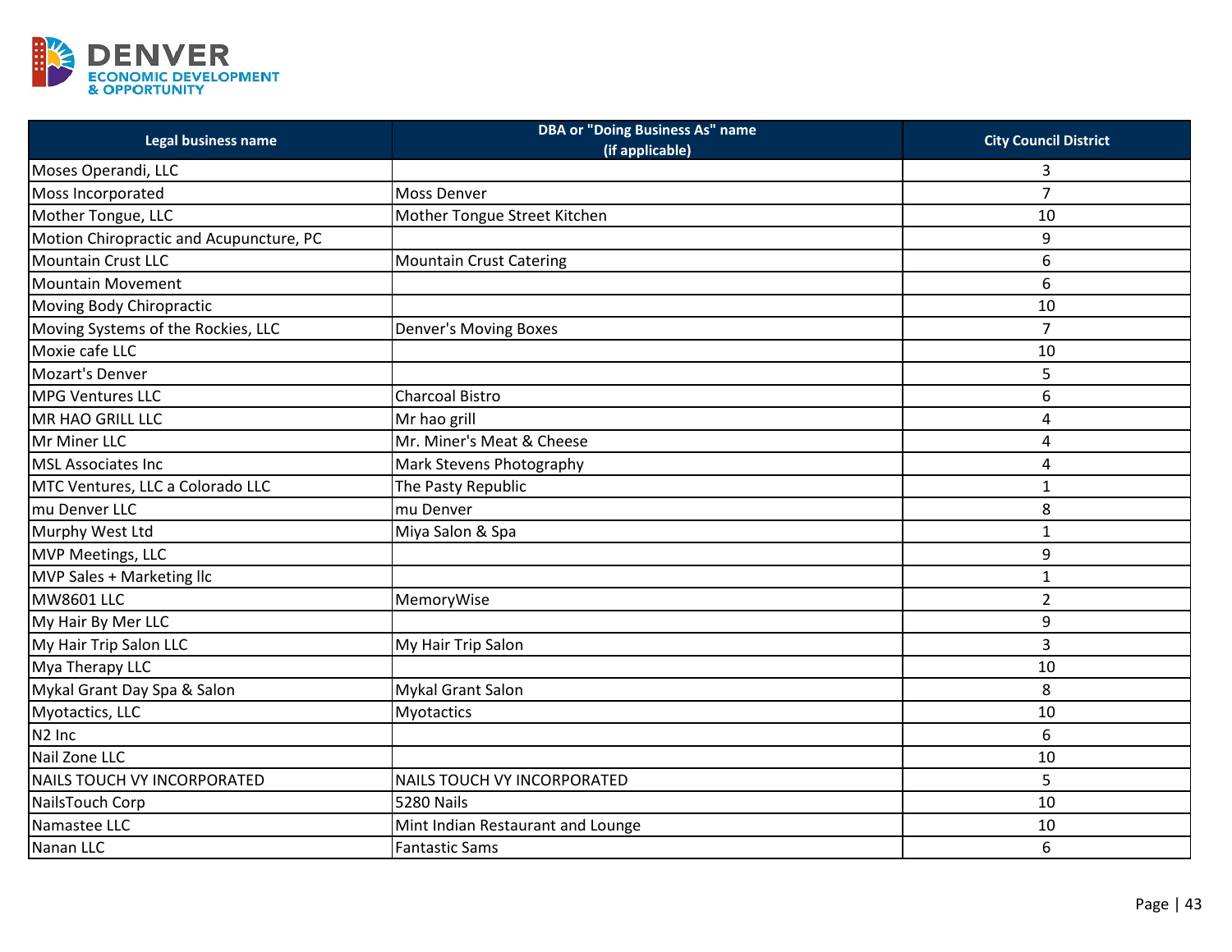| Legal business name | DBA or "Doing Business As" name (if applicable) | City Council District |
|---|---|---|
| Moses Operandi, LLC | | 3 |
| Moss Incorporated | Moss Denver | 7 |
| Mother Tongue, LLC | Mother Tongue Street Kitchen | 10 |
| Motion Chiropractic and Acupuncture, PC | | 9 |
| Mountain Crust LLC | Mountain Crust Catering | 6 |
| Mountain Movement | | 6 |
| Moving Body Chiropractic | | 10 |
| Moving Systems of the Rockies, LLC | Denver's Moving Boxes | 7 |
| Moxie cafe LLC | | 10 |
| Mozart's Denver | | 5 |
| MPG Ventures LLC | Charcoal Bistro | 6 |
| MR HAO GRILL LLC | Mr hao grill | 4 |
| Mr Miner LLC | Mr. Miner's Meat & Cheese | 4 |
| MSL Associates Inc | Mark Stevens Photography | 4 |
| MTC Ventures, LLC a Colorado LLC | The Pasty Republic | 1 |
| mu Denver LLC | mu Denver | 8 |
| Murphy West Ltd | Miya Salon & Spa | 1 |
| MVP Meetings, LLC | | 9 |
| MVP Sales + Marketing llc | | 1 |
| MW8601 LLC | MemoryWise | 2 |
| My Hair By Mer LLC | | 9 |
| My Hair Trip Salon LLC | My Hair Trip Salon | 3 |
| Mya Therapy LLC | | 10 |
| Mykal Grant Day Spa & Salon | Mykal Grant Salon | 8 |
| Myotactics, LLC | Myotactics | 10 |
| N2 Inc | | 6 |
| Nail Zone LLC | | 10 |
| NAILS TOUCH VY INCORPORATED | NAILS TOUCH VY INCORPORATED | 5 |
| NailsTouch Corp | 5280 Nails | 10 |
| Namastee LLC | Mint Indian Restaurant and Lounge | 10 |
| Nanan LLC | Fantastic Sams | 6 |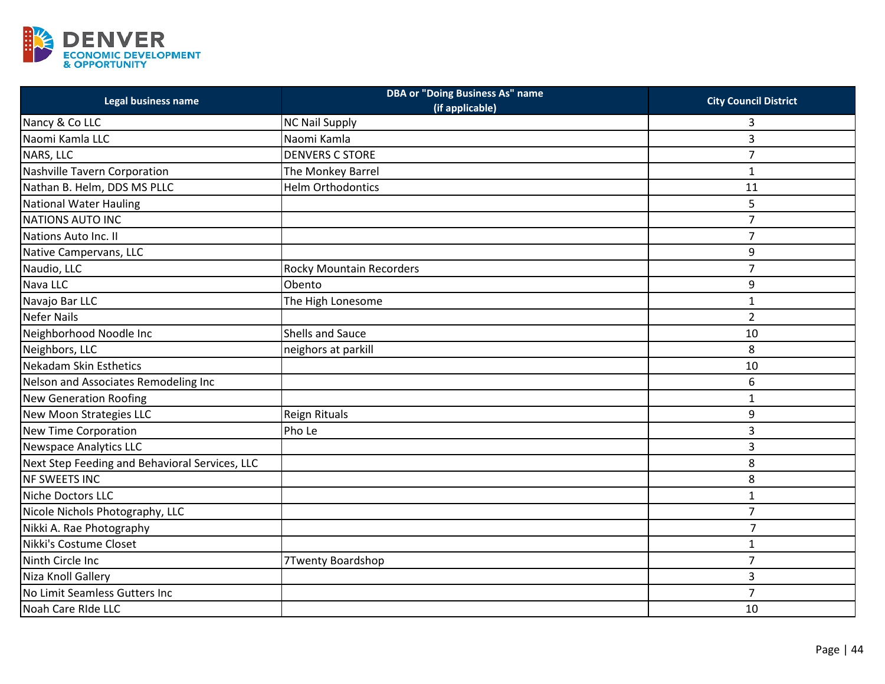| Legal business name | DBA or "Doing Business As" name (if applicable) | City Council District |
|---|---|---|
| Nancy & Co LLC | NC Nail Supply | 3 |
| Naomi Kamla LLC | Naomi Kamla | 3 |
| NARS, LLC | DENVERS C STORE | 7 |
| Nashville Tavern Corporation | The Monkey Barrel | 1 |
| Nathan B. Helm, DDS MS PLLC | Helm Orthodontics | 11 |
| National Water Hauling | | 5 |
| NATIONS AUTO INC | | 7 |
| Nations Auto Inc. II | | 7 |
| Native Campervans, LLC | | 9 |
| Naudio, LLC | Rocky Mountain Recorders | 7 |
| Nava LLC | Obento | 9 |
| Navajo Bar LLC | The High Lonesome | 1 |
| Nefer Nails | | 2 |
| Neighborhood Noodle Inc | Shells and Sauce | 10 |
| Neighbors, LLC | neighors at parkill | 8 |
| Nekadam Skin Esthetics | | 10 |
| Nelson and Associates Remodeling Inc | | 6 |
| New Generation Roofing | | 1 |
| New Moon Strategies LLC | Reign Rituals | 9 |
| New Time Corporation | Pho Le | 3 |
| Newspace Analytics LLC | | 3 |
| Next Step Feeding and Behavioral Services, LLC | | 8 |
| NF SWEETS INC | | 8 |
| Niche Doctors LLC | | 1 |
| Nicole Nichols Photography, LLC | | 7 |
| Nikki A. Rae Photography | | 7 |
| Nikki's Costume Closet | | 1 |
| Ninth Circle Inc | 7Twenty Boardshop | 7 |
| Niza Knoll Gallery | | 3 |
| No Limit Seamless Gutters Inc | | 7 |
| Noah Care RIde LLC | | 10 |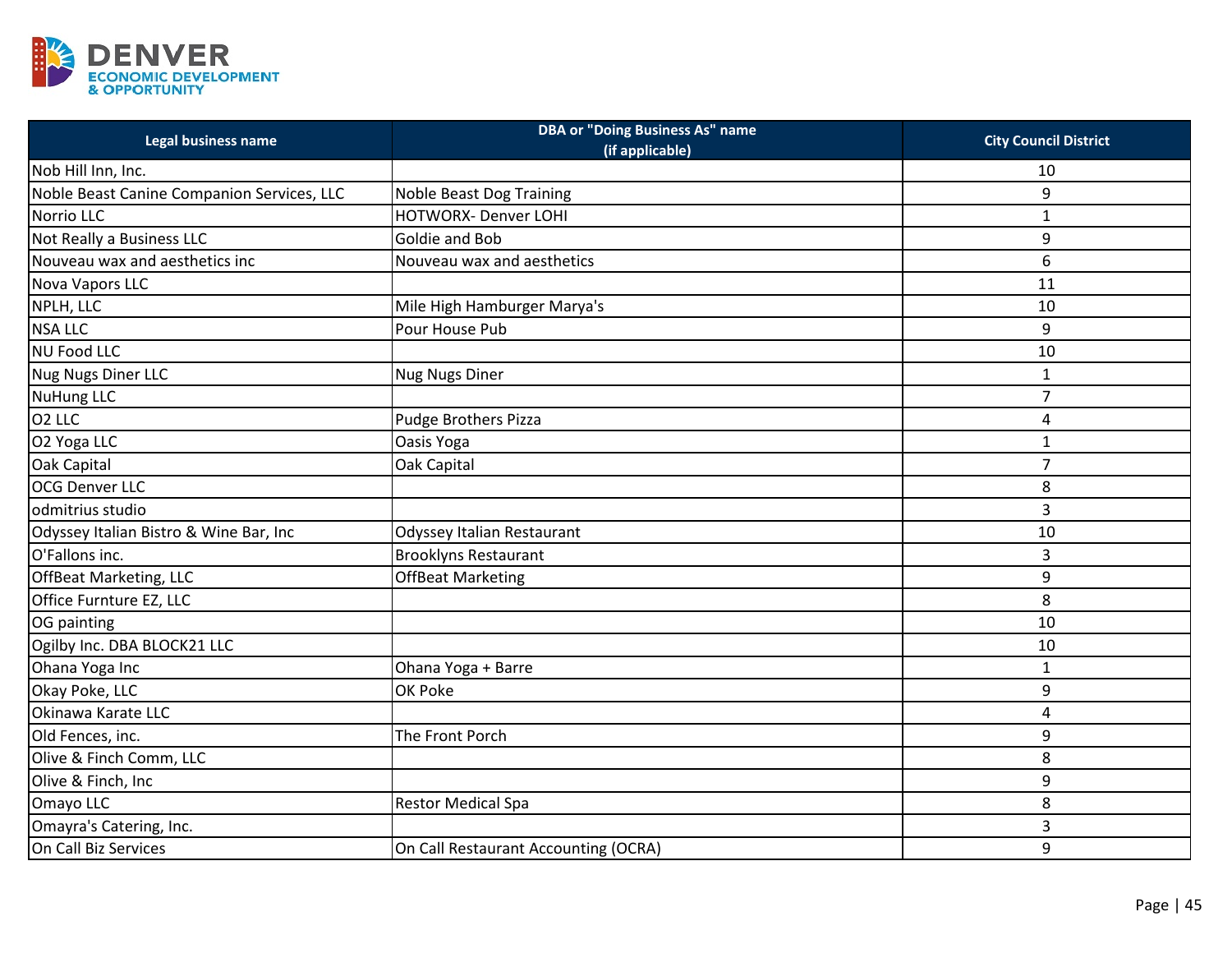| Legal business name | DBA or "Doing Business As" name (if applicable) | City Council District |
| --- | --- | --- |
| Nob Hill Inn, Inc. | | 10 |
| Noble Beast Canine Companion Services, LLC | Noble Beast Dog Training | 9 |
| Norrio LLC | HOTWORX- Denver LOHI | 1 |
| Not Really a Business LLC | Goldie and Bob | 9 |
| Nouveau wax and aesthetics inc | Nouveau wax and aesthetics | 6 |
| Nova Vapors LLC | | 11 |
| NPLH, LLC | Mile High Hamburger Marya's | 10 |
| NSA LLC | Pour House Pub | 9 |
| NU Food LLC | | 10 |
| Nug Nugs Diner LLC | Nug Nugs Diner | 1 |
| NuHung LLC | | 7 |
| O2 LLC | Pudge Brothers Pizza | 4 |
| O2 Yoga LLC | Oasis Yoga | 1 |
| Oak Capital | Oak Capital | 7 |
| OCG Denver LLC | | 8 |
| odmitrius studio | | 3 |
| Odyssey Italian Bistro & Wine Bar, Inc | Odyssey Italian Restaurant | 10 |
| O'Fallons inc. | Brooklyns Restaurant | 3 |
| OffBeat Marketing, LLC | OffBeat Marketing | 9 |
| Office Furnture EZ, LLC | | 8 |
| OG painting | | 10 |
| Ogilby Inc. DBA BLOCK21 LLC | | 10 |
| Ohana Yoga Inc | Ohana Yoga + Barre | 1 |
| Okay Poke, LLC | OK Poke | 9 |
| Okinawa Karate LLC | | 4 |
| Old Fences, inc. | The Front Porch | 9 |
| Olive & Finch Comm, LLC | | 8 |
| Olive & Finch, Inc | | 9 |
| Omayo LLC | Restor Medical Spa | 8 |
| Omayra's Catering, Inc. | | 3 |
| On Call Biz Services | On Call Restaurant Accounting (OCRA) | 9 |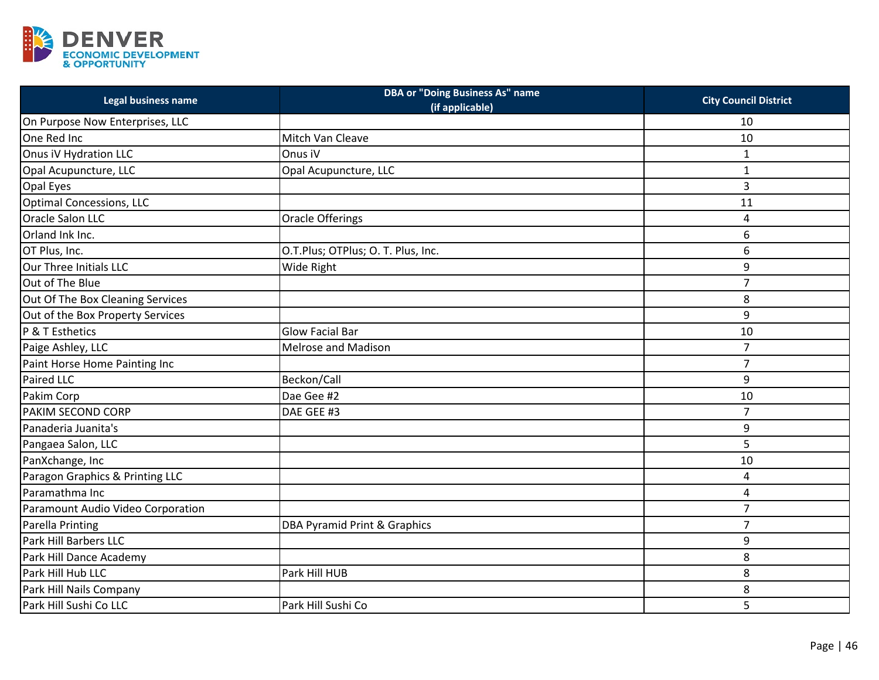DENVER
ECONOMIC DEVELOPMENT
& OPPORTUNITY

| Legal business name | DBA or "Doing Business As" name (if applicable) | City Council District |
|---|---|---|
| On Purpose Now Enterprises, LLC | | 10 |
| One Red Inc | Mitch Van Cleave | 10 |
| Onus iV Hydration LLC | Onus iV | 1 |
| Opal Acupuncture, LLC | Opal Acupuncture, LLC | 1 |
| Opal Eyes | | 3 |
| Optimal Concessions, LLC | | 11 |
| Oracle Salon LLC | Oracle Offerings | 4 |
| Orland Ink Inc. | | 6 |
| OT Plus, Inc. | O.T.Plus; OTPlus; O. T. Plus, Inc. | 6 |
| Our Three Initials LLC | Wide Right | 9 |
| Out of The Blue | | 7 |
| Out Of The Box Cleaning Services | | 8 |
| Out of the Box Property Services | | 9 |
| P & T Esthetics | Glow Facial Bar | 10 |
| Paige Ashley, LLC | Melrose and Madison | 7 |
| Paint Horse Home Painting Inc | | 7 |
| Paired LLC | Beckon/Call | 9 |
| Pakim Corp | Dae Gee #2 | 10 |
| PAKIM SECOND CORP | DAE GEE #3 | 7 |
| Panaderia Juanita's | | 9 |
| Pangaea Salon, LLC | | 5 |
| PanXchange, Inc | | 10 |
| Paragon Graphics & Printing LLC | | 4 |
| Paramathma Inc | | 4 |
| Paramount Audio Video Corporation | | 7 |
| Parella Printing | DBA Pyramid Print & Graphics | 7 |
| Park Hill Barbers LLC | | 9 |
| Park Hill Dance Academy | | 8 |
| Park Hill Hub LLC | Park Hill HUB | 8 |
| Park Hill Nails Company | | 8 |
| Park Hill Sushi Co LLC | Park Hill Sushi Co | 5 |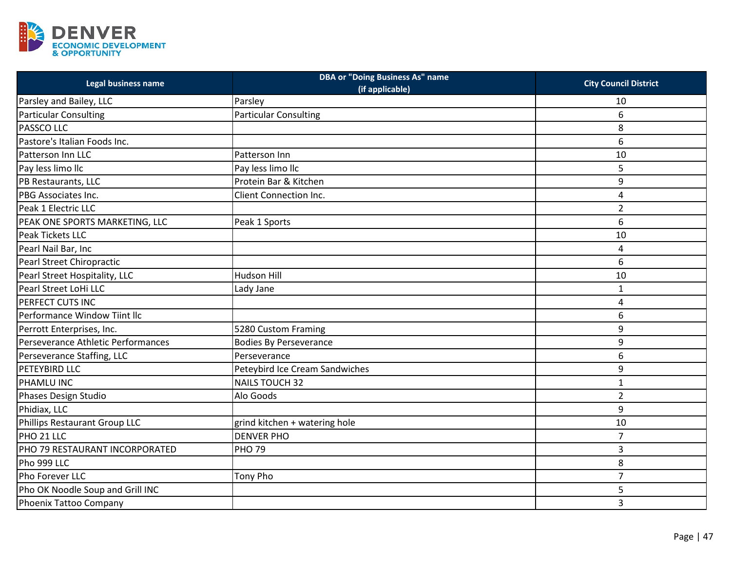| Legal business name | DBA or "Doing Business As" name (if applicable) | City Council District |
|---|---|---|
| Parsley and Bailey, LLC | Parsley | 10 |
| Particular Consulting | Particular Consulting | 6 |
| PASSCO LLC | | 8 |
| Pastore's Italian Foods Inc. | | 6 |
| Patterson Inn LLC | Patterson Inn | 10 |
| Pay less limo llc | Pay less limo llc | 5 |
| PB Restaurants, LLC | Protein Bar & Kitchen | 9 |
| PBG Associates Inc. | Client Connection Inc. | 4 |
| Peak 1 Electric LLC | | 2 |
| PEAK ONE SPORTS MARKETING, LLC | Peak 1 Sports | 6 |
| Peak Tickets LLC | | 10 |
| Pearl Nail Bar, Inc | | 4 |
| Pearl Street Chiropractic | | 6 |
| Pearl Street Hospitality, LLC | Hudson Hill | 10 |
| Pearl Street LoHi LLC | Lady Jane | 1 |
| PERFECT CUTS INC | | 4 |
| Performance Window Tiint llc | | 6 |
| Perrott Enterprises, Inc. | 5280 Custom Framing | 9 |
| Perseverance Athletic Performances | Bodies By Perseverance | 9 |
| Perseverance Staffing, LLC | Perseverance | 6 |
| PETEYBIRD LLC | Peteybird Ice Cream Sandwiches | 9 |
| PHAMLU INC | NAILS TOUCH 32 | 1 |
| Phases Design Studio | Alo Goods | 2 |
| Phidiax, LLC | | 9 |
| Phillips Restaurant Group LLC | grind kitchen + watering hole | 10 |
| PHO 21 LLC | DENVER PHO | 7 |
| PHO 79 RESTAURANT INCORPORATED | PHO 79 | 3 |
| Pho 999 LLC | | 8 |
| Pho Forever LLC | Tony Pho | 7 |
| Pho OK Noodle Soup and Grill INC | | 5 |
| Phoenix Tattoo Company | | 3 |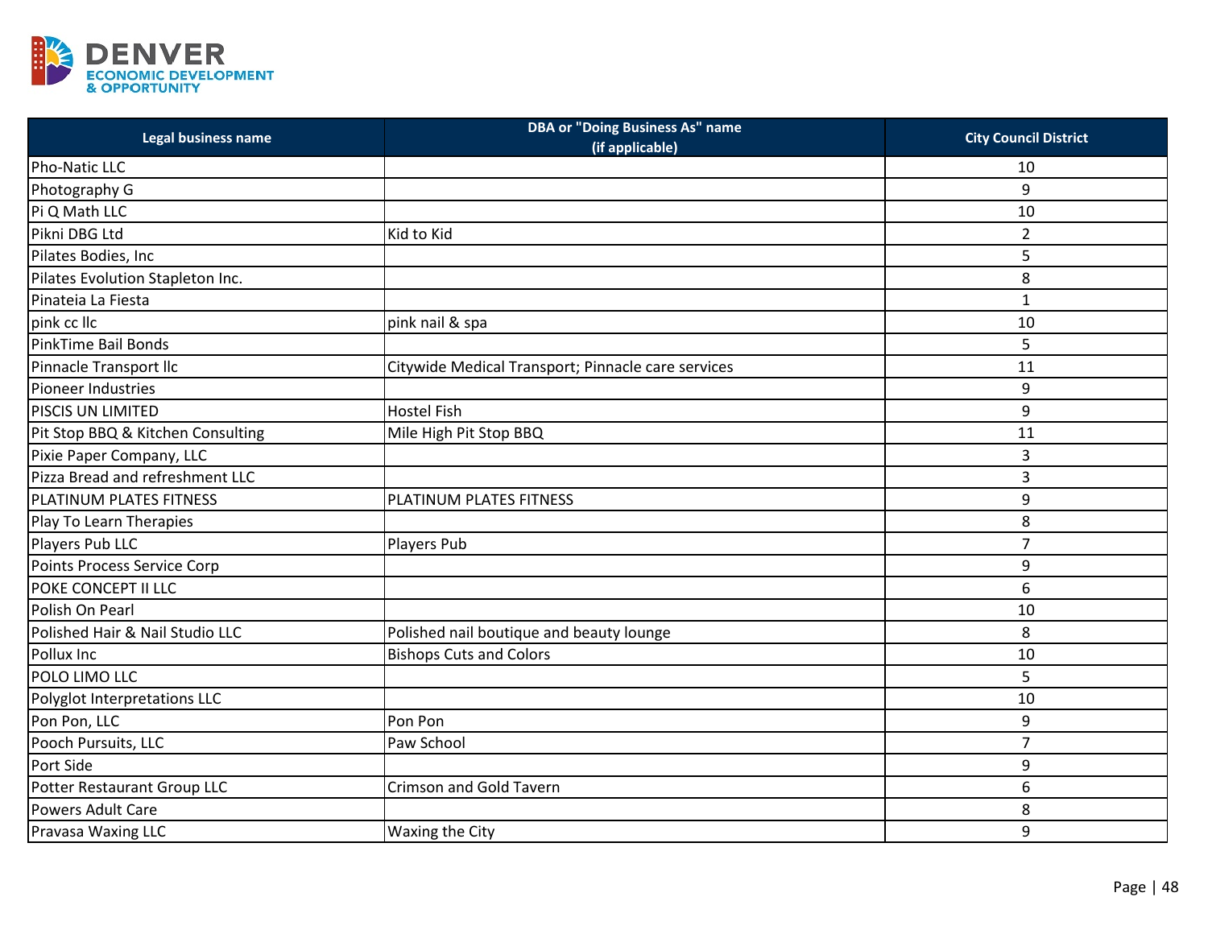| Legal business name | DBA or "Doing Business As" name (if applicable) | City Council District |
|---|---|---|
| Pho-Natic LLC | | 10 |
| Photography G | | 9 |
| Pi Q Math LLC | | 10 |
| Pikni DBG Ltd | Kid to Kid | 2 |
| Pilates Bodies, Inc | | 5 |
| Pilates Evolution Stapleton Inc. | | 8 |
| Pinateia La Fiesta | | 1 |
| pink cc llc | pink nail & spa | 10 |
| PinkTime Bail Bonds | | 5 |
| Pinnacle Transport llc | Citywide Medical Transport; Pinnacle care services | 11 |
| Pioneer Industries | | 9 |
| PISCIS UN LIMITED | Hostel Fish | 9 |
| Pit Stop BBQ & Kitchen Consulting | Mile High Pit Stop BBQ | 11 |
| Pixie Paper Company, LLC | | 3 |
| Pizza Bread and refreshment LLC | | 3 |
| PLATINUM PLATES FITNESS | PLATINUM PLATES FITNESS | 9 |
| Play To Learn Therapies | | 8 |
| Players Pub LLC | Players Pub | 7 |
| Points Process Service Corp | | 9 |
| POKE CONCEPT II LLC | | 6 |
| Polish On Pearl | | 10 |
| Polished Hair & Nail Studio LLC | Polished nail boutique and beauty lounge | 8 |
| Pollux Inc | Bishops Cuts and Colors | 10 |
| POLO LIMO LLC | | 5 |
| Polyglot Interpretations LLC | | 10 |
| Pon Pon, LLC | Pon Pon | 9 |
| Pooch Pursuits, LLC | Paw School | 7 |
| Port Side | | 9 |
| Potter Restaurant Group LLC | Crimson and Gold Tavern | 6 |
| Powers Adult Care | | 8 |
| Pravasa Waxing LLC | Waxing the City | 9 |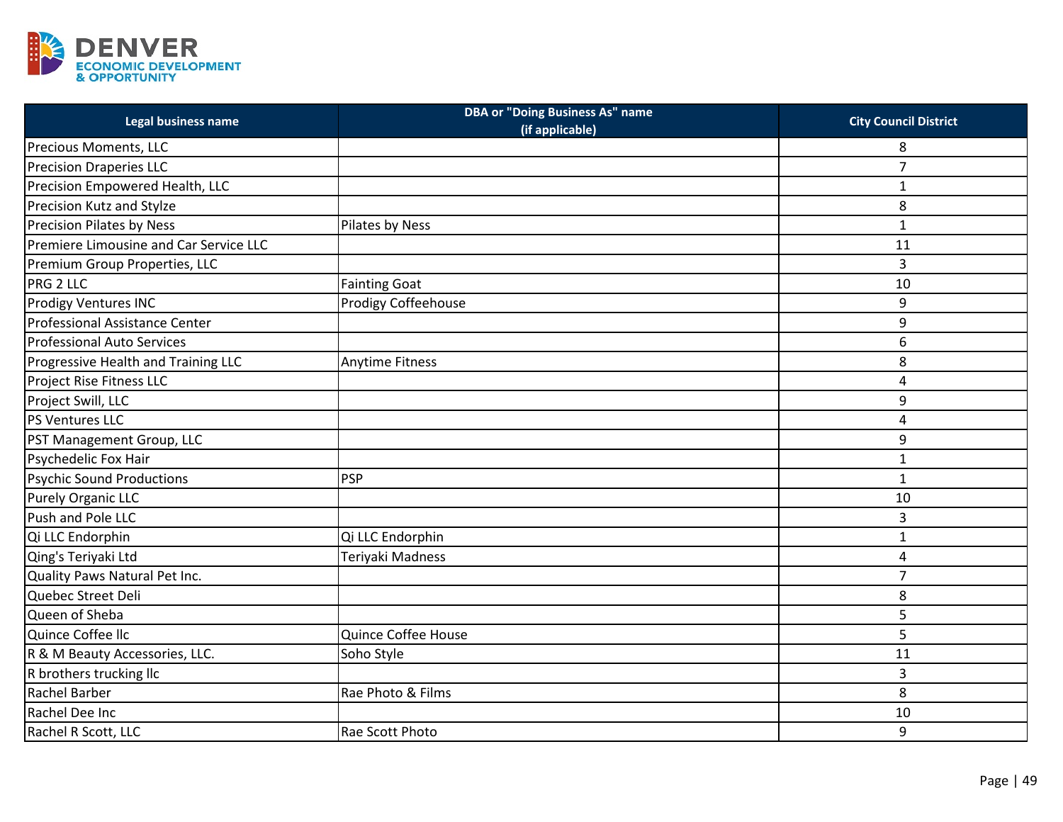| Legal business name | DBA or "Doing Business As" name (if applicable) | City Council District |
|---|---|---|
| Precious Moments, LLC | | 8 |
| Precision Draperies LLC | | 7 |
| Precision Empowered Health, LLC | | 1 |
| Precision Kutz and Stylze | | 8 |
| Precision Pilates by Ness | Pilates by Ness | 1 |
| Premiere Limousine and Car Service LLC | | 11 |
| Premium Group Properties, LLC | | 3 |
| PRG 2 LLC | Fainting Goat | 10 |
| Prodigy Ventures INC | Prodigy Coffeehouse | 9 |
| Professional Assistance Center | | 9 |
| Professional Auto Services | | 6 |
| Progressive Health and Training LLC | Anytime Fitness | 8 |
| Project Rise Fitness LLC | | 4 |
| Project Swill, LLC | | 9 |
| PS Ventures LLC | | 4 |
| PST Management Group, LLC | | 9 |
| Psychedelic Fox Hair | | 1 |
| Psychic Sound Productions | PSP | 1 |
| Purely Organic LLC | | 10 |
| Push and Pole LLC | | 3 |
| Qi LLC Endorphin | Qi LLC Endorphin | 1 |
| Qing's Teriyaki Ltd | Teriyaki Madness | 4 |
| Quality Paws Natural Pet Inc. | | 7 |
| Quebec Street Deli | | 8 |
| Queen of Sheba | | 5 |
| Quince Coffee llc | Quince Coffee House | 5 |
| R & M Beauty Accessories, LLC. | Soho Style | 11 |
| R brothers trucking llc | | 3 |
| Rachel Barber | Rae Photo & Films | 8 |
| Rachel Dee Inc | | 10 |
| Rachel R Scott, LLC | Rae Scott Photo | 9 |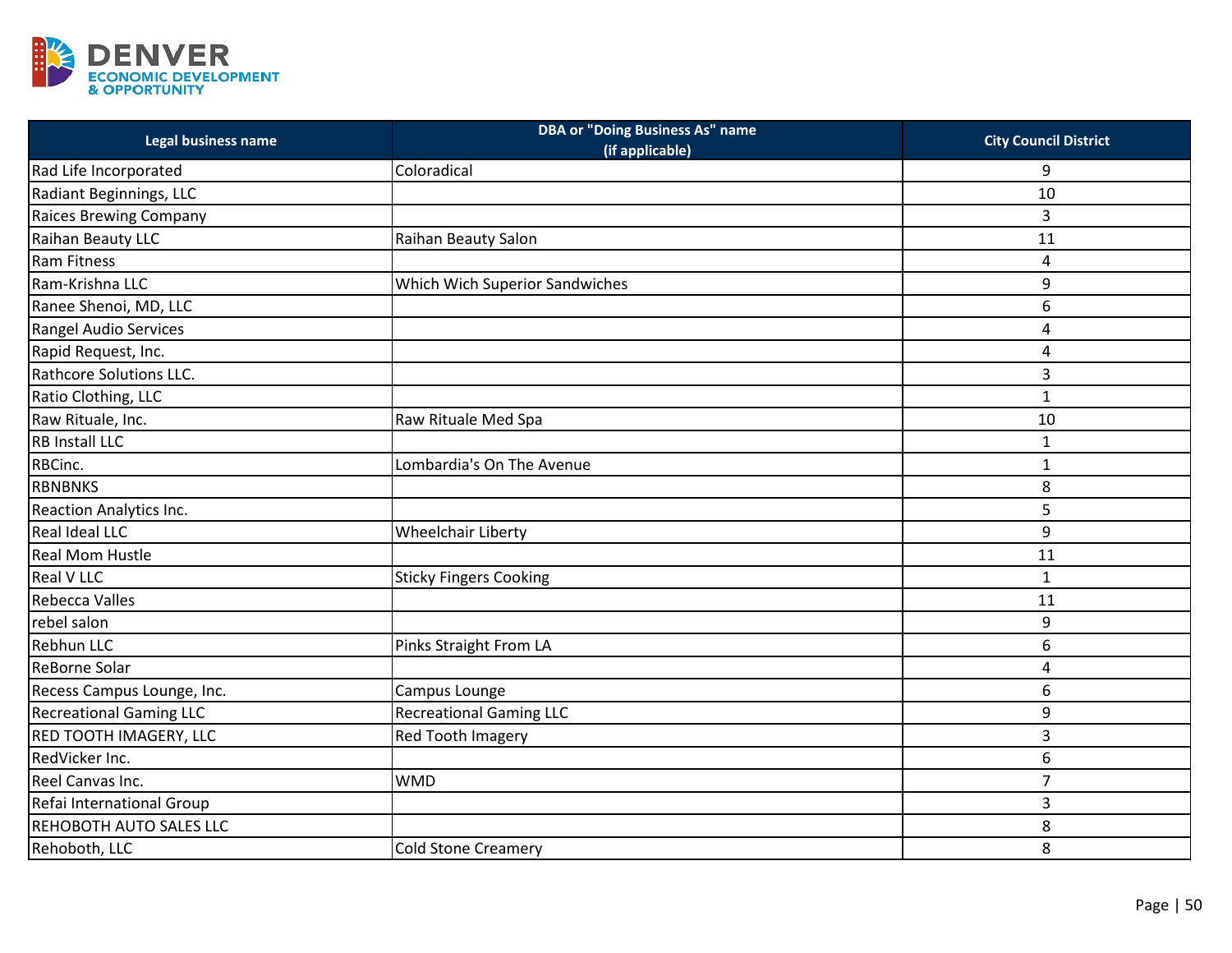| Legal business name | DBA or "Doing Business As" name (if applicable) | City Council District |
| --- | --- | --- |
| Rad Life Incorporated | Coloradical | 9 |
| Radiant Beginnings, LLC | | 10 |
| Raices Brewing Company | | 3 |
| Raihan Beauty LLC | Raihan Beauty Salon | 11 |
| Ram Fitness | | 4 |
| Ram-Krishna LLC | Which Wich Superior Sandwiches | 9 |
| Ranee Shenoi, MD, LLC | | 6 |
| Rangel Audio Services | | 4 |
| Rapid Request, Inc. | | 4 |
| Rathcore Solutions LLC. | | 3 |
| Ratio Clothing, LLC | | 1 |
| Raw Rituale, Inc. | Raw Rituale Med Spa | 10 |
| RB Install LLC | | 1 |
| RBCinc. | Lombardia's On The Avenue | 1 |
| RBNBNKS | | 8 |
| Reaction Analytics Inc. | | 5 |
| Real Ideal LLC | Wheelchair Liberty | 9 |
| Real Mom Hustle | | 11 |
| Real V LLC | Sticky Fingers Cooking | 1 |
| Rebecca Valles | | 11 |
| rebel salon | | 9 |
| Rebhun LLC | Pinks Straight From LA | 6 |
| ReBorne Solar | | 4 |
| Recess Campus Lounge, Inc. | Campus Lounge | 6 |
| Recreational Gaming LLC | Recreational Gaming LLC | 9 |
| RED TOOTH IMAGERY, LLC | Red Tooth Imagery | 3 |
| RedVicker Inc. | | 6 |
| Reel Canvas Inc. | WMD | 7 |
| Refai International Group | | 3 |
| REHOBOTH AUTO SALES LLC | | 8 |
| Rehoboth, LLC | Cold Stone Creamery | 8 |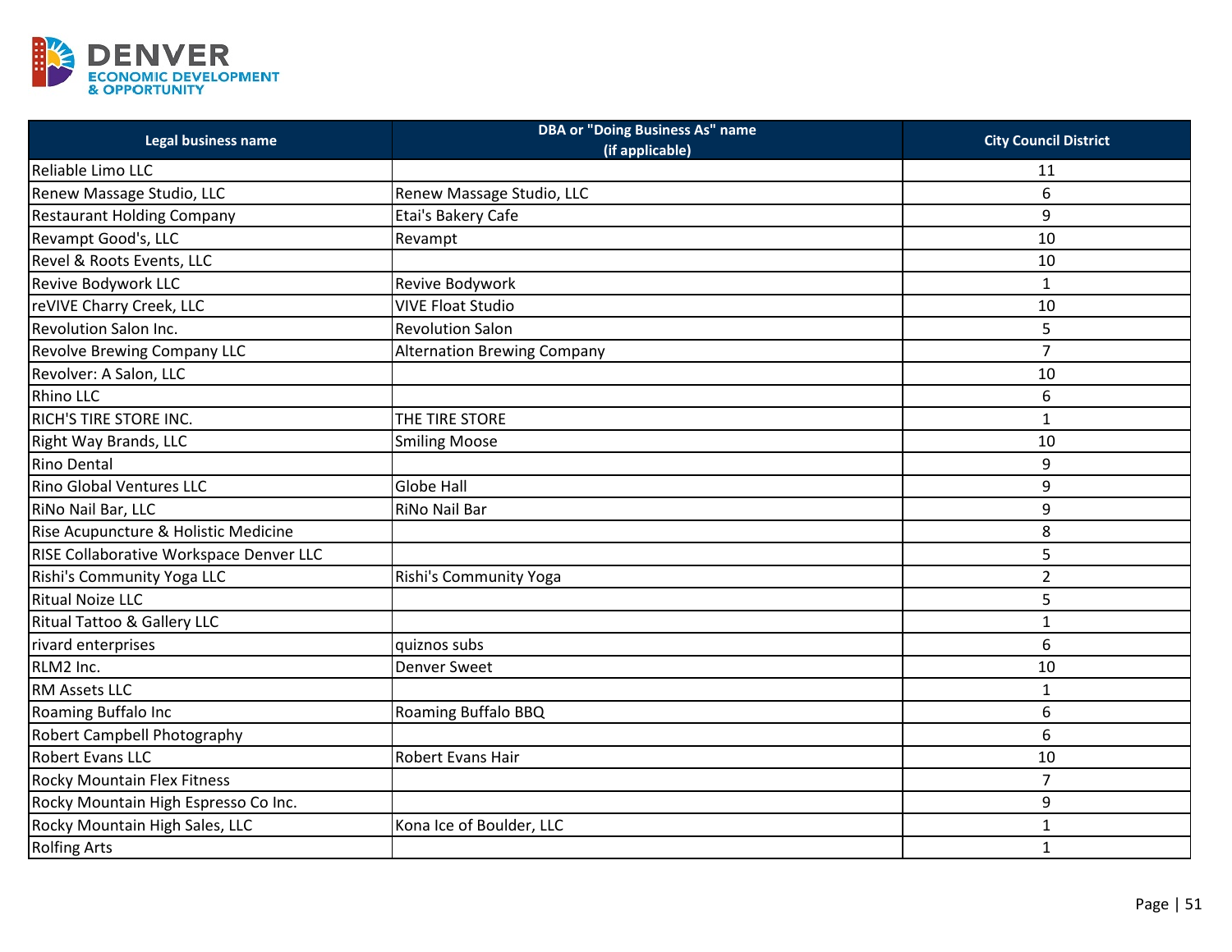DENVER ECONOMIC DEVELOPMENT & OPPORTUNITY

| Legal business name | DBA or "Doing Business As" name (if applicable) | City Council District |
|---|---|---|
| Reliable Limo LLC | | 11 |
| Renew Massage Studio, LLC | Renew Massage Studio, LLC | 6 |
| Restaurant Holding Company | Etai's Bakery Cafe | 9 |
| Revampt Good's, LLC | Revampt | 10 |
| Revel & Roots Events, LLC | | 10 |
| Revive Bodywork LLC | Revive Bodywork | 1 |
| reVIVE Charry Creek, LLC | VIVE Float Studio | 10 |
| Revolution Salon Inc. | Revolution Salon | 5 |
| Revolve Brewing Company LLC | Alternation Brewing Company | 7 |
| Revolver: A Salon, LLC | | 10 |
| Rhino LLC | | 6 |
| RICH'S TIRE STORE INC. | THE TIRE STORE | 1 |
| Right Way Brands, LLC | Smiling Moose | 10 |
| Rino Dental | | 9 |
| Rino Global Ventures LLC | Globe Hall | 9 |
| RiNo Nail Bar, LLC | RiNo Nail Bar | 9 |
| Rise Acupuncture & Holistic Medicine | | 8 |
| RISE Collaborative Workspace Denver LLC | | 5 |
| Rishi's Community Yoga LLC | Rishi's Community Yoga | 2 |
| Ritual Noize LLC | | 5 |
| Ritual Tattoo & Gallery LLC | | 1 |
| rivard enterprises | quiznos subs | 6 |
| RLM2 Inc. | Denver Sweet | 10 |
| RM Assets LLC | | 1 |
| Roaming Buffalo Inc | Roaming Buffalo BBQ | 6 |
| Robert Campbell Photography | | 6 |
| Robert Evans LLC | Robert Evans Hair | 10 |
| Rocky Mountain Flex Fitness | | 7 |
| Rocky Mountain High Espresso Co Inc. | | 9 |
| Rocky Mountain High Sales, LLC | Kona Ice of Boulder, LLC | 1 |
| Rolfing Arts | | 1 |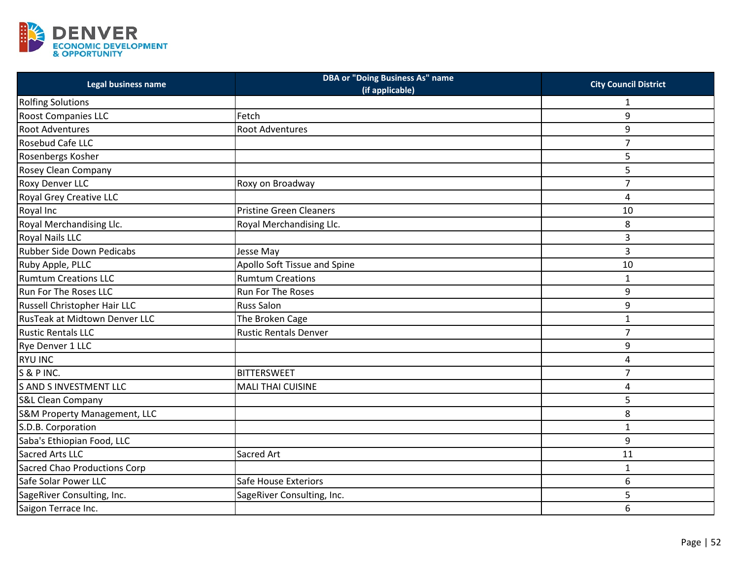| Legal business name | DBA or "Doing Business As" name (if applicable) | City Council District |
|---|---|---|
| Rolfing Solutions | | 1 |
| Roost Companies LLC | Fetch | 9 |
| Root Adventures | Root Adventures | 9 |
| Rosebud Cafe LLC | | 7 |
| Rosenbergs Kosher | | 5 |
| Rosey Clean Company | | 5 |
| Roxy Denver LLC | Roxy on Broadway | 7 |
| Royal Grey Creative LLC | | 4 |
| Royal Inc | Pristine Green Cleaners | 10 |
| Royal Merchandising Llc. | Royal Merchandising Llc. | 8 |
| Royal Nails LLC | | 3 |
| Rubber Side Down Pedicabs | Jesse May | 3 |
| Ruby Apple, PLLC | Apollo Soft Tissue and Spine | 10 |
| Rumtum Creations LLC | Rumtum Creations | 1 |
| Run For The Roses LLC | Run For The Roses | 9 |
| Russell Christopher Hair LLC | Russ Salon | 9 |
| RusTeak at Midtown Denver LLC | The Broken Cage | 1 |
| Rustic Rentals LLC | Rustic Rentals Denver | 7 |
| Rye Denver 1 LLC | | 9 |
| RYU INC | | 4 |
| S & P INC. | BITTERSWEET | 7 |
| S AND S INVESTMENT LLC | MALI THAI CUISINE | 4 |
| S&L Clean Company | | 5 |
| S&M Property Management, LLC | | 8 |
| S.D.B. Corporation | | 1 |
| Saba's Ethiopian Food, LLC | | 9 |
| Sacred Arts LLC | Sacred Art | 11 |
| Sacred Chao Productions Corp | | 1 |
| Safe Solar Power LLC | Safe House Exteriors | 6 |
| SageRiver Consulting, Inc. | SageRiver Consulting, Inc. | 5 |
| Saigon Terrace Inc. | | 6 |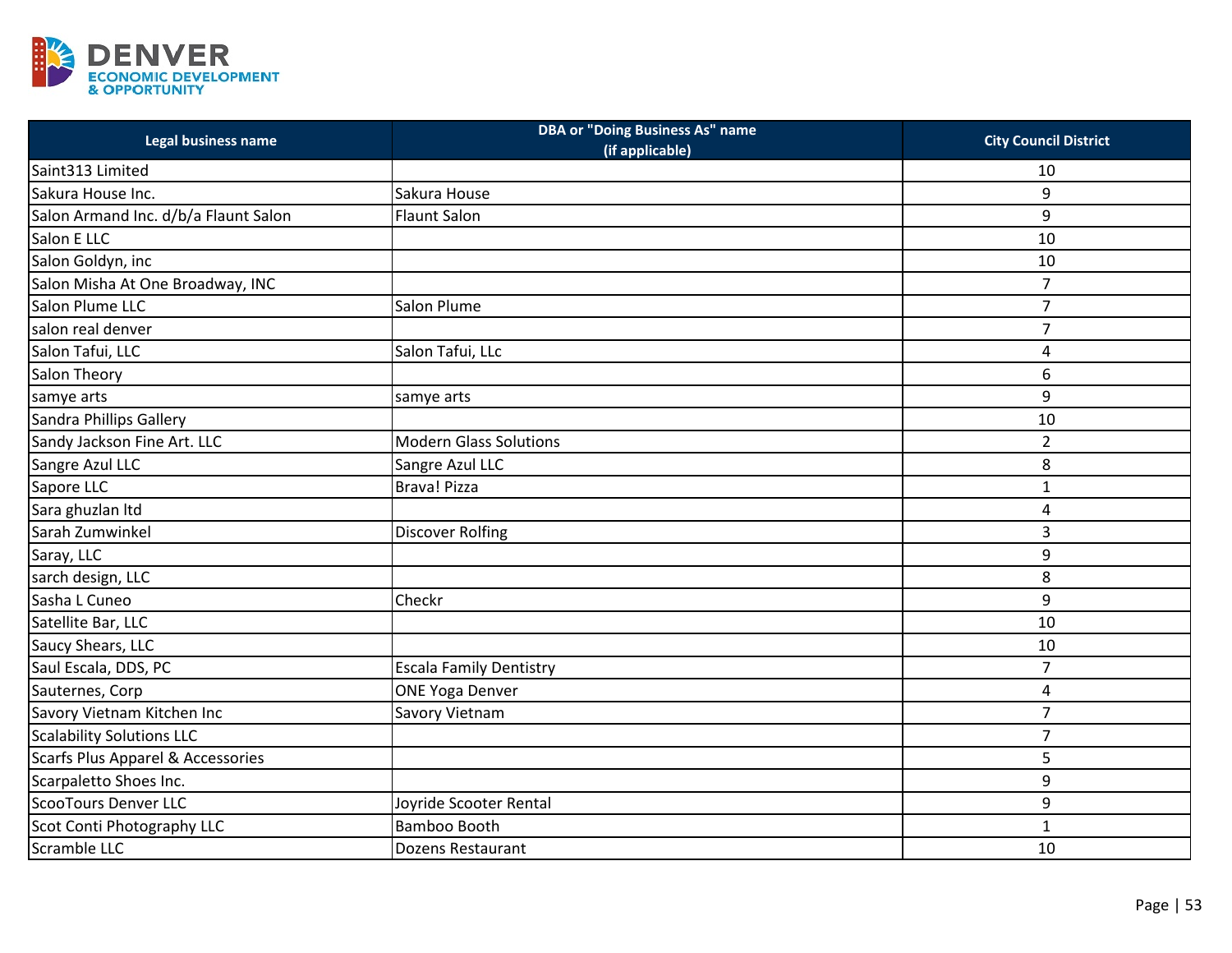| Legal business name | DBA or "Doing Business As" name (if applicable) | City Council District |
|---|---|---|
| Saint313 Limited | | 10 |
| Sakura House Inc. | Sakura House | 9 |
| Salon Armand Inc. d/b/a Flaunt Salon | Flaunt Salon | 9 |
| Salon E LLC | | 10 |
| Salon Goldyn, inc | | 10 |
| Salon Misha At One Broadway, INC | | 7 |
| Salon Plume LLC | Salon Plume | 7 |
| salon real denver | | 7 |
| Salon Tafui, LLC | Salon Tafui, LLc | 4 |
| Salon Theory | | 6 |
| samye arts | samye arts | 9 |
| Sandra Phillips Gallery | | 10 |
| Sandy Jackson Fine Art. LLC | Modern Glass Solutions | 2 |
| Sangre Azul LLC | Sangre Azul LLC | 8 |
| Sapore LLC | Brava! Pizza | 1 |
| Sara ghuzlan ltd | | 4 |
| Sarah Zumwinkel | Discover Rolfing | 3 |
| Saray, LLC | | 9 |
| sarch design, LLC | | 8 |
| Sasha L Cuneo | Checkr | 9 |
| Satellite Bar, LLC | | 10 |
| Saucy Shears, LLC | | 10 |
| Saul Escala, DDS, PC | Escala Family Dentistry | 7 |
| Sauternes, Corp | ONE Yoga Denver | 4 |
| Savory Vietnam Kitchen Inc | Savory Vietnam | 7 |
| Scalability Solutions LLC | | 7 |
| Scarfs Plus Apparel & Accessories | | 5 |
| Scarpaletto Shoes Inc. | | 9 |
| ScooTours Denver LLC | Joyride Scooter Rental | 9 |
| Scot Conti Photography LLC | Bamboo Booth | 1 |
| Scramble LLC | Dozens Restaurant | 10 |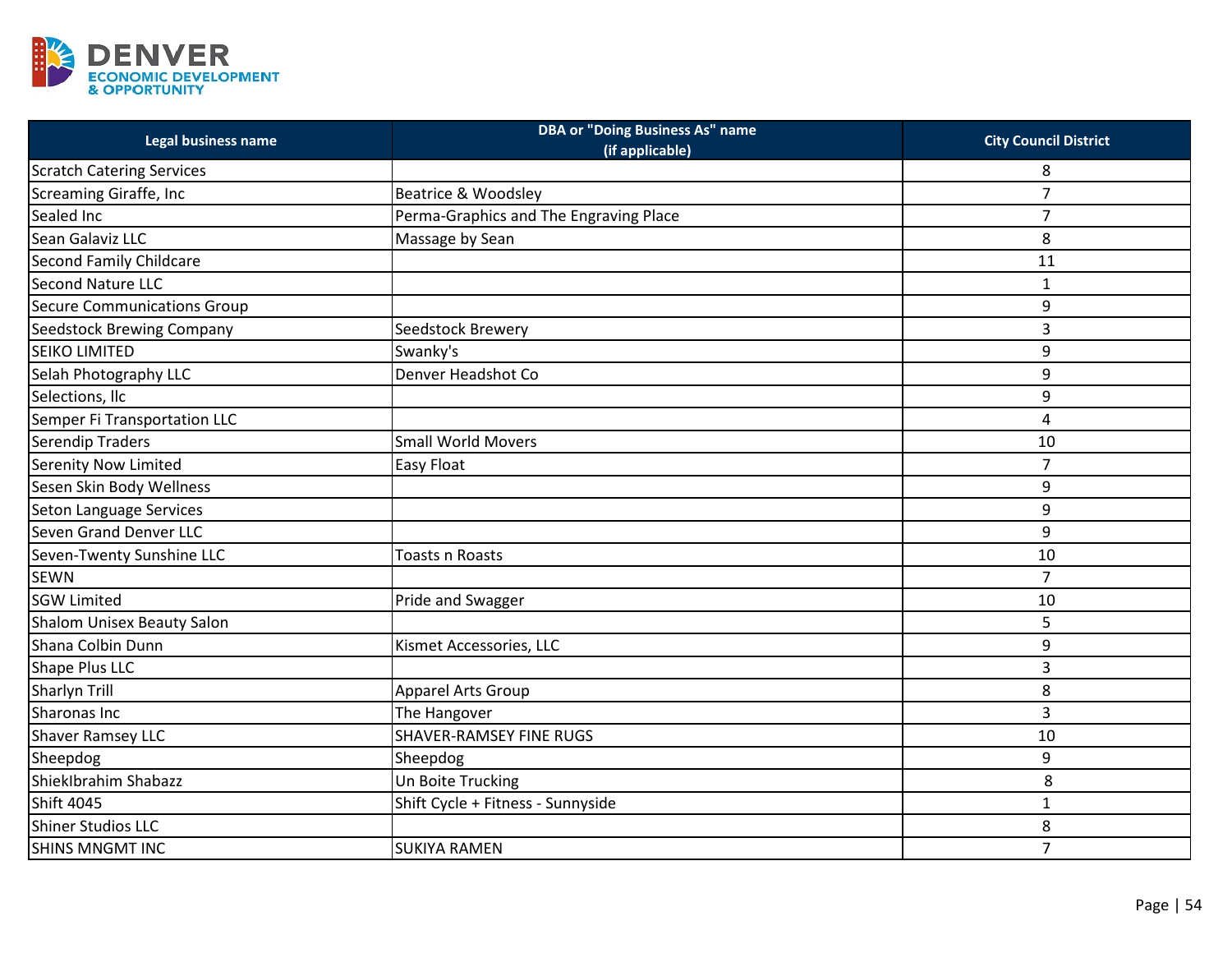| Legal business name | DBA or "Doing Business As" name (if applicable) | City Council District |
|---|---|---|
| Scratch Catering Services | | 8 |
| Screaming Giraffe, Inc | Beatrice & Woodsley | 7 |
| Sealed Inc | Perma-Graphics and The Engraving Place | 7 |
| Sean Galaviz LLC | Massage by Sean | 8 |
| Second Family Childcare | | 11 |
| Second Nature LLC | | 1 |
| Secure Communications Group | | 9 |
| Seedstock Brewing Company | Seedstock Brewery | 3 |
| SEIKO LIMITED | Swanky's | 9 |
| Selah Photography LLC | Denver Headshot Co | 9 |
| Selections, llc | | 9 |
| Semper Fi Transportation LLC | | 4 |
| Serendip Traders | Small World Movers | 10 |
| Serenity Now Limited | Easy Float | 7 |
| Sesen Skin Body Wellness | | 9 |
| Seton Language Services | | 9 |
| Seven Grand Denver LLC | | 9 |
| Seven-Twenty Sunshine LLC | Toasts n Roasts | 10 |
| SEWN | | 7 |
| SGW Limited | Pride and Swagger | 10 |
| Shalom Unisex Beauty Salon | | 5 |
| Shana Colbin Dunn | Kismet Accessories, LLC | 9 |
| Shape Plus LLC | | 3 |
| Sharlyn Trill | Apparel Arts Group | 8 |
| Sharonas Inc | The Hangover | 3 |
| Shaver Ramsey LLC | SHAVER-RAMSEY FINE RUGS | 10 |
| Sheepdog | Sheepdog | 9 |
| ShiekIbrahim Shabazz | Un Boite Trucking | 8 |
| Shift 4045 | Shift Cycle + Fitness - Sunnyside | 1 |
| Shiner Studios LLC | | 8 |
| SHINS MNGMT INC | SUKIYA RAMEN | 7 |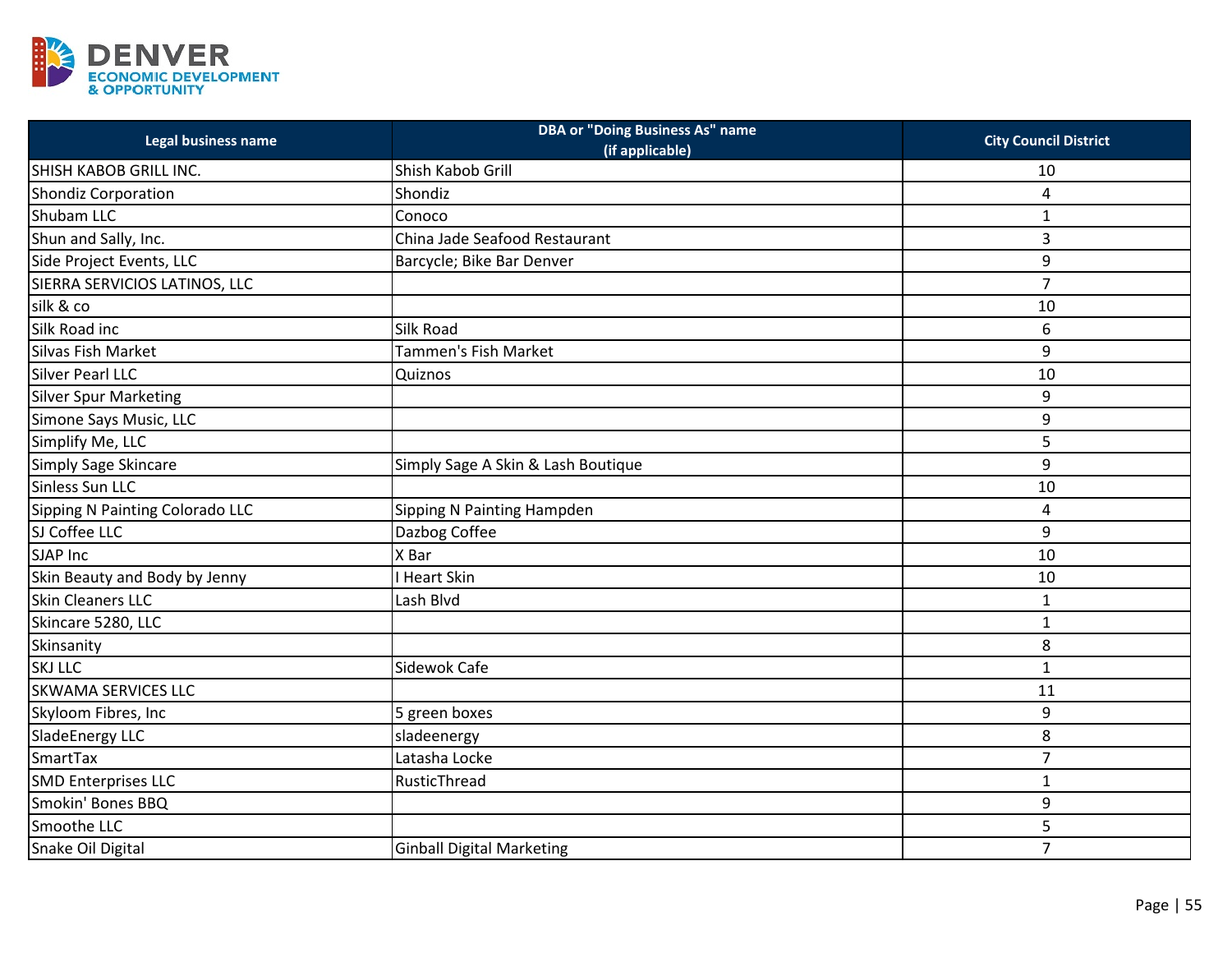| Legal business name | DBA or "Doing Business As" name (if applicable) | City Council District |
|---|---|---|
| SHISH KABOB GRILL INC. | Shish Kabob Grill | 10 |
| Shondiz Corporation | Shondiz | 4 |
| Shubam LLC | Conoco | 1 |
| Shun and Sally, Inc. | China Jade Seafood Restaurant | 3 |
| Side Project Events, LLC | Barcycle; Bike Bar Denver | 9 |
| SIERRA SERVICIOS LATINOS, LLC | | 7 |
| silk & co | | 10 |
| Silk Road inc | Silk Road | 6 |
| Silvas Fish Market | Tammen's Fish Market | 9 |
| Silver Pearl LLC | Quiznos | 10 |
| Silver Spur Marketing | | 9 |
| Simone Says Music, LLC | | 9 |
| Simplify Me, LLC | | 5 |
| Simply Sage Skincare | Simply Sage A Skin & Lash Boutique | 9 |
| Sinless Sun LLC | | 10 |
| Sipping N Painting Colorado LLC | Sipping N Painting Hampden | 4 |
| SJ Coffee LLC | Dazbog Coffee | 9 |
| SJAP Inc | X Bar | 10 |
| Skin Beauty and Body by Jenny | I Heart Skin | 10 |
| Skin Cleaners LLC | Lash Blvd | 1 |
| Skincare 5280, LLC | | 1 |
| Skinsanity | | 8 |
| SKJ LLC | Sidewok Cafe | 1 |
| SKWAMA SERVICES LLC | | 11 |
| Skyloom Fibres, Inc | 5 green boxes | 9 |
| SladeEnergy LLC | sladeenergy | 8 |
| SmartTax | Latasha Locke | 7 |
| SMD Enterprises LLC | RusticThread | 1 |
| Smokin' Bones BBQ | | 9 |
| Smoothe LLC | | 5 |
| Snake Oil Digital | Ginball Digital Marketing | 7 |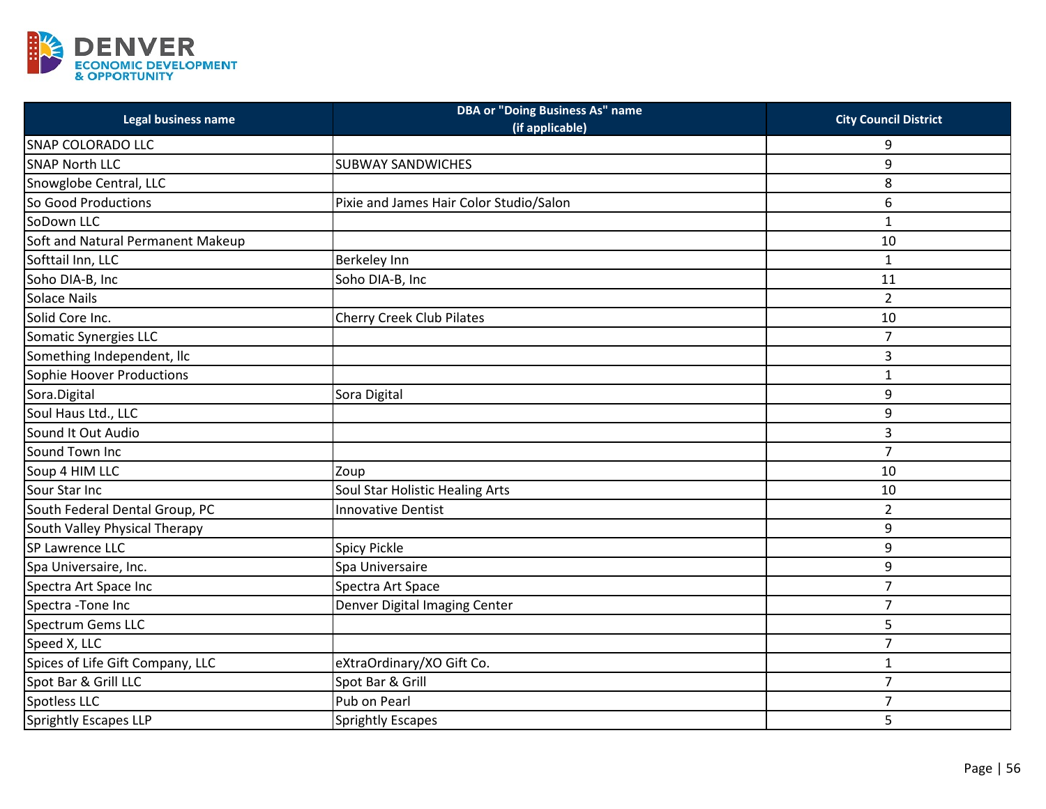| Legal business name | DBA or "Doing Business As" name (if applicable) | City Council District |
|---|---|---|
| SNAP COLORADO LLC | | 9 |
| SNAP North LLC | SUBWAY SANDWICHES | 9 |
| Snowglobe Central, LLC | | 8 |
| So Good Productions | Pixie and James Hair Color Studio/Salon | 6 |
| SoDown LLC | | 1 |
| Soft and Natural Permanent Makeup | | 10 |
| Softtail Inn, LLC | Berkeley Inn | 1 |
| Soho DIA-B, Inc | Soho DIA-B, Inc | 11 |
| Solace Nails | | 2 |
| Solid Core Inc. | Cherry Creek Club Pilates | 10 |
| Somatic Synergies LLC | | 7 |
| Something Independent, llc | | 3 |
| Sophie Hoover Productions | | 1 |
| Sora.Digital | Sora Digital | 9 |
| Soul Haus Ltd., LLC | | 9 |
| Sound It Out Audio | | 3 |
| Sound Town Inc | | 7 |
| Soup 4 HIM LLC | Zoup | 10 |
| Sour Star Inc | Soul Star Holistic Healing Arts | 10 |
| South Federal Dental Group, PC | Innovative Dentist | 2 |
| South Valley Physical Therapy | | 9 |
| SP Lawrence LLC | Spicy Pickle | 9 |
| Spa Universaire, Inc. | Spa Universaire | 9 |
| Spectra Art Space Inc | Spectra Art Space | 7 |
| Spectra -Tone Inc | Denver Digital Imaging Center | 7 |
| Spectrum Gems LLC | | 5 |
| Speed X, LLC | | 7 |
| Spices of Life Gift Company, LLC | eXtraOrdinary/XO Gift Co. | 1 |
| Spot Bar & Grill LLC | Spot Bar & Grill | 7 |
| Spotless LLC | Pub on Pearl | 7 |
| Sprightly Escapes LLP | Sprightly Escapes | 5 |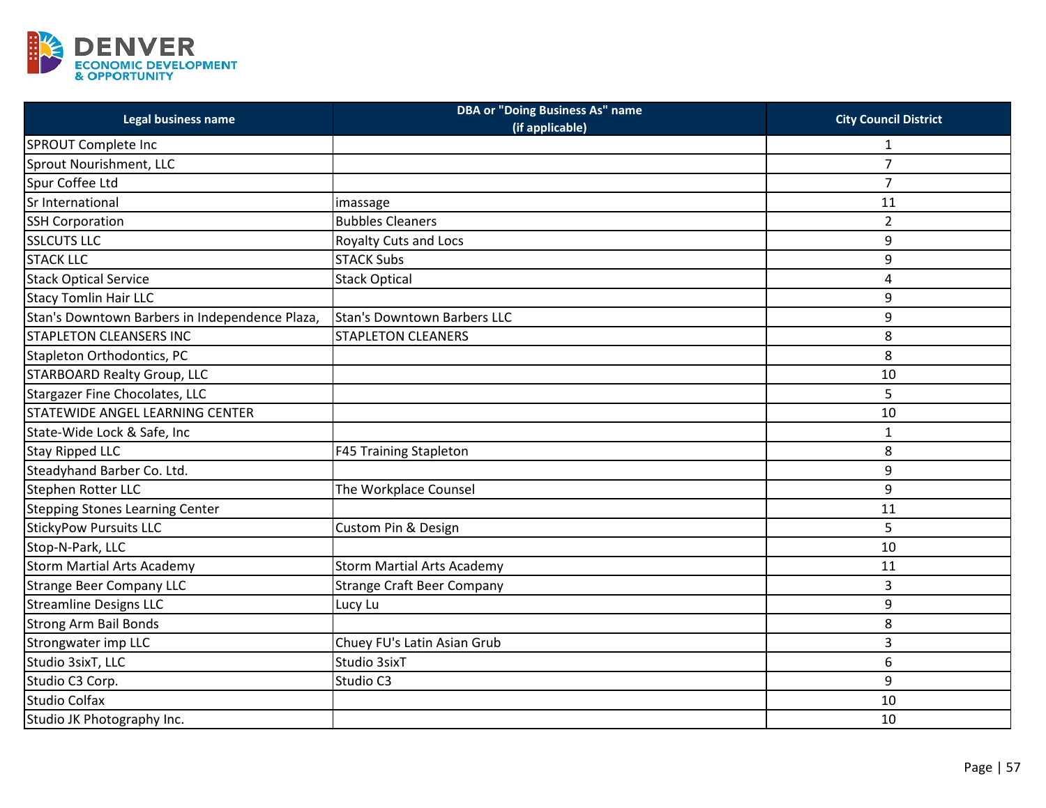| Legal business name | DBA or "Doing Business As" name (if applicable) | City Council District |
|---|---|---|
| SPROUT Complete Inc | | 1 |
| Sprout Nourishment, LLC | | 7 |
| Spur Coffee Ltd | | 7 |
| Sr International | imassage | 11 |
| SSH Corporation | Bubbles Cleaners | 2 |
| SSLCUTS LLC | Royalty Cuts and Locs | 9 |
| STACK LLC | STACK Subs | 9 |
| Stack Optical Service | Stack Optical | 4 |
| Stacy Tomlin Hair LLC | | 9 |
| Stan's Downtown Barbers in Independence Plaza, | Stan's Downtown Barbers LLC | 9 |
| STAPLETON CLEANSERS INC | STAPLETON CLEANERS | 8 |
| Stapleton Orthodontics, PC | | 8 |
| STARBOARD Realty Group, LLC | | 10 |
| Stargazer Fine Chocolates, LLC | | 5 |
| STATEWIDE ANGEL LEARNING CENTER | | 10 |
| State-Wide Lock & Safe, Inc | | 1 |
| Stay Ripped LLC | F45 Training Stapleton | 8 |
| Steadyhand Barber Co. Ltd. | | 9 |
| Stephen Rotter LLC | The Workplace Counsel | 9 |
| Stepping Stones Learning Center | | 11 |
| StickyPow Pursuits LLC | Custom Pin & Design | 5 |
| Stop-N-Park, LLC | | 10 |
| Storm Martial Arts Academy | Storm Martial Arts Academy | 11 |
| Strange Beer Company LLC | Strange Craft Beer Company | 3 |
| Streamline Designs LLC | Lucy Lu | 9 |
| Strong Arm Bail Bonds | | 8 |
| Strongwater imp LLC | Chuey FU's Latin Asian Grub | 3 |
| Studio 3sixT, LLC | Studio 3sixT | 6 |
| Studio C3 Corp. | Studio C3 | 9 |
| Studio Colfax | | 10 |
| Studio JK Photography Inc. | | 10 |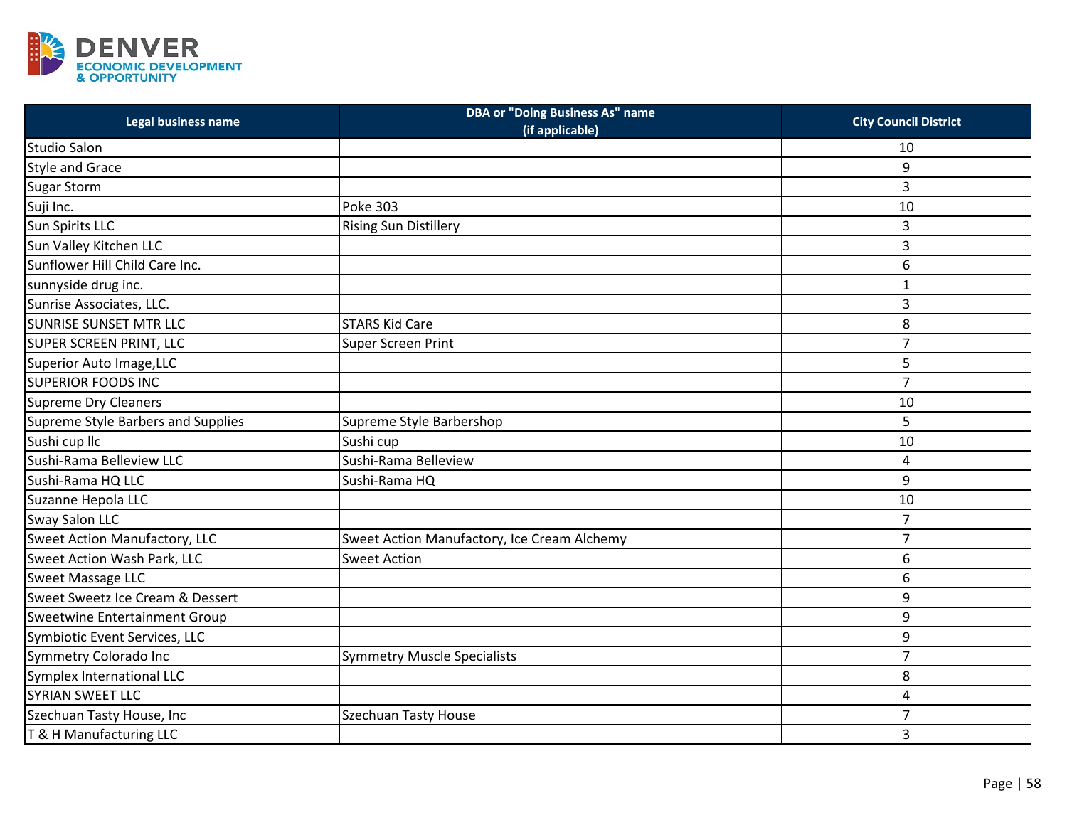| Legal business name | DBA or "Doing Business As" name (if applicable) | City Council District |
|---|---|---|
| Studio Salon | | 10 |
| Style and Grace | | 9 |
| Sugar Storm | | 3 |
| Suji Inc. | Poke 303 | 10 |
| Sun Spirits LLC | Rising Sun Distillery | 3 |
| Sun Valley Kitchen LLC | | 3 |
| Sunflower Hill Child Care Inc. | | 6 |
| sunnyside drug inc. | | 1 |
| Sunrise Associates, LLC. | | 3 |
| SUNRISE SUNSET MTR LLC | STARS Kid Care | 8 |
| SUPER SCREEN PRINT, LLC | Super Screen Print | 7 |
| Superior Auto Image,LLC | | 5 |
| SUPERIOR FOODS INC | | 7 |
| Supreme Dry Cleaners | | 10 |
| Supreme Style Barbers and Supplies | Supreme Style Barbershop | 5 |
| Sushi cup llc | Sushi cup | 10 |
| Sushi-Rama Belleview LLC | Sushi-Rama Belleview | 4 |
| Sushi-Rama HQ LLC | Sushi-Rama HQ | 9 |
| Suzanne Hepola LLC | | 10 |
| Sway Salon LLC | | 7 |
| Sweet Action Manufactory, LLC | Sweet Action Manufactory, Ice Cream Alchemy | 7 |
| Sweet Action Wash Park, LLC | Sweet Action | 6 |
| Sweet Massage LLC | | 6 |
| Sweet Sweetz Ice Cream & Dessert | | 9 |
| Sweetwine Entertainment Group | | 9 |
| Symbiotic Event Services, LLC | | 9 |
| Symmetry Colorado Inc | Symmetry Muscle Specialists | 7 |
| Symplex International LLC | | 8 |
| SYRIAN SWEET LLC | | 4 |
| Szechuan Tasty House, Inc | Szechuan Tasty House | 7 |
| T & H Manufacturing LLC | | 3 |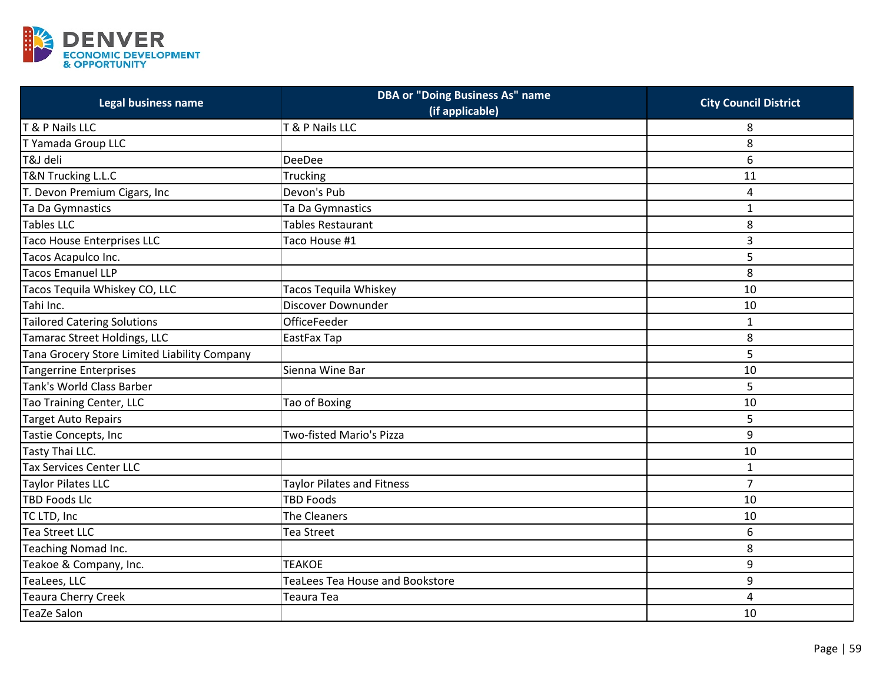| Legal business name | DBA or "Doing Business As" name (if applicable) | City Council District |
|---|---|---|
| T & P Nails LLC | T & P Nails LLC | 8 |
| T Yamada Group LLC | | 8 |
| T&J deli | DeeDee | 6 |
| T&N Trucking L.L.C | Trucking | 11 |
| T. Devon Premium Cigars, Inc | Devon's Pub | 4 |
| Ta Da Gymnastics | Ta Da Gymnastics | 1 |
| Tables LLC | Tables Restaurant | 8 |
| Taco House Enterprises LLC | Taco House #1 | 3 |
| Tacos Acapulco Inc. | | 5 |
| Tacos Emanuel LLP | | 8 |
| Tacos Tequila Whiskey CO, LLC | Tacos Tequila Whiskey | 10 |
| Tahi Inc. | Discover Downunder | 10 |
| Tailored Catering Solutions | OfficeFeeder | 1 |
| Tamarac Street Holdings, LLC | EastFax Tap | 8 |
| Tana Grocery Store Limited Liability Company | | 5 |
| Tangerrine Enterprises | Sienna Wine Bar | 10 |
| Tank's World Class Barber | | 5 |
| Tao Training Center, LLC | Tao of Boxing | 10 |
| Target Auto Repairs | | 5 |
| Tastie Concepts, Inc | Two-fisted Mario's Pizza | 9 |
| Tasty Thai LLC. | | 10 |
| Tax Services Center LLC | | 1 |
| Taylor Pilates LLC | Taylor Pilates and Fitness | 7 |
| TBD Foods Llc | TBD Foods | 10 |
| TC LTD, Inc | The Cleaners | 10 |
| Tea Street LLC | Tea Street | 6 |
| Teaching Nomad Inc. | | 8 |
| Teakoe & Company, Inc. | TEAKOE | 9 |
| TeaLees, LLC | TeaLees Tea House and Bookstore | 9 |
| Teaura Cherry Creek | Teaura Tea | 4 |
| TeaZe Salon | | 10 |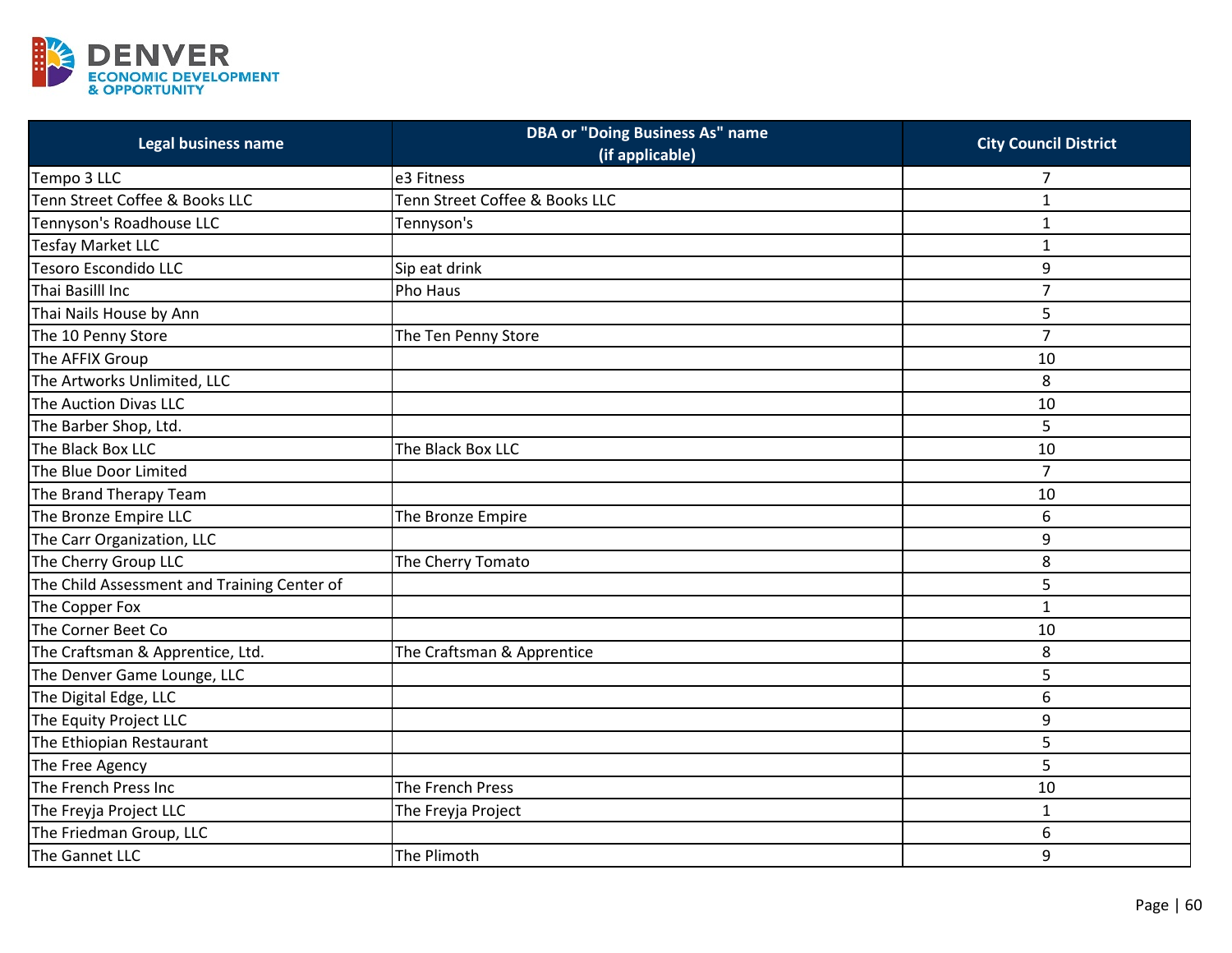| Legal business name | DBA or "Doing Business As" name (if applicable) | City Council District |
|---|---|---|
| Tempo 3 LLC | e3 Fitness | 7 |
| Tenn Street Coffee & Books LLC | Tenn Street Coffee & Books LLC | 1 |
| Tennyson's Roadhouse LLC | Tennyson's | 1 |
| Tesfay Market LLC | | 1 |
| Tesoro Escondido LLC | Sip eat drink | 9 |
| Thai Basilll Inc | Pho Haus | 7 |
| Thai Nails House by Ann | | 5 |
| The 10 Penny Store | The Ten Penny Store | 7 |
| The AFFIX Group | | 10 |
| The Artworks Unlimited, LLC | | 8 |
| The Auction Divas LLC | | 10 |
| The Barber Shop, Ltd. | | 5 |
| The Black Box LLC | The Black Box LLC | 10 |
| The Blue Door Limited | | 7 |
| The Brand Therapy Team | | 10 |
| The Bronze Empire LLC | The Bronze Empire | 6 |
| The Carr Organization, LLC | | 9 |
| The Cherry Group LLC | The Cherry Tomato | 8 |
| The Child Assessment and Training Center of | | 5 |
| The Copper Fox | | 1 |
| The Corner Beet Co | | 10 |
| The Craftsman & Apprentice, Ltd. | The Craftsman & Apprentice | 8 |
| The Denver Game Lounge, LLC | | 5 |
| The Digital Edge, LLC | | 6 |
| The Equity Project LLC | | 9 |
| The Ethiopian Restaurant | | 5 |
| The Free Agency | | 5 |
| The French Press Inc | The French Press | 10 |
| The Freyja Project LLC | The Freyja Project | 1 |
| The Friedman Group, LLC | | 6 |
| The Gannet LLC | The Plimoth | 9 |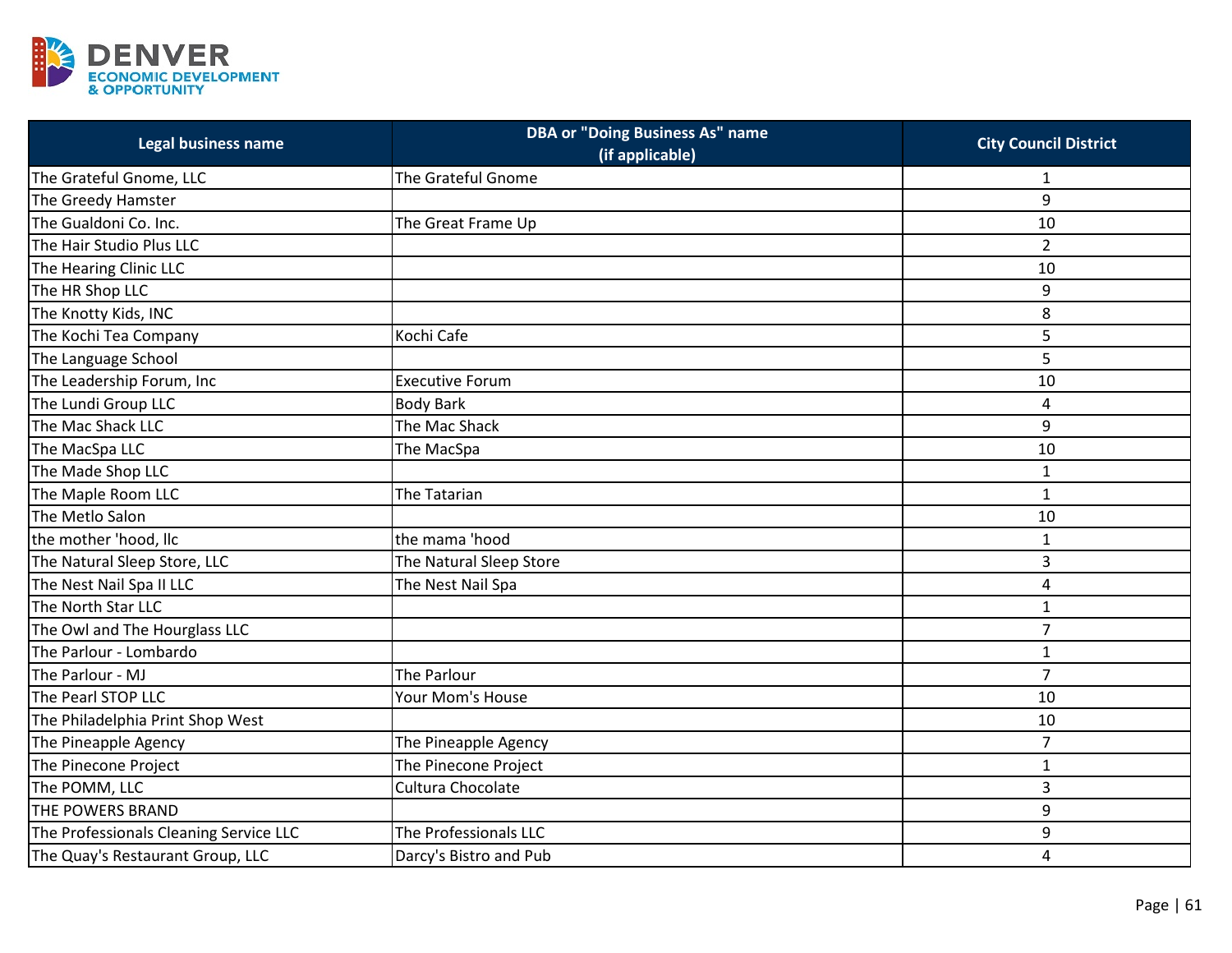| Legal business name | DBA or "Doing Business As" name (if applicable) | City Council District |
|---|---|---|
| The Grateful Gnome, LLC | The Grateful Gnome | 1 |
| The Greedy Hamster | | 9 |
| The Gualdoni Co. Inc. | The Great Frame Up | 10 |
| The Hair Studio Plus LLC | | 2 |
| The Hearing Clinic LLC | | 10 |
| The HR Shop LLC | | 9 |
| The Knotty Kids, INC | | 8 |
| The Kochi Tea Company | Kochi Cafe | 5 |
| The Language School | | 5 |
| The Leadership Forum, Inc | Executive Forum | 10 |
| The Lundi Group LLC | Body Bark | 4 |
| The Mac Shack LLC | The Mac Shack | 9 |
| The MacSpa LLC | The MacSpa | 10 |
| The Made Shop LLC | | 1 |
| The Maple Room LLC | The Tatarian | 1 |
| The Metlo Salon | | 10 |
| the mother 'hood, llc | the mama 'hood | 1 |
| The Natural Sleep Store, LLC | The Natural Sleep Store | 3 |
| The Nest Nail Spa II LLC | The Nest Nail Spa | 4 |
| The North Star LLC | | 1 |
| The Owl and The Hourglass LLC | | 7 |
| The Parlour - Lombardo | | 1 |
| The Parlour - MJ | The Parlour | 7 |
| The Pearl STOP LLC | Your Mom's House | 10 |
| The Philadelphia Print Shop West | | 10 |
| The Pineapple Agency | The Pineapple Agency | 7 |
| The Pinecone Project | The Pinecone Project | 1 |
| The POMM, LLC | Cultura Chocolate | 3 |
| THE POWERS BRAND | | 9 |
| The Professionals Cleaning Service LLC | The Professionals LLC | 9 |
| The Quay's Restaurant Group, LLC | Darcy's Bistro and Pub | 4 |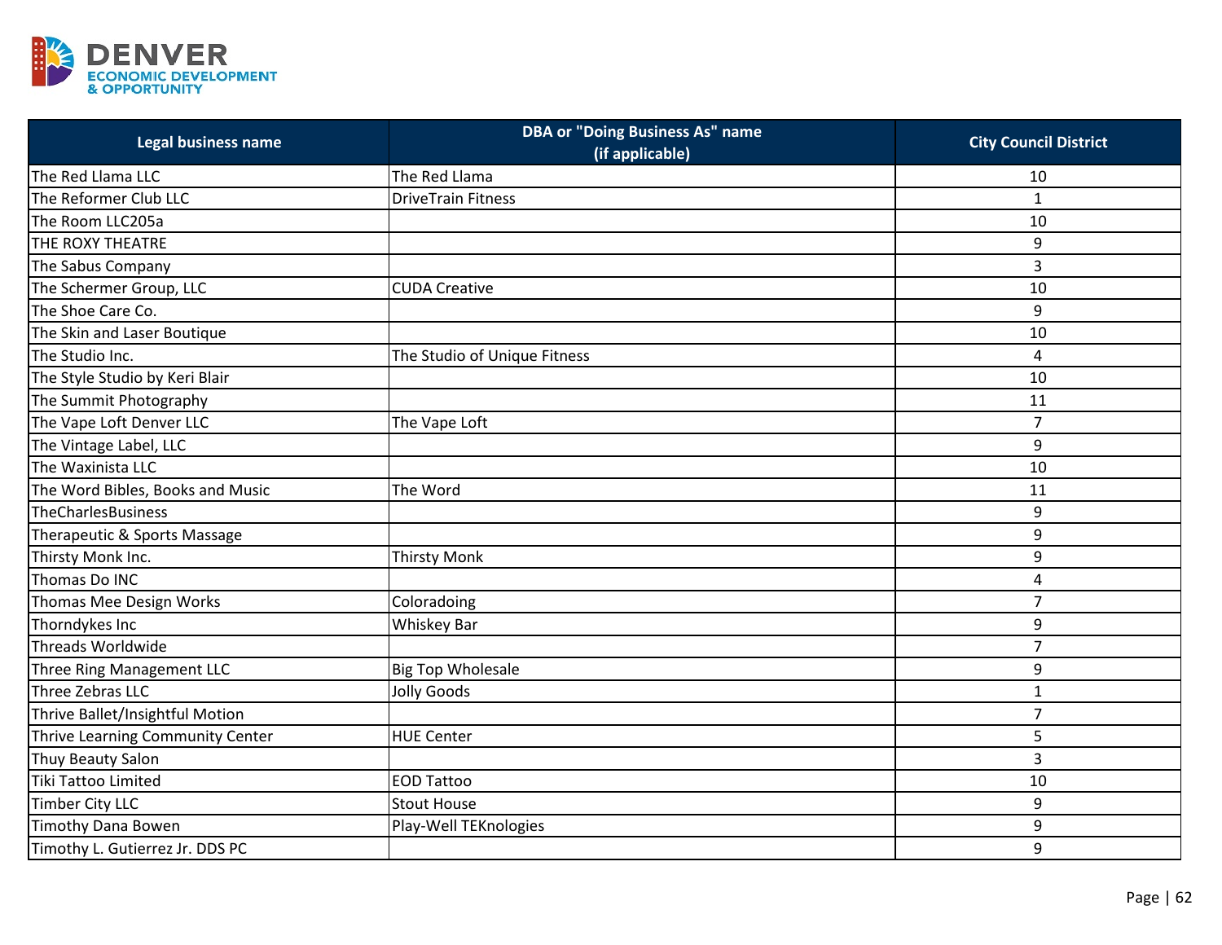| Legal business name | DBA or "Doing Business As" name (if applicable) | City Council District |
| --- | --- | --- |
| The Red Llama LLC | The Red Llama | 10 |
| The Reformer Club LLC | DriveTrain Fitness | 1 |
| The Room LLC205a | | 10 |
| THE ROXY THEATRE | | 9 |
| The Sabus Company | | 3 |
| The Schermer Group, LLC | CUDA Creative | 10 |
| The Shoe Care Co. | | 9 |
| The Skin and Laser Boutique | | 10 |
| The Studio Inc. | The Studio of Unique Fitness | 4 |
| The Style Studio by Keri Blair | | 10 |
| The Summit Photography | | 11 |
| The Vape Loft Denver LLC | The Vape Loft | 7 |
| The Vintage Label, LLC | | 9 |
| The Waxinista LLC | | 10 |
| The Word Bibles, Books and Music | The Word | 11 |
| TheCharlesBusiness | | 9 |
| Therapeutic & Sports Massage | | 9 |
| Thirsty Monk Inc. | Thirsty Monk | 9 |
| Thomas Do INC | | 4 |
| Thomas Mee Design Works | Coloradoing | 7 |
| Thorndykes Inc | Whiskey Bar | 9 |
| Threads Worldwide | | 7 |
| Three Ring Management LLC | Big Top Wholesale | 9 |
| Three Zebras LLC | Jolly Goods | 1 |
| Thrive Ballet/Insightful Motion | | 7 |
| Thrive Learning Community Center | HUE Center | 5 |
| Thuy Beauty Salon | | 3 |
| Tiki Tattoo Limited | EOD Tattoo | 10 |
| Timber City LLC | Stout House | 9 |
| Timothy Dana Bowen | Play-Well TEKnologies | 9 |
| Timothy L. Gutierrez Jr. DDS PC | | 9 |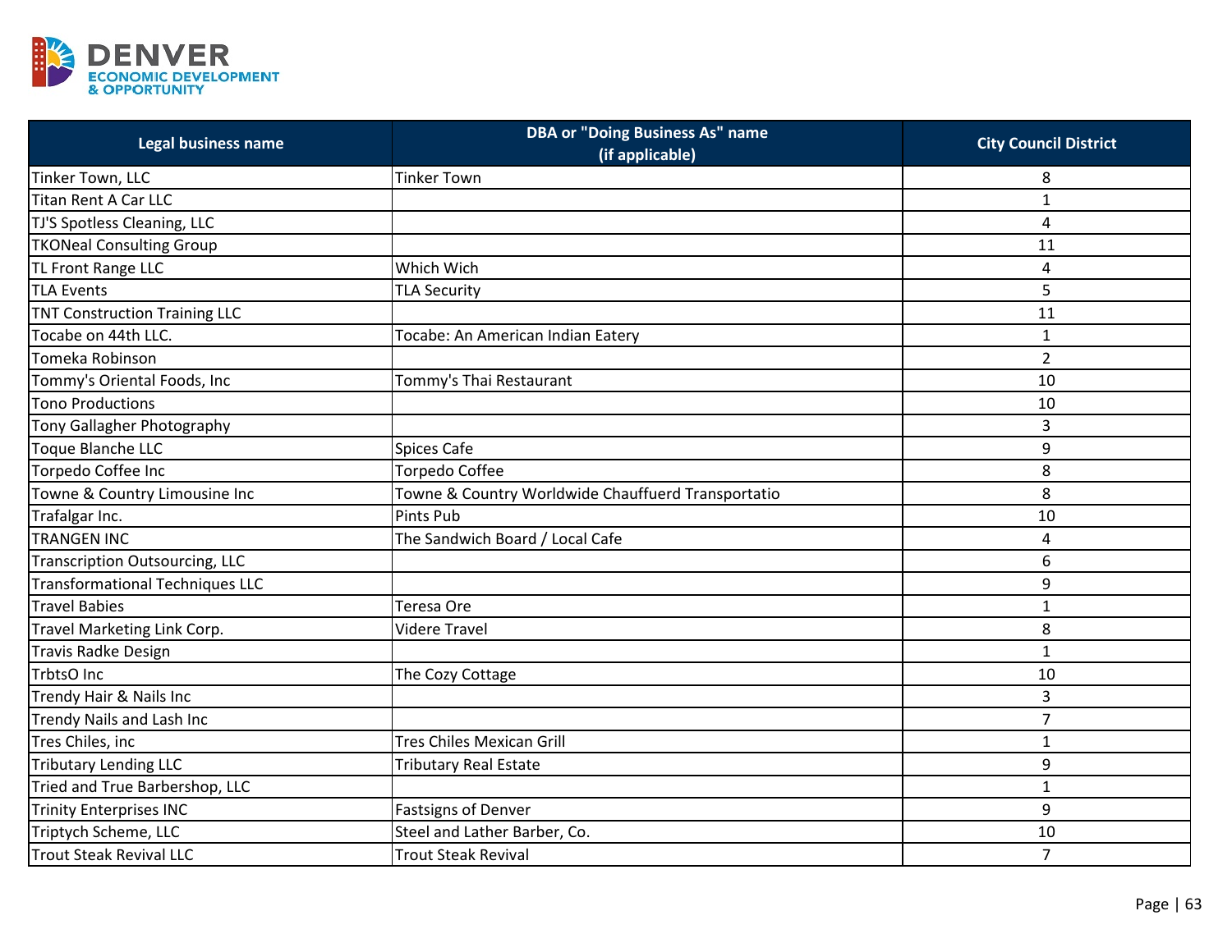| Legal business name | DBA or "Doing Business As" name (if applicable) | City Council District |
|---|---|---|
| Tinker Town, LLC | Tinker Town | 8 |
| Titan Rent A Car LLC | | 1 |
| TJ'S Spotless Cleaning, LLC | | 4 |
| TKONeal Consulting Group | | 11 |
| TL Front Range LLC | Which Wich | 4 |
| TLA Events | TLA Security | 5 |
| TNT Construction Training LLC | | 11 |
| Tocabe on 44th LLC. | Tocabe: An American Indian Eatery | 1 |
| Tomeka Robinson | | 2 |
| Tommy's Oriental Foods, Inc | Tommy's Thai Restaurant | 10 |
| Tono Productions | | 10 |
| Tony Gallagher Photography | | 3 |
| Toque Blanche LLC | Spices Cafe | 9 |
| Torpedo Coffee Inc | Torpedo Coffee | 8 |
| Towne & Country Limousine Inc | Towne & Country Worldwide Chauffuerd Transportatio | 8 |
| Trafalgar Inc. | Pints Pub | 10 |
| TRANGEN INC | The Sandwich Board / Local Cafe | 4 |
| Transcription Outsourcing, LLC | | 6 |
| Transformational Techniques LLC | | 9 |
| Travel Babies | Teresa Ore | 1 |
| Travel Marketing Link Corp. | Videre Travel | 8 |
| Travis Radke Design | | 1 |
| TrbtsO Inc | The Cozy Cottage | 10 |
| Trendy Hair & Nails Inc | | 3 |
| Trendy Nails and Lash Inc | | 7 |
| Tres Chiles, inc | Tres Chiles Mexican Grill | 1 |
| Tributary Lending LLC | Tributary Real Estate | 9 |
| Tried and True Barbershop, LLC | | 1 |
| Trinity Enterprises INC | Fastsigns of Denver | 9 |
| Triptych Scheme, LLC | Steel and Lather Barber, Co. | 10 |
| Trout Steak Revival LLC | Trout Steak Revival | 7 |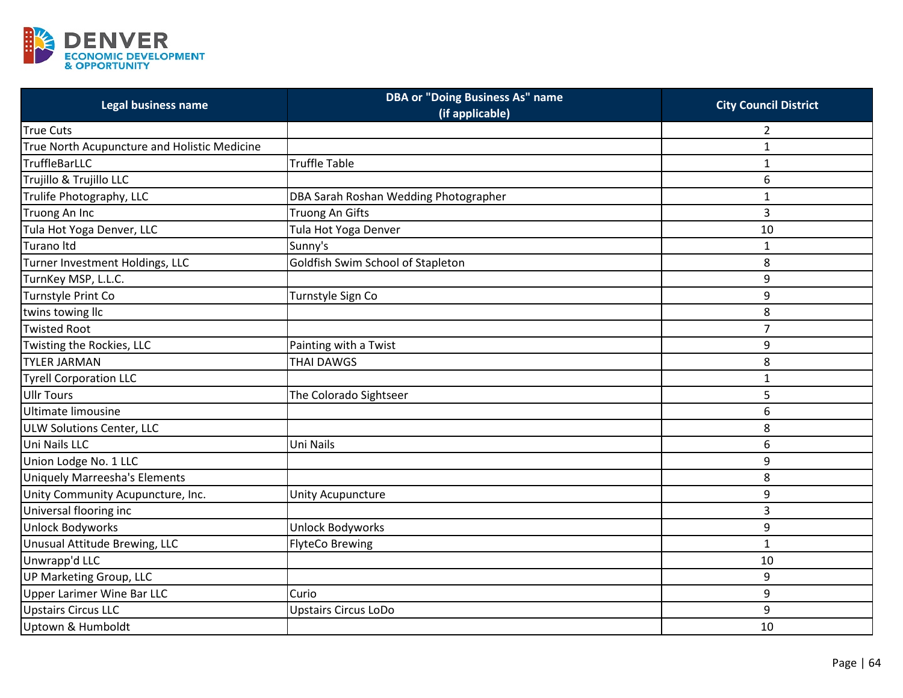| Legal business name | DBA or "Doing Business As" name (if applicable) | City Council District |
|---|---|---|
| True Cuts | | 2 |
| True North Acupuncture and Holistic Medicine | | 1 |
| TruffleBarLLC | Truffle Table | 1 |
| Trujillo & Trujillo LLC | | 6 |
| Trulife Photography, LLC | DBA Sarah Roshan Wedding Photographer | 1 |
| Truong An Inc | Truong An Gifts | 3 |
| Tula Hot Yoga Denver, LLC | Tula Hot Yoga Denver | 10 |
| Turano ltd | Sunny's | 1 |
| Turner Investment Holdings, LLC | Goldfish Swim School of Stapleton | 8 |
| TurnKey MSP, L.L.C. | | 9 |
| Turnstyle Print Co | Turnstyle Sign Co | 9 |
| twins towing llc | | 8 |
| Twisted Root | | 7 |
| Twisting the Rockies, LLC | Painting with a Twist | 9 |
| TYLER JARMAN | THAI DAWGS | 8 |
| Tyrell Corporation LLC | | 1 |
| Ullr Tours | The Colorado Sightseer | 5 |
| Ultimate limousine | | 6 |
| ULW Solutions Center, LLC | | 8 |
| Uni Nails LLC | Uni Nails | 6 |
| Union Lodge No. 1 LLC | | 9 |
| Uniquely Marreesha's Elements | | 8 |
| Unity Community Acupuncture, Inc. | Unity Acupuncture | 9 |
| Universal flooring inc | | 3 |
| Unlock Bodyworks | Unlock Bodyworks | 9 |
| Unusual Attitude Brewing, LLC | FlyteCo Brewing | 1 |
| Unwrapp'd LLC | | 10 |
| UP Marketing Group, LLC | | 9 |
| Upper Larimer Wine Bar LLC | Curio | 9 |
| Upstairs Circus LLC | Upstairs Circus LoDo | 9 |
| Uptown & Humboldt | | 10 |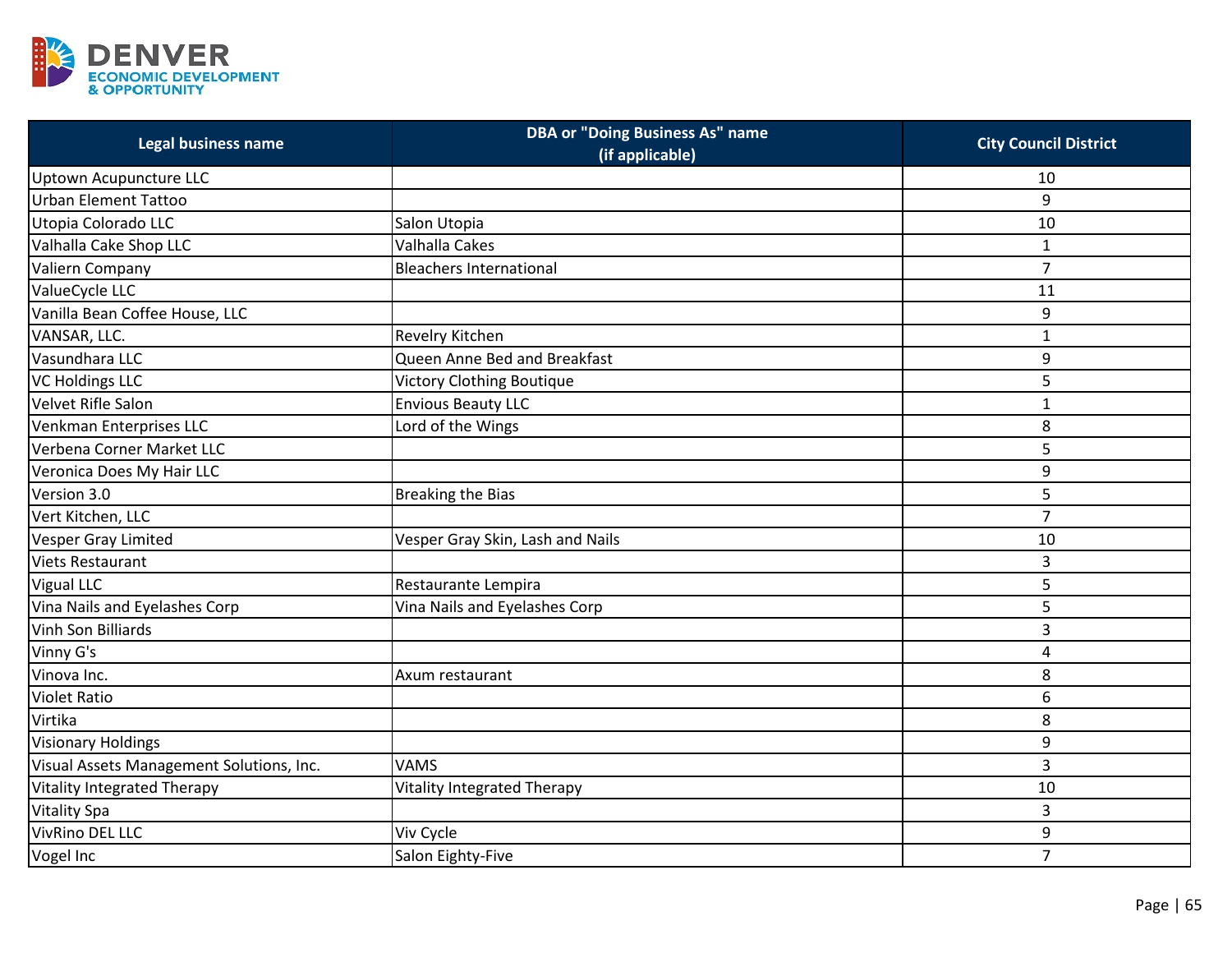| Legal business name | DBA or "Doing Business As" name (if applicable) | City Council District |
|---|---|---|
| Uptown Acupuncture LLC | | 10 |
| Urban Element Tattoo | | 9 |
| Utopia Colorado LLC | Salon Utopia | 10 |
| Valhalla Cake Shop LLC | Valhalla Cakes | 1 |
| Valiern Company | Bleachers International | 7 |
| ValueCycle LLC | | 11 |
| Vanilla Bean Coffee House, LLC | | 9 |
| VANSAR, LLC. | Revelry Kitchen | 1 |
| Vasundhara LLC | Queen Anne Bed and Breakfast | 9 |
| VC Holdings LLC | Victory Clothing Boutique | 5 |
| Velvet Rifle Salon | Envious Beauty LLC | 1 |
| Venkman Enterprises LLC | Lord of the Wings | 8 |
| Verbena Corner Market LLC | | 5 |
| Veronica Does My Hair LLC | | 9 |
| Version 3.0 | Breaking the Bias | 5 |
| Vert Kitchen, LLC | | 7 |
| Vesper Gray Limited | Vesper Gray Skin, Lash and Nails | 10 |
| Viets Restaurant | | 3 |
| Vigual LLC | Restaurante Lempira | 5 |
| Vina Nails and Eyelashes Corp | Vina Nails and Eyelashes Corp | 5 |
| Vinh Son Billiards | | 3 |
| Vinny G's | | 4 |
| Vinova Inc. | Axum restaurant | 8 |
| Violet Ratio | | 6 |
| Virtika | | 8 |
| Visionary Holdings | | 9 |
| Visual Assets Management Solutions, Inc. | VAMS | 3 |
| Vitality Integrated Therapy | Vitality Integrated Therapy | 10 |
| Vitality Spa | | 3 |
| VivRino DEL LLC | Viv Cycle | 9 |
| Vogel Inc | Salon Eighty-Five | 7 |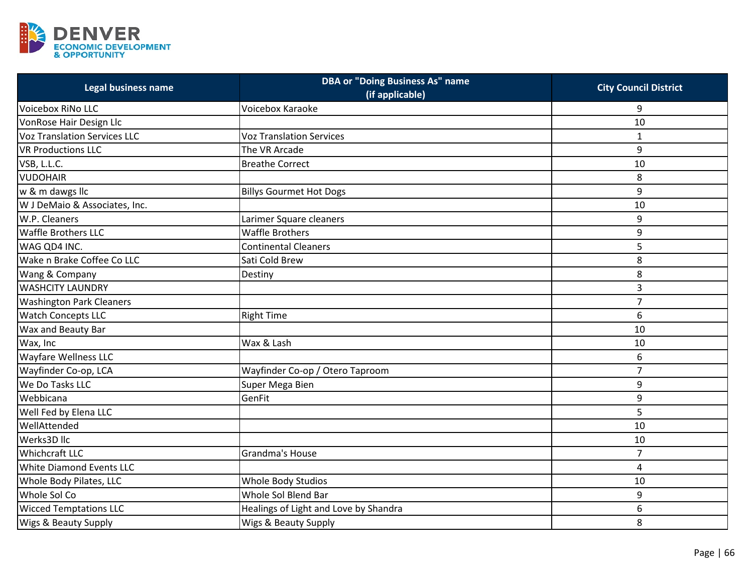| Legal business name | DBA or "Doing Business As" name (if applicable) | City Council District |
|---|---|---|
| Voicebox RiNo LLC | Voicebox Karaoke | 9 |
| VonRose Hair Design Llc | | 10 |
| Voz Translation Services LLC | Voz Translation Services | 1 |
| VR Productions LLC | The VR Arcade | 9 |
| VSB, L.L.C. | Breathe Correct | 10 |
| VUDOHAIR | | 8 |
| w & m dawgs llc | Billys Gourmet Hot Dogs | 9 |
| W J DeMaio & Associates, Inc. | | 10 |
| W.P. Cleaners | Larimer Square cleaners | 9 |
| Waffle Brothers LLC | Waffle Brothers | 9 |
| WAG QD4 INC. | Continental Cleaners | 5 |
| Wake n Brake Coffee Co LLC | Sati Cold Brew | 8 |
| Wang & Company | Destiny | 8 |
| WASHCITY LAUNDRY | | 3 |
| Washington Park Cleaners | | 7 |
| Watch Concepts LLC | Right Time | 6 |
| Wax and Beauty Bar | | 10 |
| Wax, Inc | Wax & Lash | 10 |
| Wayfare Wellness LLC | | 6 |
| Wayfinder Co-op, LCA | Wayfinder Co-op / Otero Taproom | 7 |
| We Do Tasks LLC | Super Mega Bien | 9 |
| Webbicana | GenFit | 9 |
| Well Fed by Elena LLC | | 5 |
| WellAttended | | 10 |
| Werks3D llc | | 10 |
| Whichcraft LLC | Grandma's House | 7 |
| White Diamond Events LLC | | 4 |
| Whole Body Pilates, LLC | Whole Body Studios | 10 |
| Whole Sol Co | Whole Sol Blend Bar | 9 |
| Wicced Temptations LLC | Healings of Light and Love by Shandra | 6 |
| Wigs & Beauty Supply | Wigs & Beauty Supply | 8 |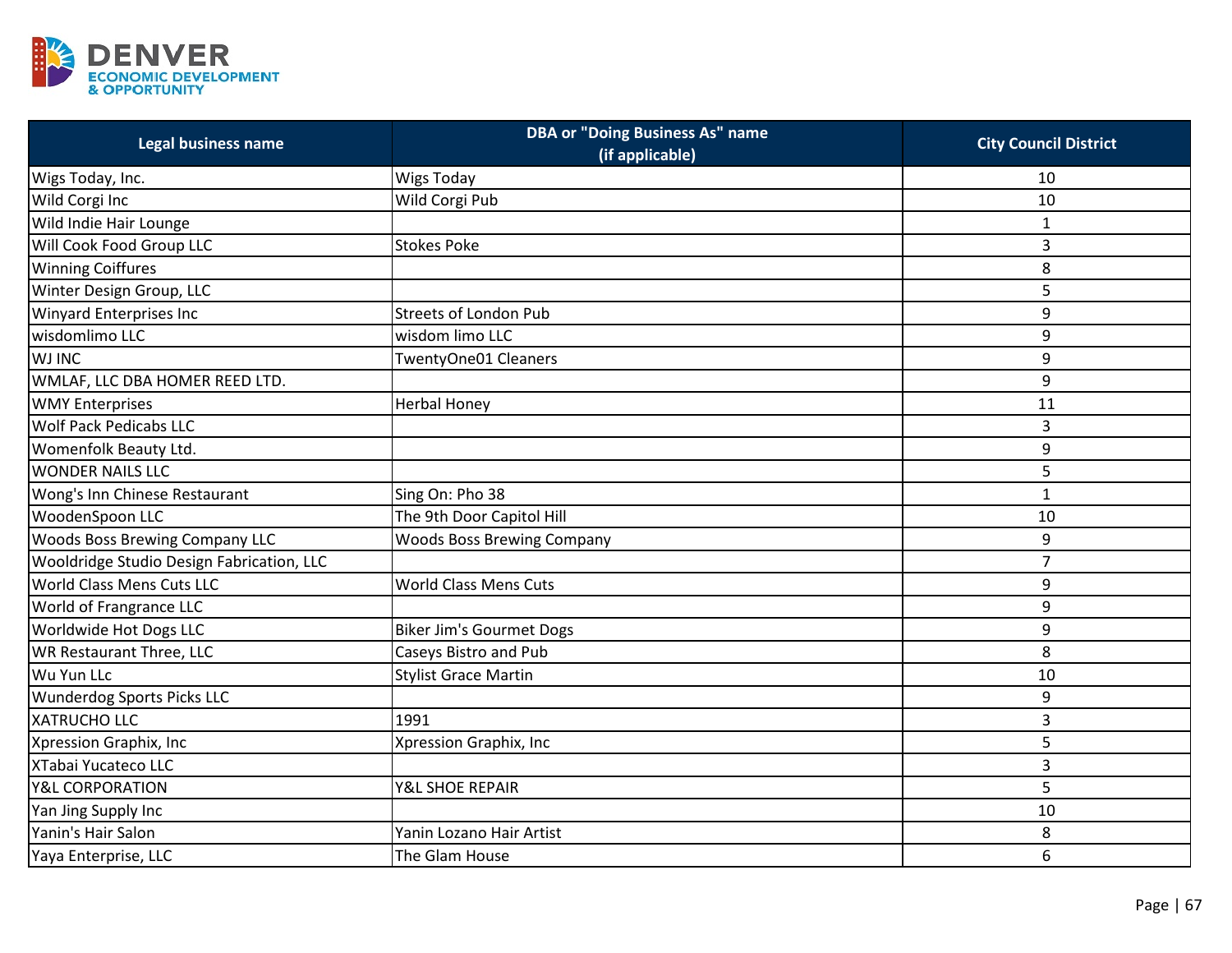| Legal business name | DBA or "Doing Business As" name (if applicable) | City Council District |
| --- | --- | --- |
| Wigs Today, Inc. | Wigs Today | 10 |
| Wild Corgi Inc | Wild Corgi Pub | 10 |
| Wild Indie Hair Lounge | | 1 |
| Will Cook Food Group LLC | Stokes Poke | 3 |
| Winning Coiffures | | 8 |
| Winter Design Group, LLC | | 5 |
| Winyard Enterprises Inc | Streets of London Pub | 9 |
| wisdomlimo LLC | wisdom limo LLC | 9 |
| WJ INC | TwentyOne01 Cleaners | 9 |
| WMLAF, LLC DBA HOMER REED LTD. | | 9 |
| WMY Enterprises | Herbal Honey | 11 |
| Wolf Pack Pedicabs LLC | | 3 |
| Womenfolk Beauty Ltd. | | 9 |
| WONDER NAILS LLC | | 5 |
| Wong's Inn Chinese Restaurant | Sing On: Pho 38 | 1 |
| WoodenSpoon LLC | The 9th Door Capitol Hill | 10 |
| Woods Boss Brewing Company LLC | Woods Boss Brewing Company | 9 |
| Wooldridge Studio Design Fabrication, LLC | | 7 |
| World Class Mens Cuts LLC | World Class Mens Cuts | 9 |
| World of Frangrance LLC | | 9 |
| Worldwide Hot Dogs LLC | Biker Jim's Gourmet Dogs | 9 |
| WR Restaurant Three, LLC | Caseys Bistro and Pub | 8 |
| Wu Yun LLc | Stylist Grace Martin | 10 |
| Wunderdog Sports Picks LLC | | 9 |
| XATRUCHO LLC | 1991 | 3 |
| Xpression Graphix, Inc | Xpression Graphix, Inc | 5 |
| XTabai Yucateco LLC | | 3 |
| Y&L CORPORATION | Y&L SHOE REPAIR | 5 |
| Yan Jing Supply Inc | | 10 |
| Yanin's Hair Salon | Yanin Lozano Hair Artist | 8 |
| Yaya Enterprise, LLC | The Glam House | 6 |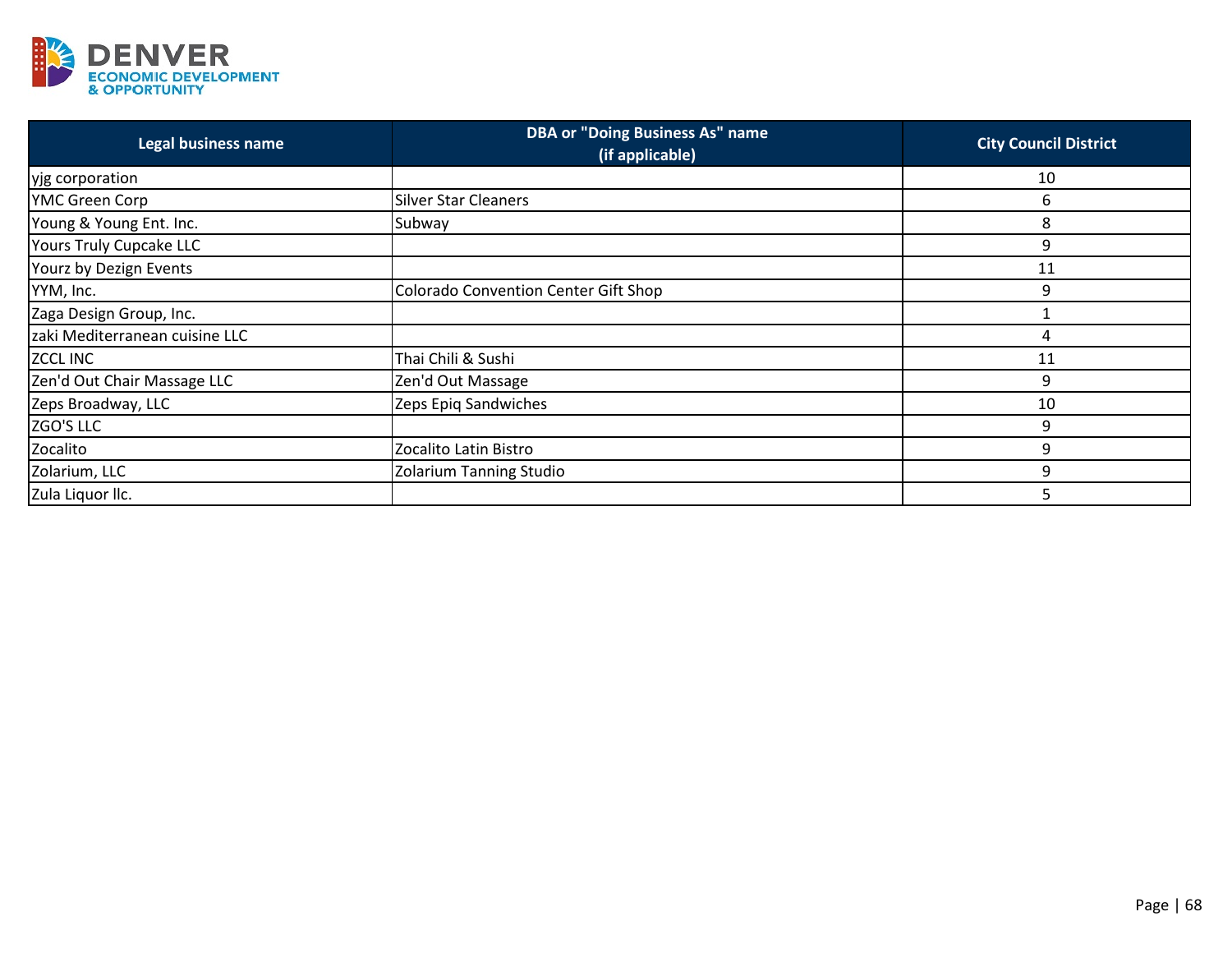| Legal business name | DBA or "Doing Business As" name (if applicable) | City Council District |
|---|---|---|
| yjg corporation | | 10 |
| YMC Green Corp | Silver Star Cleaners | 6 |
| Young & Young Ent. Inc. | Subway | 8 |
| Yours Truly Cupcake LLC | | 9 |
| Yourz by Dezign Events | | 11 |
| YYM, Inc. | Colorado Convention Center Gift Shop | 9 |
| Zaga Design Group, Inc. | | 1 |
| zaki Mediterranean cuisine LLC | | 4 |
| ZCCL INC | Thai Chili & Sushi | 11 |
| Zen'd Out Chair Massage LLC | Zen'd Out Massage | 9 |
| Zeps Broadway, LLC | Zeps Epiq Sandwiches | 10 |
| ZGO'S LLC | | 9 |
| Zocalito | Zocalito Latin Bistro | 9 |
| Zolarium, LLC | Zolarium Tanning Studio | 9 |
| Zula Liquor llc. | | 5 |